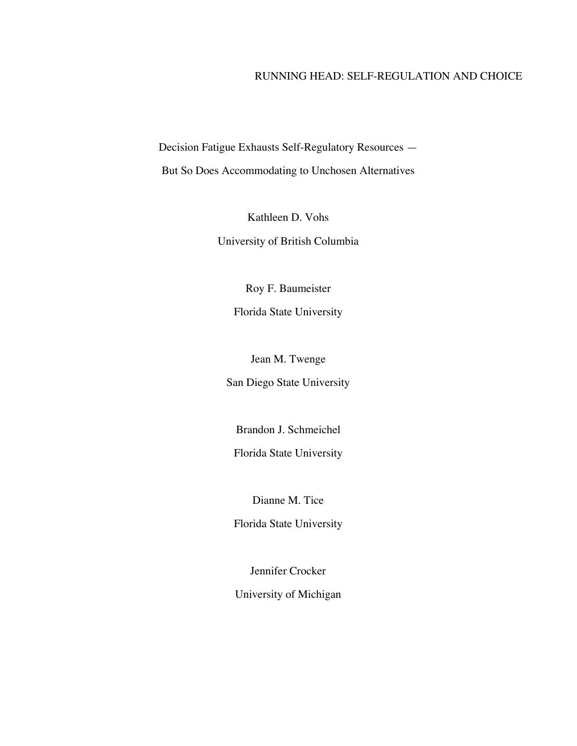RUNNING HEAD: SELF-REGULATION AND CHOICE

# Decision Fatigue Exhausts Self-Regulatory Resources — But So Does Accommodating to Unchosen Alternatives

Kathleen D. Vohs

University of British Columbia

Roy F. Baumeister

Florida State University

Jean M. Twenge

San Diego State University

Brandon J. Schmeichel

Florida State University

Dianne M. Tice

Florida State University

Jennifer Crocker

University of Michigan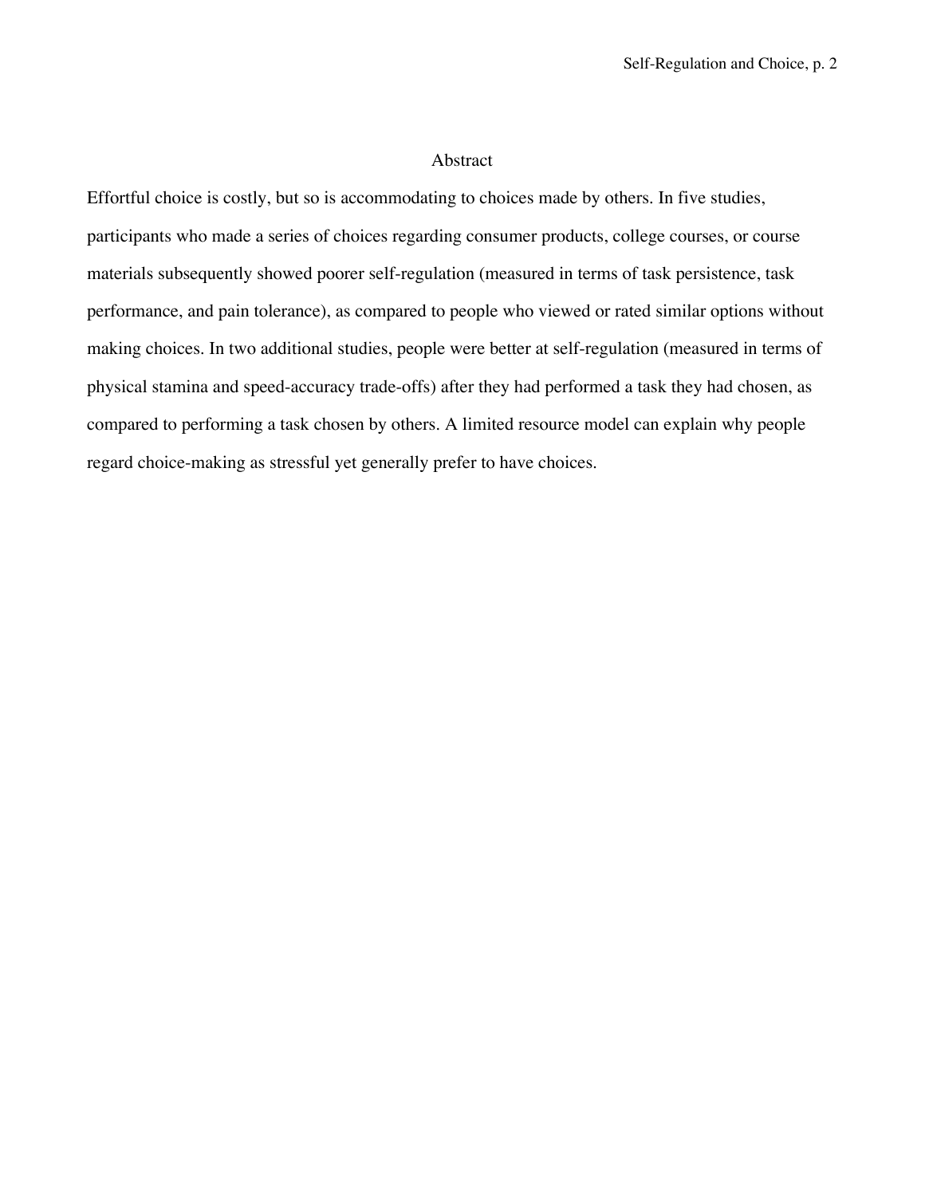## Abstract

Effortful choice is costly, but so is accommodating to choices made by others. In five studies, participants who made a series of choices regarding consumer products, college courses, or course materials subsequently showed poorer self-regulation (measured in terms of task persistence, task performance, and pain tolerance), as compared to people who viewed or rated similar options without making choices. In two additional studies, people were better at self-regulation (measured in terms of physical stamina and speed-accuracy trade-offs) after they had performed a task they had chosen, as compared to performing a task chosen by others. A limited resource model can explain why people regard choice-making as stressful yet generally prefer to have choices.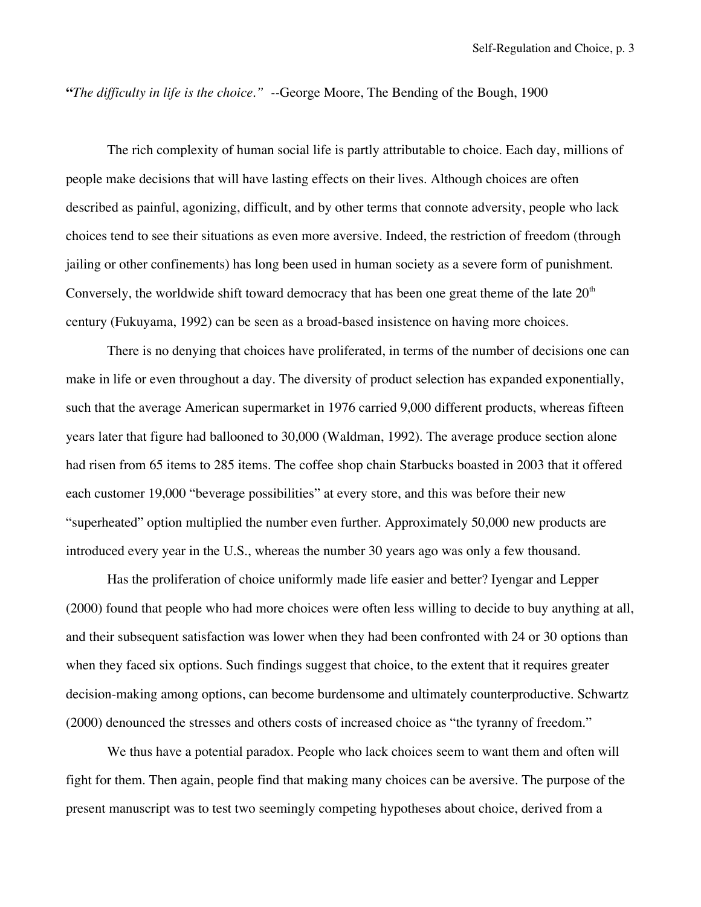"*The difficulty in life is the choice.*" --George Moore, The Bending of the Bough, 1900

The rich complexity of human social life is partly attributable to choice. Each day, millions of people make decisions that will have lasting effects on their lives. Although choices are often described as painful, agonizing, difficult, and by other terms that connote adversity, people who lack choices tend to see their situations as even more aversive. Indeed, the restriction of freedom (through jailing or other confinements) has long been used in human society as a severe form of punishment. Conversely, the worldwide shift toward democracy that has been one great theme of the late 20th century (Fukuyama, 1992) can be seen as a broad-based insistence on having more choices.

There is no denying that choices have proliferated, in terms of the number of decisions one can make in life or even throughout a day. The diversity of product selection has expanded exponentially, such that the average American supermarket in 1976 carried 9,000 different products, whereas fifteen years later that figure had ballooned to 30,000 (Waldman, 1992). The average produce section alone had risen from 65 items to 285 items. The coffee shop chain Starbucks boasted in 2003 that it offered each customer 19,000 "beverage possibilities" at every store, and this was before their new "superheated" option multiplied the number even further. Approximately 50,000 new products are introduced every year in the U.S., whereas the number 30 years ago was only a few thousand.

Has the proliferation of choice uniformly made life easier and better? Iyengar and Lepper (2000) found that people who had more choices were often less willing to decide to buy anything at all, and their subsequent satisfaction was lower when they had been confronted with 24 or 30 options than when they faced six options. Such findings suggest that choice, to the extent that it requires greater decision-making among options, can become burdensome and ultimately counterproductive. Schwartz (2000) denounced the stresses and others costs of increased choice as "the tyranny of freedom."

We thus have a potential paradox. People who lack choices seem to want them and often will fight for them. Then again, people find that making many choices can be aversive. The purpose of the present manuscript was to test two seemingly competing hypotheses about choice, derived from a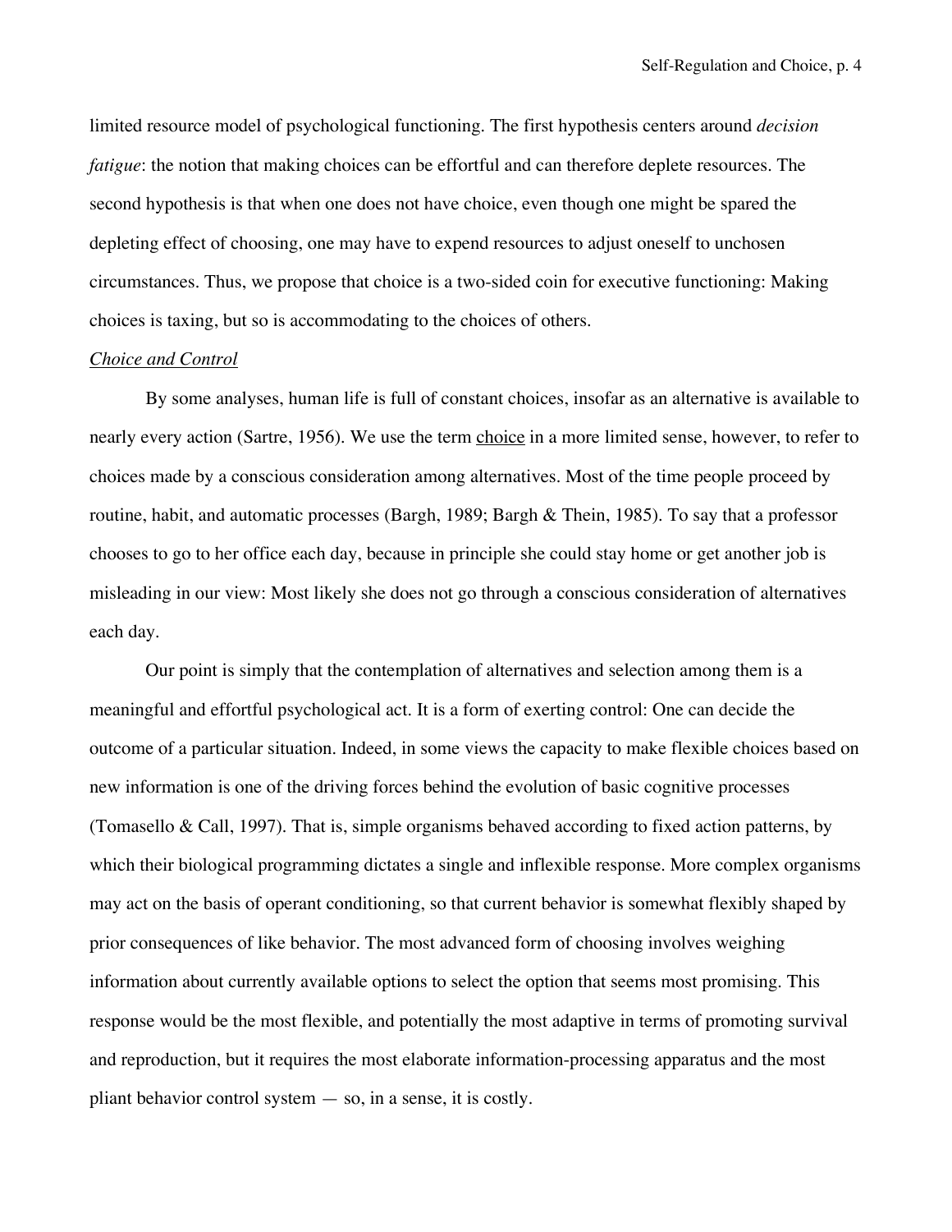limited resource model of psychological functioning. The first hypothesis centers around *decision fatigue*: the notion that making choices can be effortful and can therefore deplete resources. The second hypothesis is that when one does not have choice, even though one might be spared the depleting effect of choosing, one may have to expend resources to adjust oneself to unchosen circumstances. Thus, we propose that choice is a two-sided coin for executive functioning: Making choices is taxing, but so is accommodating to the choices of others.

*Choice and Control*

By some analyses, human life is full of constant choices, insofar as an alternative is available to nearly every action (Sartre, 1956). We use the term choice in a more limited sense, however, to refer to choices made by a conscious consideration among alternatives. Most of the time people proceed by routine, habit, and automatic processes (Bargh, 1989; Bargh & Thein, 1985). To say that a professor chooses to go to her office each day, because in principle she could stay home or get another job is misleading in our view: Most likely she does not go through a conscious consideration of alternatives each day.

Our point is simply that the contemplation of alternatives and selection among them is a meaningful and effortful psychological act. It is a form of exerting control: One can decide the outcome of a particular situation. Indeed, in some views the capacity to make flexible choices based on new information is one of the driving forces behind the evolution of basic cognitive processes (Tomasello & Call, 1997). That is, simple organisms behaved according to fixed action patterns, by which their biological programming dictates a single and inflexible response. More complex organisms may act on the basis of operant conditioning, so that current behavior is somewhat flexibly shaped by prior consequences of like behavior. The most advanced form of choosing involves weighing information about currently available options to select the option that seems most promising. This response would be the most flexible, and potentially the most adaptive in terms of promoting survival and reproduction, but it requires the most elaborate information-processing apparatus and the most pliant behavior control system — so, in a sense, it is costly.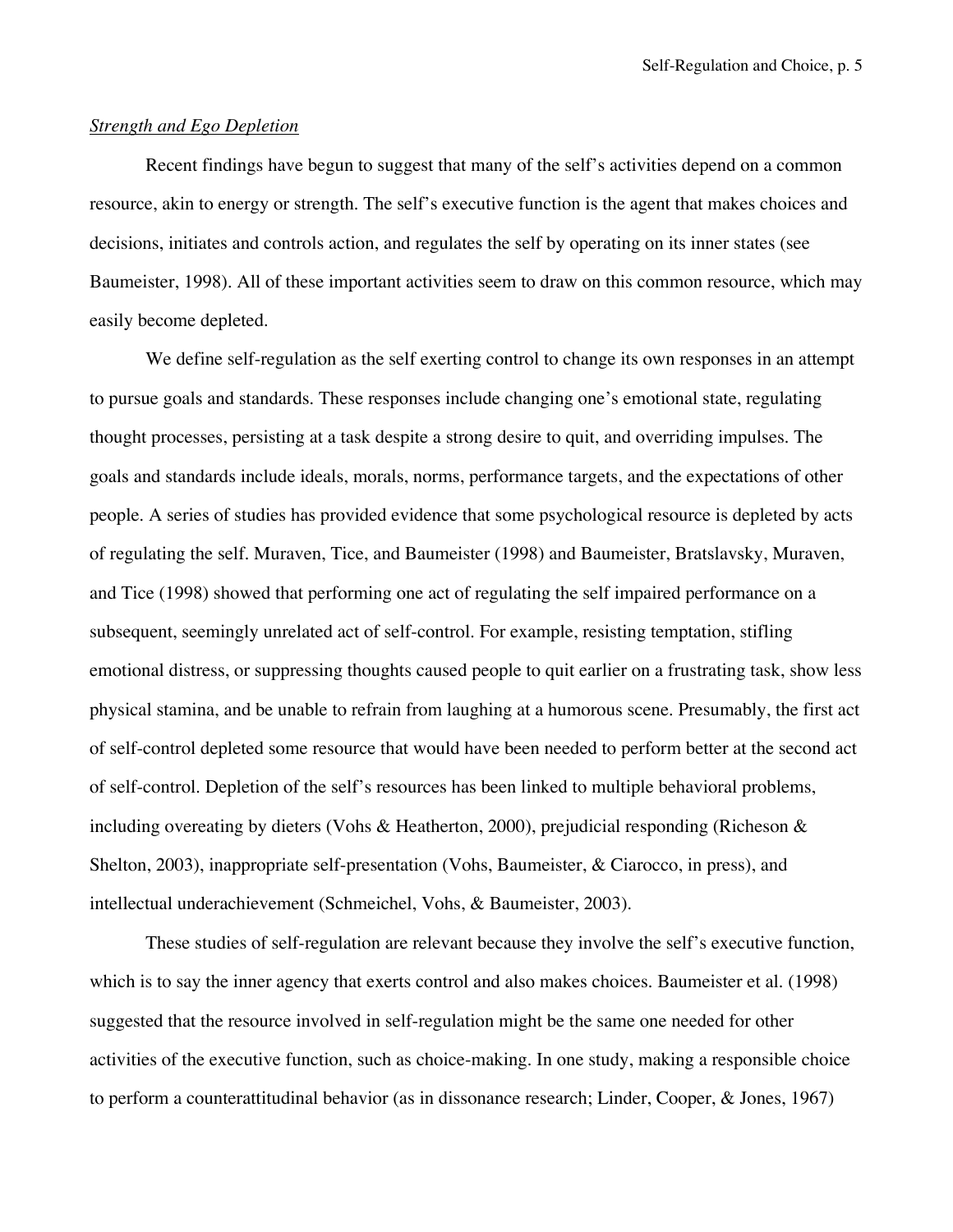*Strength and Ego Depletion*

Recent findings have begun to suggest that many of the self's activities depend on a common resource, akin to energy or strength. The self's executive function is the agent that makes choices and decisions, initiates and controls action, and regulates the self by operating on its inner states (see Baumeister, 1998). All of these important activities seem to draw on this common resource, which may easily become depleted.

We define self-regulation as the self exerting control to change its own responses in an attempt to pursue goals and standards. These responses include changing one's emotional state, regulating thought processes, persisting at a task despite a strong desire to quit, and overriding impulses. The goals and standards include ideals, morals, norms, performance targets, and the expectations of other people. A series of studies has provided evidence that some psychological resource is depleted by acts of regulating the self. Muraven, Tice, and Baumeister (1998) and Baumeister, Bratslavsky, Muraven, and Tice (1998) showed that performing one act of regulating the self impaired performance on a subsequent, seemingly unrelated act of self-control. For example, resisting temptation, stifling emotional distress, or suppressing thoughts caused people to quit earlier on a frustrating task, show less physical stamina, and be unable to refrain from laughing at a humorous scene. Presumably, the first act of self-control depleted some resource that would have been needed to perform better at the second act of self-control. Depletion of the self's resources has been linked to multiple behavioral problems, including overeating by dieters (Vohs & Heatherton, 2000), prejudicial responding (Richeson & Shelton, 2003), inappropriate self-presentation (Vohs, Baumeister, & Ciarocco, in press), and intellectual underachievement (Schmeichel, Vohs, & Baumeister, 2003).

These studies of self-regulation are relevant because they involve the self's executive function, which is to say the inner agency that exerts control and also makes choices. Baumeister et al. (1998) suggested that the resource involved in self-regulation might be the same one needed for other activities of the executive function, such as choice-making. In one study, making a responsible choice to perform a counterattitudinal behavior (as in dissonance research; Linder, Cooper, & Jones, 1967)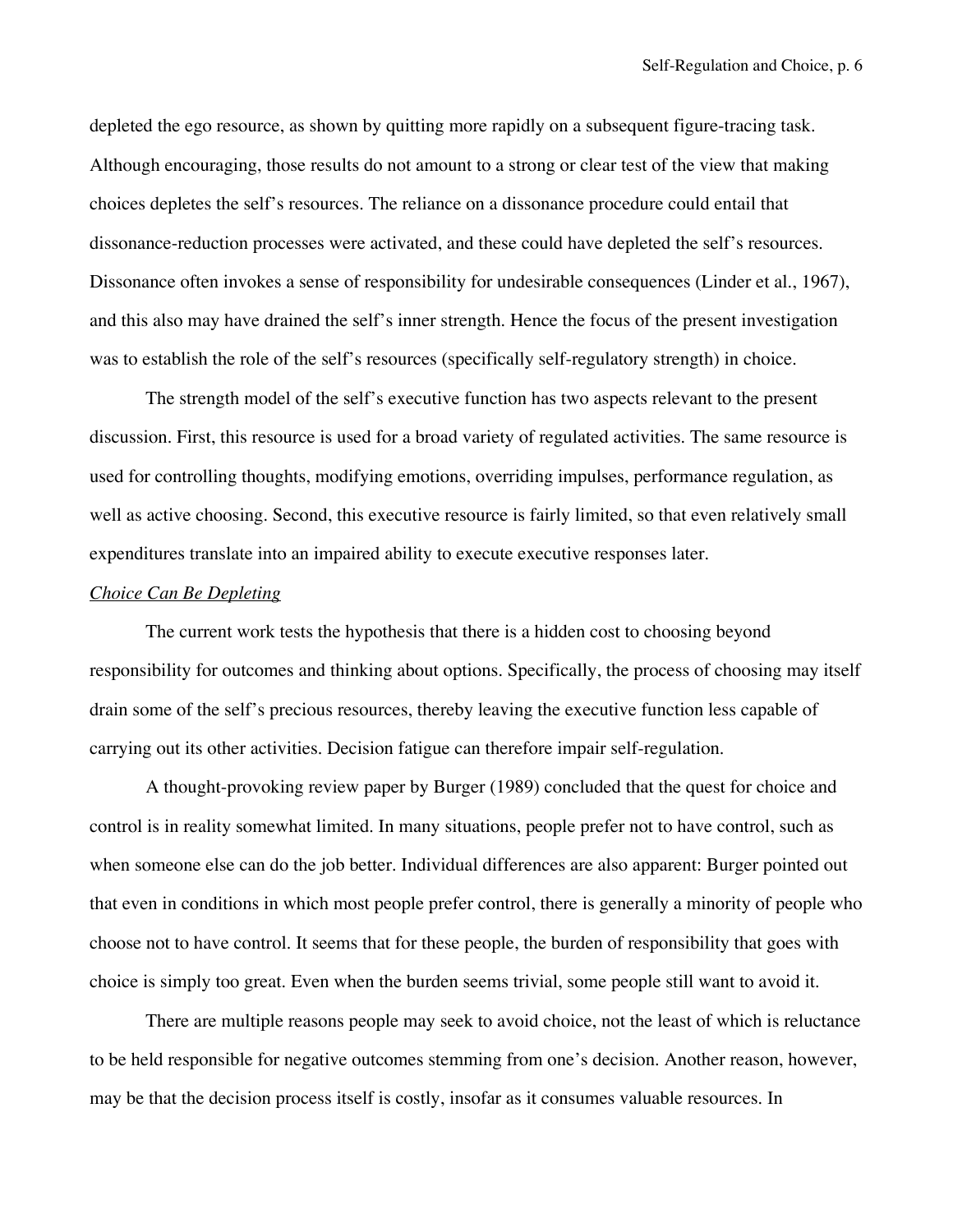depleted the ego resource, as shown by quitting more rapidly on a subsequent figure-tracing task. Although encouraging, those results do not amount to a strong or clear test of the view that making choices depletes the self's resources. The reliance on a dissonance procedure could entail that dissonance-reduction processes were activated, and these could have depleted the self's resources. Dissonance often invokes a sense of responsibility for undesirable consequences (Linder et al., 1967), and this also may have drained the self's inner strength. Hence the focus of the present investigation was to establish the role of the self's resources (specifically self-regulatory strength) in choice.

The strength model of the self's executive function has two aspects relevant to the present discussion. First, this resource is used for a broad variety of regulated activities. The same resource is used for controlling thoughts, modifying emotions, overriding impulses, performance regulation, as well as active choosing. Second, this executive resource is fairly limited, so that even relatively small expenditures translate into an impaired ability to execute executive responses later.

*Choice Can Be Depleting*

The current work tests the hypothesis that there is a hidden cost to choosing beyond responsibility for outcomes and thinking about options. Specifically, the process of choosing may itself drain some of the self's precious resources, thereby leaving the executive function less capable of carrying out its other activities. Decision fatigue can therefore impair self-regulation.

A thought-provoking review paper by Burger (1989) concluded that the quest for choice and control is in reality somewhat limited. In many situations, people prefer not to have control, such as when someone else can do the job better. Individual differences are also apparent: Burger pointed out that even in conditions in which most people prefer control, there is generally a minority of people who choose not to have control. It seems that for these people, the burden of responsibility that goes with choice is simply too great. Even when the burden seems trivial, some people still want to avoid it.

There are multiple reasons people may seek to avoid choice, not the least of which is reluctance to be held responsible for negative outcomes stemming from one's decision. Another reason, however, may be that the decision process itself is costly, insofar as it consumes valuable resources. In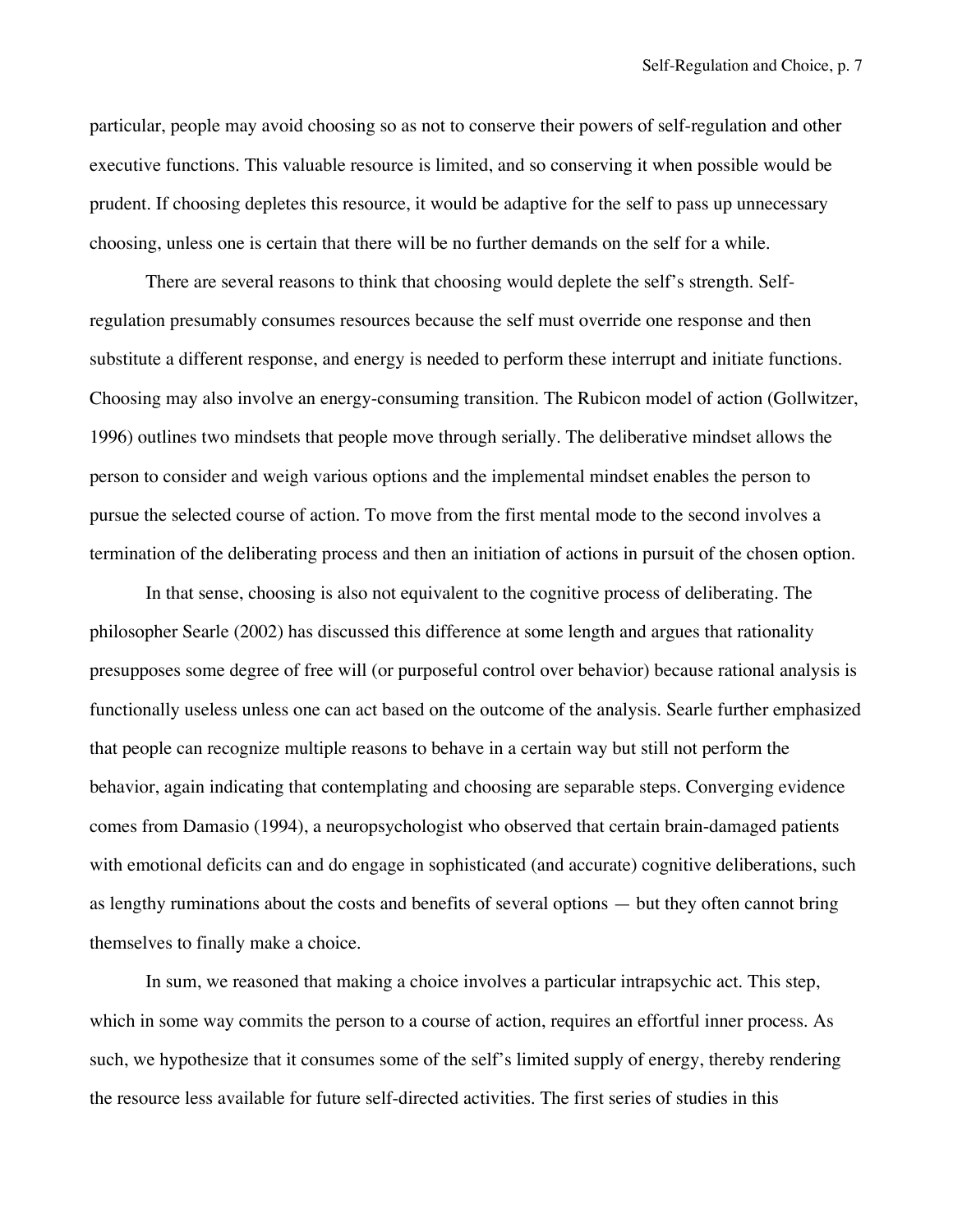particular, people may avoid choosing so as not to conserve their powers of self-regulation and other executive functions. This valuable resource is limited, and so conserving it when possible would be prudent. If choosing depletes this resource, it would be adaptive for the self to pass up unnecessary choosing, unless one is certain that there will be no further demands on the self for a while.

There are several reasons to think that choosing would deplete the self's strength. Self-regulation presumably consumes resources because the self must override one response and then substitute a different response, and energy is needed to perform these interrupt and initiate functions. Choosing may also involve an energy-consuming transition. The Rubicon model of action (Gollwitzer, 1996) outlines two mindsets that people move through serially. The deliberative mindset allows the person to consider and weigh various options and the implemental mindset enables the person to pursue the selected course of action. To move from the first mental mode to the second involves a termination of the deliberating process and then an initiation of actions in pursuit of the chosen option.

In that sense, choosing is also not equivalent to the cognitive process of deliberating. The philosopher Searle (2002) has discussed this difference at some length and argues that rationality presupposes some degree of free will (or purposeful control over behavior) because rational analysis is functionally useless unless one can act based on the outcome of the analysis. Searle further emphasized that people can recognize multiple reasons to behave in a certain way but still not perform the behavior, again indicating that contemplating and choosing are separable steps. Converging evidence comes from Damasio (1994), a neuropsychologist who observed that certain brain-damaged patients with emotional deficits can and do engage in sophisticated (and accurate) cognitive deliberations, such as lengthy ruminations about the costs and benefits of several options — but they often cannot bring themselves to finally make a choice.

In sum, we reasoned that making a choice involves a particular intrapsychic act. This step, which in some way commits the person to a course of action, requires an effortful inner process. As such, we hypothesize that it consumes some of the self's limited supply of energy, thereby rendering the resource less available for future self-directed activities. The first series of studies in this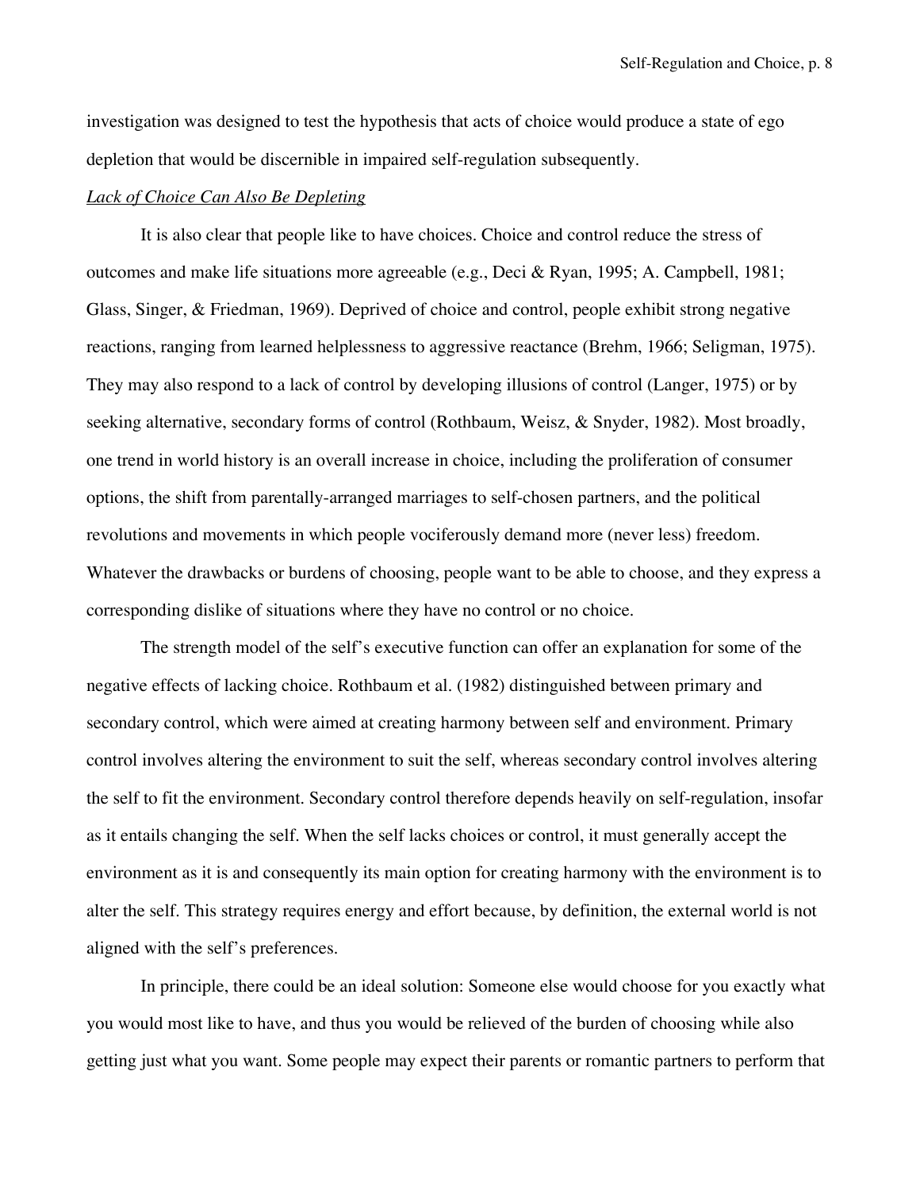investigation was designed to test the hypothesis that acts of choice would produce a state of ego depletion that would be discernible in impaired self-regulation subsequently.

*Lack of Choice Can Also Be Depleting*

It is also clear that people like to have choices. Choice and control reduce the stress of outcomes and make life situations more agreeable (e.g., Deci & Ryan, 1995; A. Campbell, 1981; Glass, Singer, & Friedman, 1969). Deprived of choice and control, people exhibit strong negative reactions, ranging from learned helplessness to aggressive reactance (Brehm, 1966; Seligman, 1975). They may also respond to a lack of control by developing illusions of control (Langer, 1975) or by seeking alternative, secondary forms of control (Rothbaum, Weisz, & Snyder, 1982). Most broadly, one trend in world history is an overall increase in choice, including the proliferation of consumer options, the shift from parentally-arranged marriages to self-chosen partners, and the political revolutions and movements in which people vociferously demand more (never less) freedom. Whatever the drawbacks or burdens of choosing, people want to be able to choose, and they express a corresponding dislike of situations where they have no control or no choice.

The strength model of the self's executive function can offer an explanation for some of the negative effects of lacking choice. Rothbaum et al. (1982) distinguished between primary and secondary control, which were aimed at creating harmony between self and environment. Primary control involves altering the environment to suit the self, whereas secondary control involves altering the self to fit the environment. Secondary control therefore depends heavily on self-regulation, insofar as it entails changing the self. When the self lacks choices or control, it must generally accept the environment as it is and consequently its main option for creating harmony with the environment is to alter the self. This strategy requires energy and effort because, by definition, the external world is not aligned with the self's preferences.

In principle, there could be an ideal solution: Someone else would choose for you exactly what you would most like to have, and thus you would be relieved of the burden of choosing while also getting just what you want. Some people may expect their parents or romantic partners to perform that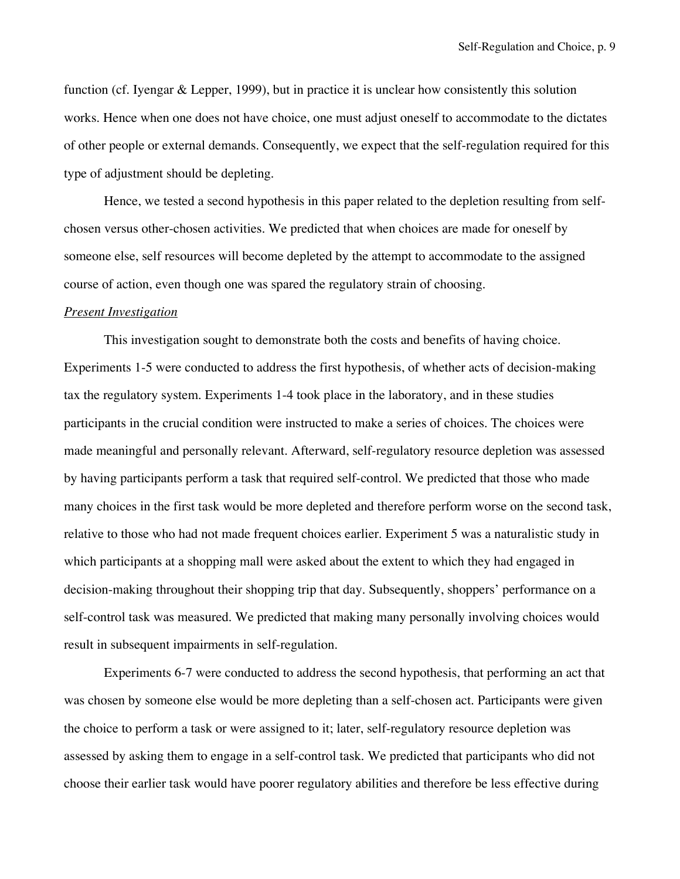function (cf. Iyengar & Lepper, 1999), but in practice it is unclear how consistently this solution works. Hence when one does not have choice, one must adjust oneself to accommodate to the dictates of other people or external demands. Consequently, we expect that the self-regulation required for this type of adjustment should be depleting.

Hence, we tested a second hypothesis in this paper related to the depletion resulting from self-chosen versus other-chosen activities. We predicted that when choices are made for oneself by someone else, self resources will become depleted by the attempt to accommodate to the assigned course of action, even though one was spared the regulatory strain of choosing.

*Present Investigation*

This investigation sought to demonstrate both the costs and benefits of having choice. Experiments 1-5 were conducted to address the first hypothesis, of whether acts of decision-making tax the regulatory system. Experiments 1-4 took place in the laboratory, and in these studies participants in the crucial condition were instructed to make a series of choices. The choices were made meaningful and personally relevant. Afterward, self-regulatory resource depletion was assessed by having participants perform a task that required self-control. We predicted that those who made many choices in the first task would be more depleted and therefore perform worse on the second task, relative to those who had not made frequent choices earlier. Experiment 5 was a naturalistic study in which participants at a shopping mall were asked about the extent to which they had engaged in decision-making throughout their shopping trip that day. Subsequently, shoppers' performance on a self-control task was measured. We predicted that making many personally involving choices would result in subsequent impairments in self-regulation.

Experiments 6-7 were conducted to address the second hypothesis, that performing an act that was chosen by someone else would be more depleting than a self-chosen act. Participants were given the choice to perform a task or were assigned to it; later, self-regulatory resource depletion was assessed by asking them to engage in a self-control task. We predicted that participants who did not choose their earlier task would have poorer regulatory abilities and therefore be less effective during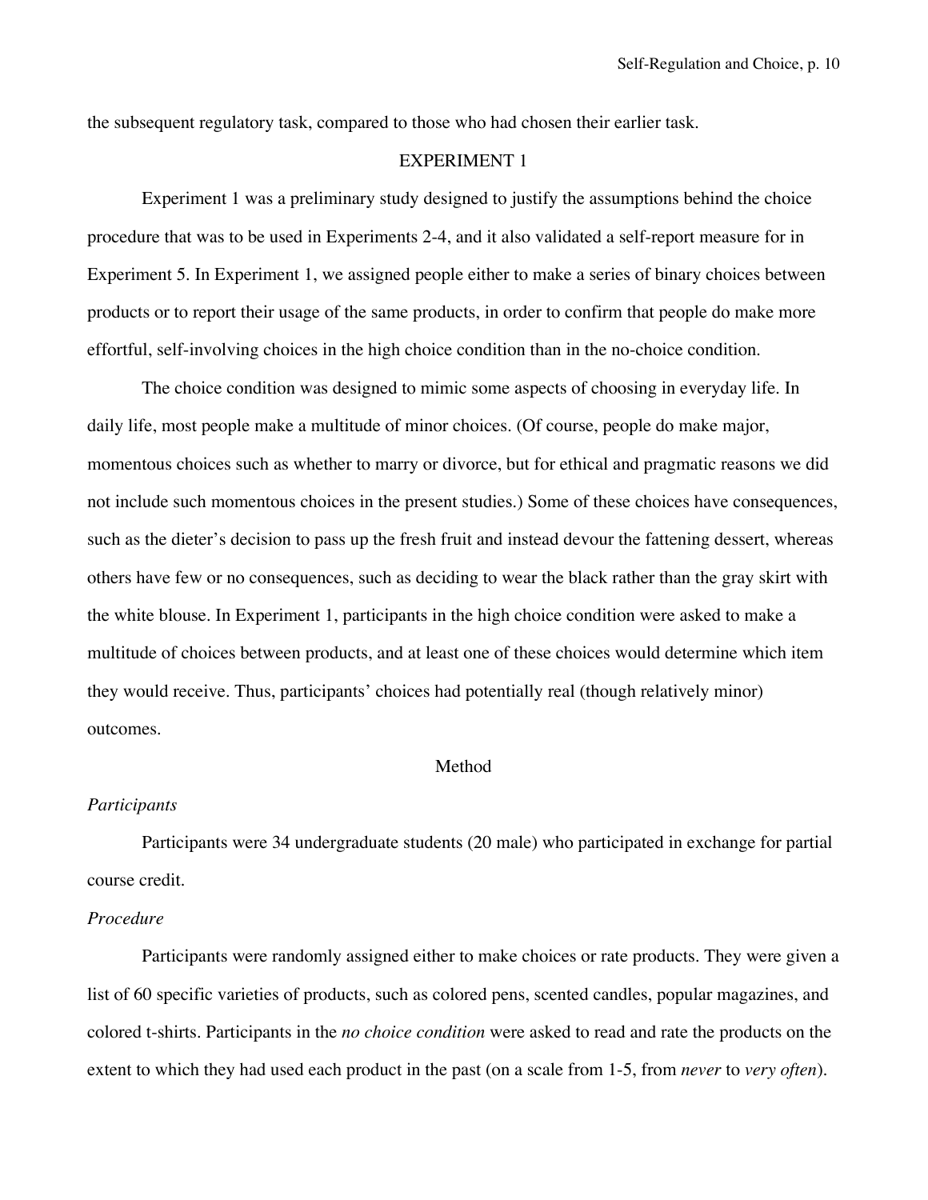the subsequent regulatory task, compared to those who had chosen their earlier task.

## EXPERIMENT 1

Experiment 1 was a preliminary study designed to justify the assumptions behind the choice procedure that was to be used in Experiments 2-4, and it also validated a self-report measure for in Experiment 5. In Experiment 1, we assigned people either to make a series of binary choices between products or to report their usage of the same products, in order to confirm that people do make more effortful, self-involving choices in the high choice condition than in the no-choice condition.

The choice condition was designed to mimic some aspects of choosing in everyday life. In daily life, most people make a multitude of minor choices. (Of course, people do make major, momentous choices such as whether to marry or divorce, but for ethical and pragmatic reasons we did not include such momentous choices in the present studies.) Some of these choices have consequences, such as the dieter's decision to pass up the fresh fruit and instead devour the fattening dessert, whereas others have few or no consequences, such as deciding to wear the black rather than the gray skirt with the white blouse. In Experiment 1, participants in the high choice condition were asked to make a multitude of choices between products, and at least one of these choices would determine which item they would receive. Thus, participants' choices had potentially real (though relatively minor) outcomes.

### Method

#### *Participants*

Participants were 34 undergraduate students (20 male) who participated in exchange for partial course credit.

#### *Procedure*

Participants were randomly assigned either to make choices or rate products. They were given a list of 60 specific varieties of products, such as colored pens, scented candles, popular magazines, and colored t-shirts. Participants in the *no choice condition* were asked to read and rate the products on the extent to which they had used each product in the past (on a scale from 1-5, from *never* to *very often*).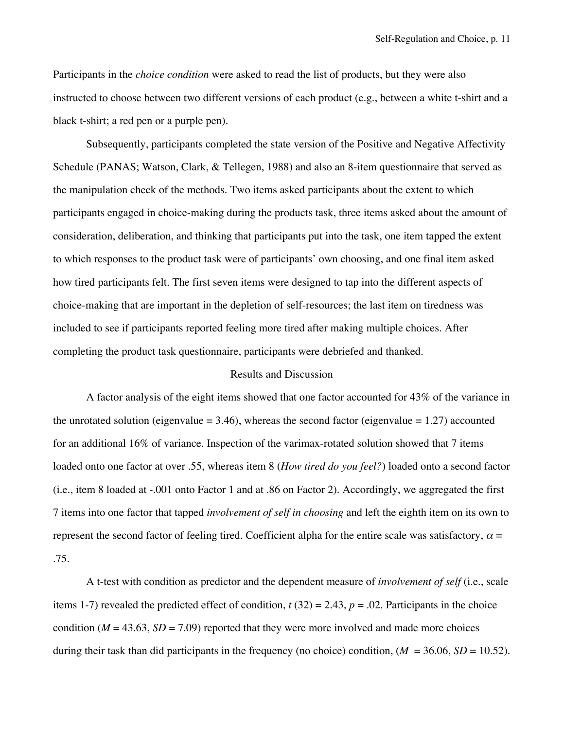Participants in the *choice condition* were asked to read the list of products, but they were also instructed to choose between two different versions of each product (e.g., between a white t-shirt and a black t-shirt; a red pen or a purple pen).

Subsequently, participants completed the state version of the Positive and Negative Affectivity Schedule (PANAS; Watson, Clark, & Tellegen, 1988) and also an 8-item questionnaire that served as the manipulation check of the methods. Two items asked participants about the extent to which participants engaged in choice-making during the products task, three items asked about the amount of consideration, deliberation, and thinking that participants put into the task, one item tapped the extent to which responses to the product task were of participants' own choosing, and one final item asked how tired participants felt. The first seven items were designed to tap into the different aspects of choice-making that are important in the depletion of self-resources; the last item on tiredness was included to see if participants reported feeling more tired after making multiple choices. After completing the product task questionnaire, participants were debriefed and thanked.

## Results and Discussion

A factor analysis of the eight items showed that one factor accounted for 43% of the variance in the unrotated solution (eigenvalue = 3.46), whereas the second factor (eigenvalue = 1.27) accounted for an additional 16% of variance. Inspection of the varimax-rotated solution showed that 7 items loaded onto one factor at over .55, whereas item 8 (*How tired do you feel?*) loaded onto a second factor (i.e., item 8 loaded at -.001 onto Factor 1 and at .86 on Factor 2). Accordingly, we aggregated the first 7 items into one factor that tapped *involvement of self in choosing* and left the eighth item on its own to represent the second factor of feeling tired. Coefficient alpha for the entire scale was satisfactory, $\alpha = .75$.

A t-test with condition as predictor and the dependent measure of *involvement of self* (i.e., scale items 1-7) revealed the predicted effect of condition, $t(32) = 2.43$, $p = .02$. Participants in the choice condition ($M = 43.63$, $SD = 7.09$) reported that they were more involved and made more choices during their task than did participants in the frequency (no choice) condition, ($M = 36.06$, $SD = 10.52$).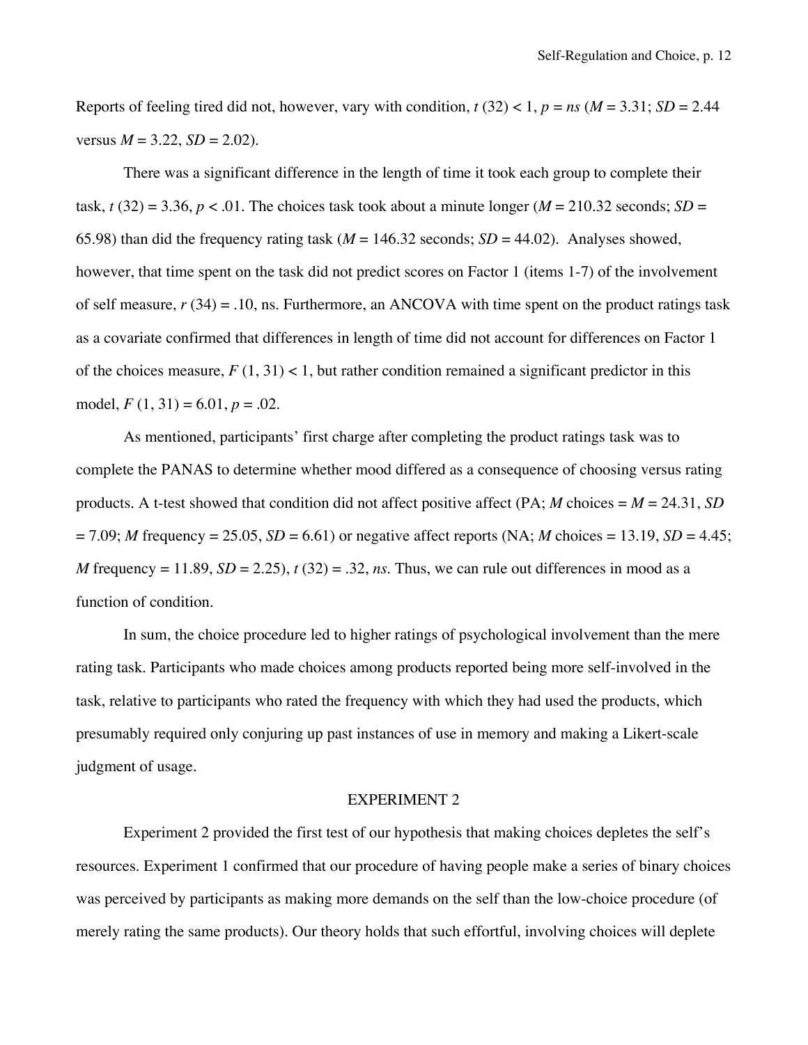Reports of feeling tired did not, however, vary with condition, $t\ (32) < 1$, $p = ns$ ($M = 3.31$; $SD = 2.44$ versus $M = 3.22$, $SD = 2.02$).

There was a significant difference in the length of time it took each group to complete their task, $t\ (32) = 3.36$, $p < .01$. The choices task took about a minute longer ($M = 210.32$ seconds; $SD = 65.98$) than did the frequency rating task ($M = 146.32$ seconds; $SD = 44.02$). Analyses showed, however, that time spent on the task did not predict scores on Factor 1 (items 1-7) of the involvement of self measure, $r\ (34) = .10$, ns. Furthermore, an ANCOVA with time spent on the product ratings task as a covariate confirmed that differences in length of time did not account for differences on Factor 1 of the choices measure, $F\ (1, 31) < 1$, but rather condition remained a significant predictor in this model, $F\ (1, 31) = 6.01$, $p = .02$.

As mentioned, participants' first charge after completing the product ratings task was to complete the PANAS to determine whether mood differed as a consequence of choosing versus rating products. A t-test showed that condition did not affect positive affect (PA; *M* choices = $M = 24.31$, $SD = 7.09$; *M* frequency = 25.05, $SD = 6.61$) or negative affect reports (NA; *M* choices = 13.19, $SD = 4.45$; *M* frequency = 11.89, $SD = 2.25$), $t\ (32) = .32$, *ns*. Thus, we can rule out differences in mood as a function of condition.

In sum, the choice procedure led to higher ratings of psychological involvement than the mere rating task. Participants who made choices among products reported being more self-involved in the task, relative to participants who rated the frequency with which they had used the products, which presumably required only conjuring up past instances of use in memory and making a Likert-scale judgment of usage.

## EXPERIMENT 2

Experiment 2 provided the first test of our hypothesis that making choices depletes the self's resources. Experiment 1 confirmed that our procedure of having people make a series of binary choices was perceived by participants as making more demands on the self than the low-choice procedure (of merely rating the same products). Our theory holds that such effortful, involving choices will deplete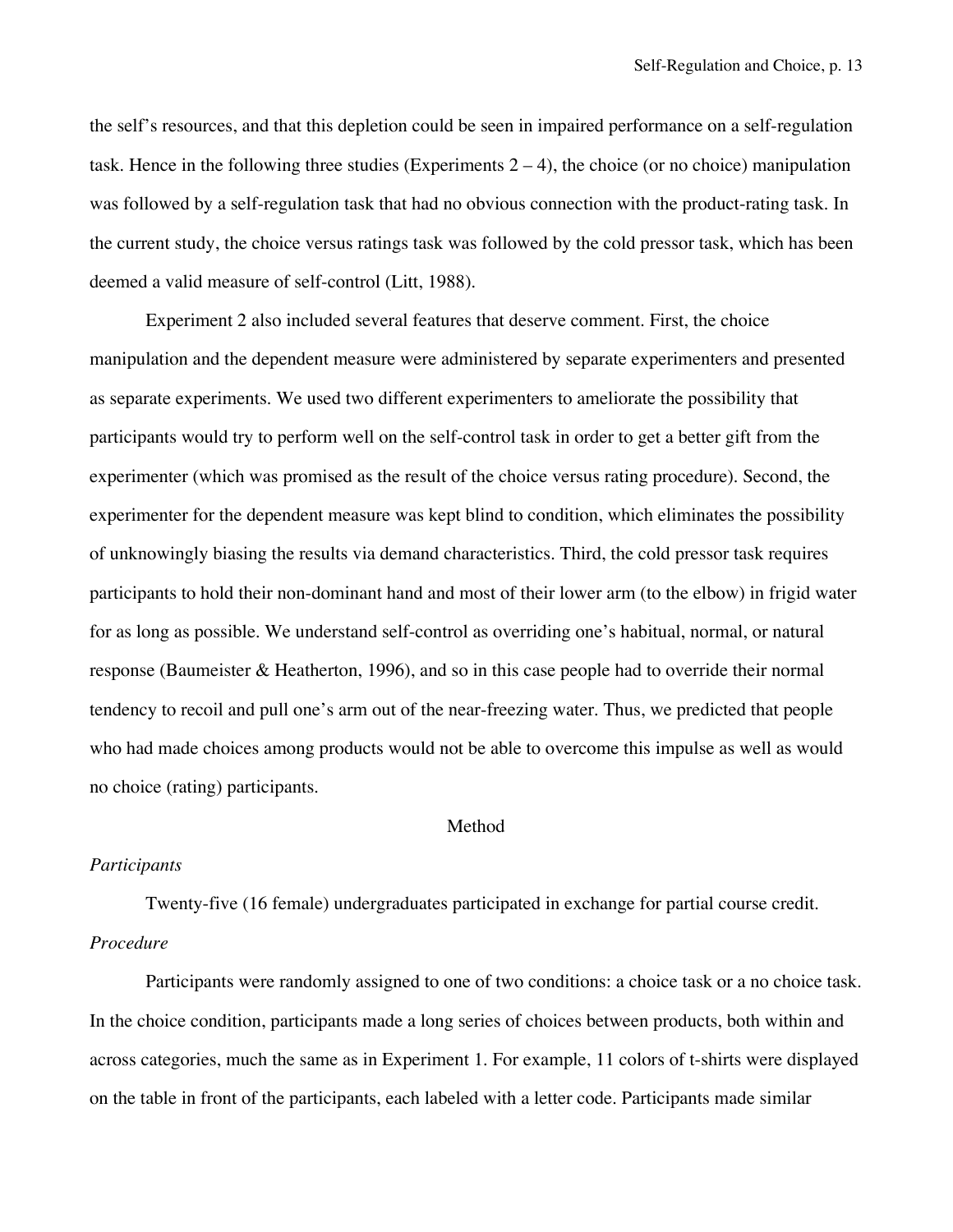the self's resources, and that this depletion could be seen in impaired performance on a self-regulation task. Hence in the following three studies (Experiments 2 – 4), the choice (or no choice) manipulation was followed by a self-regulation task that had no obvious connection with the product-rating task. In the current study, the choice versus ratings task was followed by the cold pressor task, which has been deemed a valid measure of self-control (Litt, 1988).

Experiment 2 also included several features that deserve comment. First, the choice manipulation and the dependent measure were administered by separate experimenters and presented as separate experiments. We used two different experimenters to ameliorate the possibility that participants would try to perform well on the self-control task in order to get a better gift from the experimenter (which was promised as the result of the choice versus rating procedure). Second, the experimenter for the dependent measure was kept blind to condition, which eliminates the possibility of unknowingly biasing the results via demand characteristics. Third, the cold pressor task requires participants to hold their non-dominant hand and most of their lower arm (to the elbow) in frigid water for as long as possible. We understand self-control as overriding one's habitual, normal, or natural response (Baumeister & Heatherton, 1996), and so in this case people had to override their normal tendency to recoil and pull one's arm out of the near-freezing water. Thus, we predicted that people who had made choices among products would not be able to overcome this impulse as well as would no choice (rating) participants.

## Method

### *Participants*

Twenty-five (16 female) undergraduates participated in exchange for partial course credit.

### *Procedure*

Participants were randomly assigned to one of two conditions: a choice task or a no choice task. In the choice condition, participants made a long series of choices between products, both within and across categories, much the same as in Experiment 1. For example, 11 colors of t-shirts were displayed on the table in front of the participants, each labeled with a letter code. Participants made similar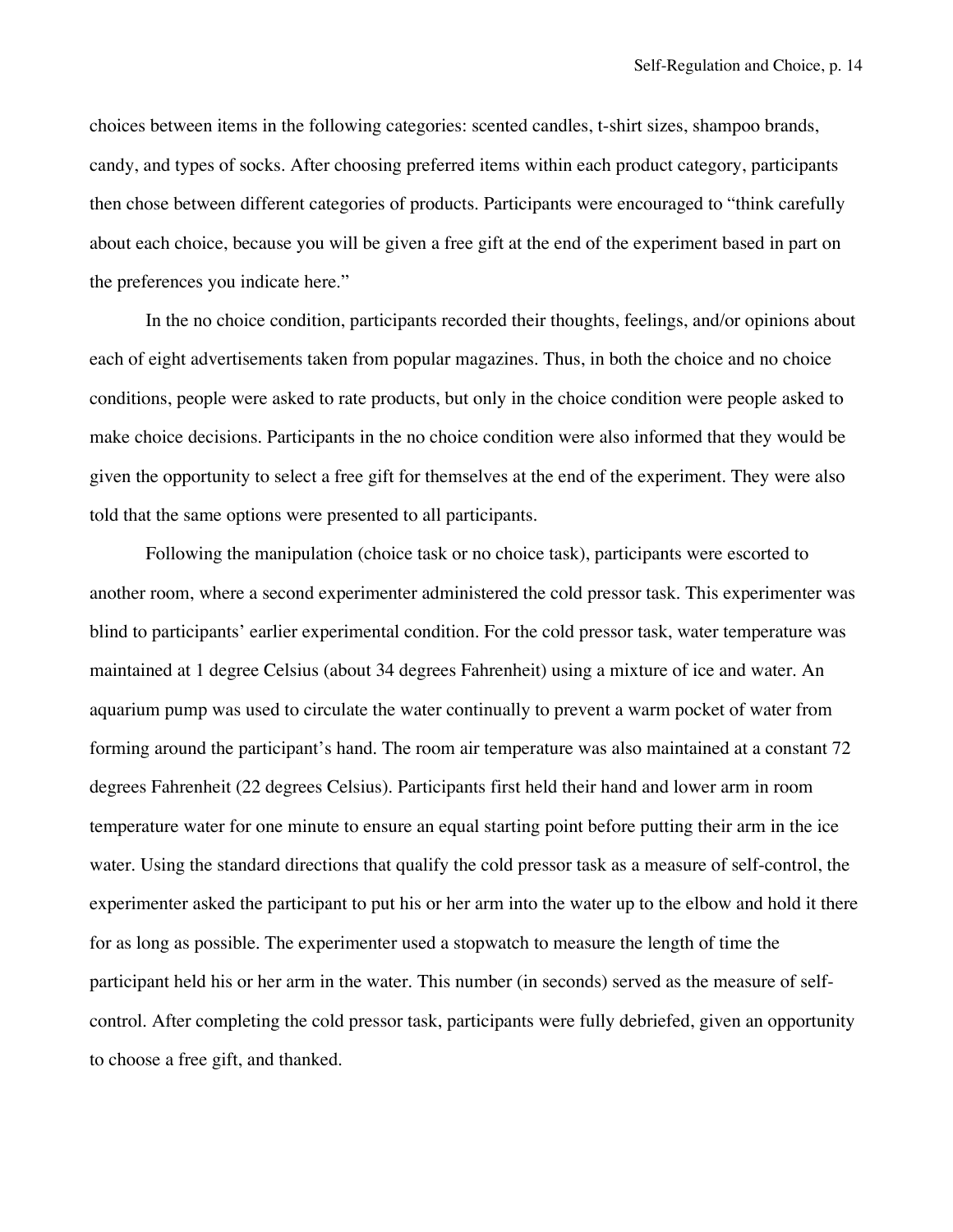choices between items in the following categories: scented candles, t-shirt sizes, shampoo brands, candy, and types of socks. After choosing preferred items within each product category, participants then chose between different categories of products. Participants were encouraged to "think carefully about each choice, because you will be given a free gift at the end of the experiment based in part on the preferences you indicate here."

In the no choice condition, participants recorded their thoughts, feelings, and/or opinions about each of eight advertisements taken from popular magazines. Thus, in both the choice and no choice conditions, people were asked to rate products, but only in the choice condition were people asked to make choice decisions. Participants in the no choice condition were also informed that they would be given the opportunity to select a free gift for themselves at the end of the experiment. They were also told that the same options were presented to all participants.

Following the manipulation (choice task or no choice task), participants were escorted to another room, where a second experimenter administered the cold pressor task. This experimenter was blind to participants' earlier experimental condition. For the cold pressor task, water temperature was maintained at 1 degree Celsius (about 34 degrees Fahrenheit) using a mixture of ice and water. An aquarium pump was used to circulate the water continually to prevent a warm pocket of water from forming around the participant's hand. The room air temperature was also maintained at a constant 72 degrees Fahrenheit (22 degrees Celsius). Participants first held their hand and lower arm in room temperature water for one minute to ensure an equal starting point before putting their arm in the ice water. Using the standard directions that qualify the cold pressor task as a measure of self-control, the experimenter asked the participant to put his or her arm into the water up to the elbow and hold it there for as long as possible. The experimenter used a stopwatch to measure the length of time the participant held his or her arm in the water. This number (in seconds) served as the measure of self-control. After completing the cold pressor task, participants were fully debriefed, given an opportunity to choose a free gift, and thanked.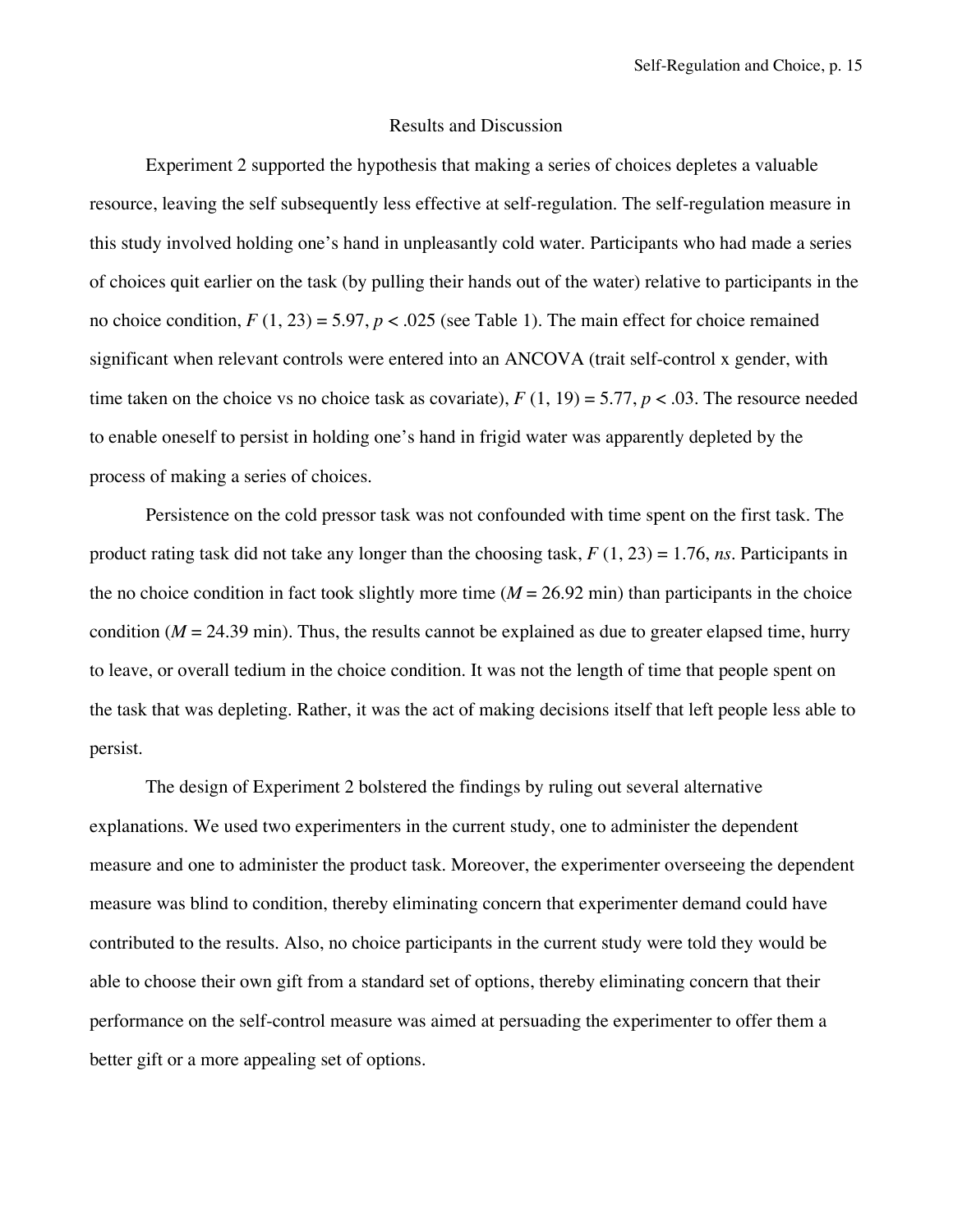## Results and Discussion

Experiment 2 supported the hypothesis that making a series of choices depletes a valuable resource, leaving the self subsequently less effective at self-regulation. The self-regulation measure in this study involved holding one's hand in unpleasantly cold water. Participants who had made a series of choices quit earlier on the task (by pulling their hands out of the water) relative to participants in the no choice condition, $F(1, 23) = 5.97$, $p < .025$ (see Table 1). The main effect for choice remained significant when relevant controls were entered into an ANCOVA (trait self-control x gender, with time taken on the choice vs no choice task as covariate), $F(1, 19) = 5.77$, $p < .03$. The resource needed to enable oneself to persist in holding one's hand in frigid water was apparently depleted by the process of making a series of choices.

Persistence on the cold pressor task was not confounded with time spent on the first task. The product rating task did not take any longer than the choosing task, $F(1, 23) = 1.76$, *ns*. Participants in the no choice condition in fact took slightly more time ($M = 26.92$ min) than participants in the choice condition ($M = 24.39$ min). Thus, the results cannot be explained as due to greater elapsed time, hurry to leave, or overall tedium in the choice condition. It was not the length of time that people spent on the task that was depleting. Rather, it was the act of making decisions itself that left people less able to persist.

The design of Experiment 2 bolstered the findings by ruling out several alternative explanations. We used two experimenters in the current study, one to administer the dependent measure and one to administer the product task. Moreover, the experimenter overseeing the dependent measure was blind to condition, thereby eliminating concern that experimenter demand could have contributed to the results. Also, no choice participants in the current study were told they would be able to choose their own gift from a standard set of options, thereby eliminating concern that their performance on the self-control measure was aimed at persuading the experimenter to offer them a better gift or a more appealing set of options.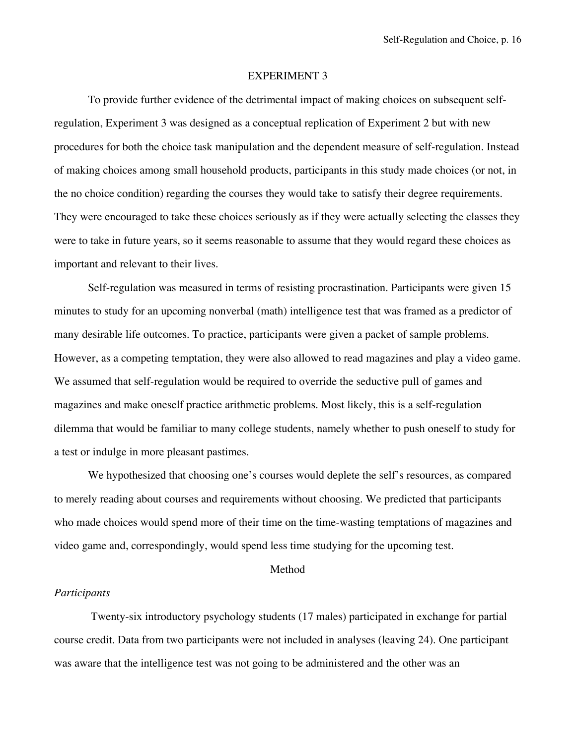## EXPERIMENT 3

To provide further evidence of the detrimental impact of making choices on subsequent self-regulation, Experiment 3 was designed as a conceptual replication of Experiment 2 but with new procedures for both the choice task manipulation and the dependent measure of self-regulation. Instead of making choices among small household products, participants in this study made choices (or not, in the no choice condition) regarding the courses they would take to satisfy their degree requirements. They were encouraged to take these choices seriously as if they were actually selecting the classes they were to take in future years, so it seems reasonable to assume that they would regard these choices as important and relevant to their lives.

Self-regulation was measured in terms of resisting procrastination. Participants were given 15 minutes to study for an upcoming nonverbal (math) intelligence test that was framed as a predictor of many desirable life outcomes. To practice, participants were given a packet of sample problems. However, as a competing temptation, they were also allowed to read magazines and play a video game. We assumed that self-regulation would be required to override the seductive pull of games and magazines and make oneself practice arithmetic problems. Most likely, this is a self-regulation dilemma that would be familiar to many college students, namely whether to push oneself to study for a test or indulge in more pleasant pastimes.

We hypothesized that choosing one's courses would deplete the self's resources, as compared to merely reading about courses and requirements without choosing. We predicted that participants who made choices would spend more of their time on the time-wasting temptations of magazines and video game and, correspondingly, would spend less time studying for the upcoming test.

### Method

#### *Participants*

Twenty-six introductory psychology students (17 males) participated in exchange for partial course credit. Data from two participants were not included in analyses (leaving 24). One participant was aware that the intelligence test was not going to be administered and the other was an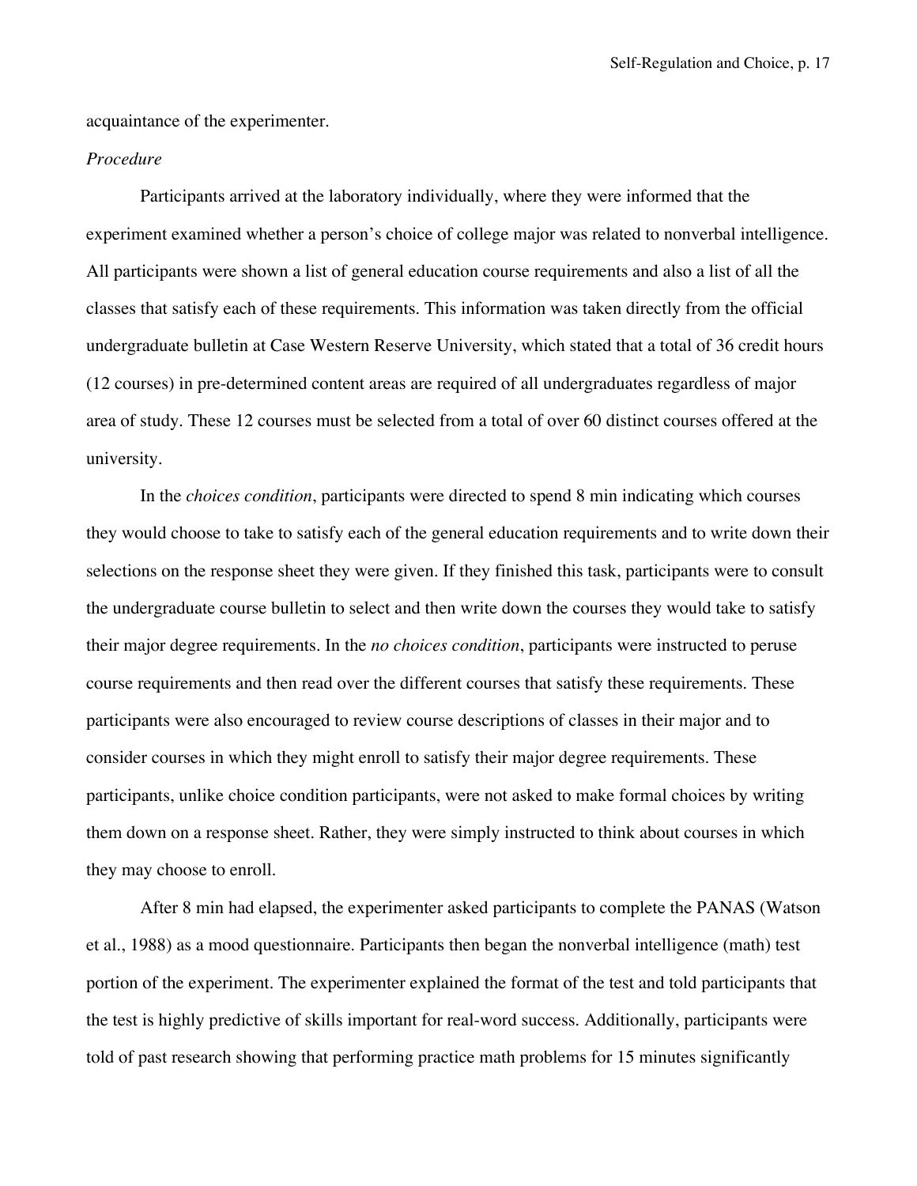acquaintance of the experimenter.

*Procedure*

Participants arrived at the laboratory individually, where they were informed that the experiment examined whether a person's choice of college major was related to nonverbal intelligence. All participants were shown a list of general education course requirements and also a list of all the classes that satisfy each of these requirements. This information was taken directly from the official undergraduate bulletin at Case Western Reserve University, which stated that a total of 36 credit hours (12 courses) in pre-determined content areas are required of all undergraduates regardless of major area of study. These 12 courses must be selected from a total of over 60 distinct courses offered at the university.

In the *choices condition*, participants were directed to spend 8 min indicating which courses they would choose to take to satisfy each of the general education requirements and to write down their selections on the response sheet they were given. If they finished this task, participants were to consult the undergraduate course bulletin to select and then write down the courses they would take to satisfy their major degree requirements. In the *no choices condition*, participants were instructed to peruse course requirements and then read over the different courses that satisfy these requirements. These participants were also encouraged to review course descriptions of classes in their major and to consider courses in which they might enroll to satisfy their major degree requirements. These participants, unlike choice condition participants, were not asked to make formal choices by writing them down on a response sheet. Rather, they were simply instructed to think about courses in which they may choose to enroll.

After 8 min had elapsed, the experimenter asked participants to complete the PANAS (Watson et al., 1988) as a mood questionnaire. Participants then began the nonverbal intelligence (math) test portion of the experiment. The experimenter explained the format of the test and told participants that the test is highly predictive of skills important for real-word success. Additionally, participants were told of past research showing that performing practice math problems for 15 minutes significantly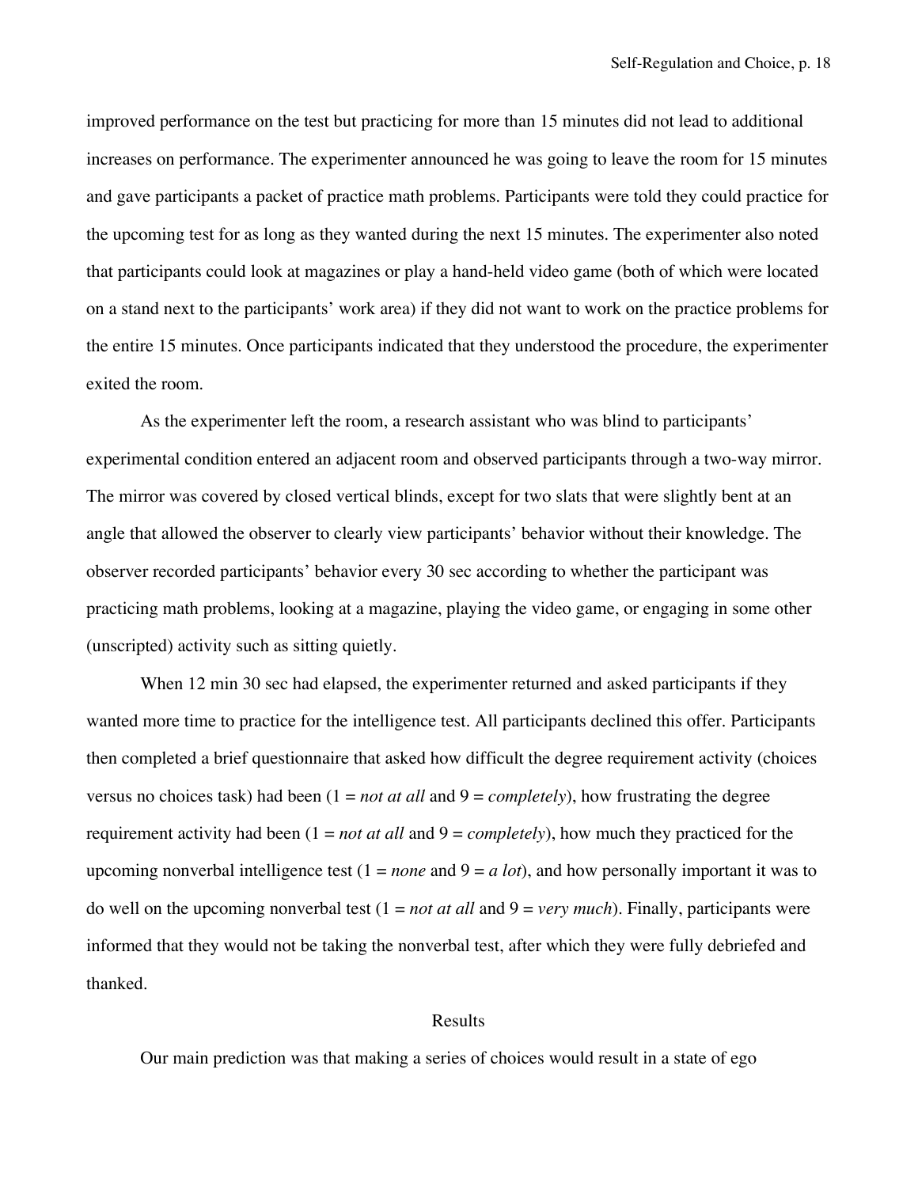improved performance on the test but practicing for more than 15 minutes did not lead to additional increases on performance. The experimenter announced he was going to leave the room for 15 minutes and gave participants a packet of practice math problems. Participants were told they could practice for the upcoming test for as long as they wanted during the next 15 minutes. The experimenter also noted that participants could look at magazines or play a hand-held video game (both of which were located on a stand next to the participants' work area) if they did not want to work on the practice problems for the entire 15 minutes. Once participants indicated that they understood the procedure, the experimenter exited the room.

As the experimenter left the room, a research assistant who was blind to participants' experimental condition entered an adjacent room and observed participants through a two-way mirror. The mirror was covered by closed vertical blinds, except for two slats that were slightly bent at an angle that allowed the observer to clearly view participants' behavior without their knowledge. The observer recorded participants' behavior every 30 sec according to whether the participant was practicing math problems, looking at a magazine, playing the video game, or engaging in some other (unscripted) activity such as sitting quietly.

When 12 min 30 sec had elapsed, the experimenter returned and asked participants if they wanted more time to practice for the intelligence test. All participants declined this offer. Participants then completed a brief questionnaire that asked how difficult the degree requirement activity (choices versus no choices task) had been (1 = *not at all* and 9 = *completely*), how frustrating the degree requirement activity had been (1 = *not at all* and 9 = *completely*), how much they practiced for the upcoming nonverbal intelligence test (1 = *none* and 9 = *a lot*), and how personally important it was to do well on the upcoming nonverbal test (1 = *not at all* and 9 = *very much*). Finally, participants were informed that they would not be taking the nonverbal test, after which they were fully debriefed and thanked.

## Results

Our main prediction was that making a series of choices would result in a state of ego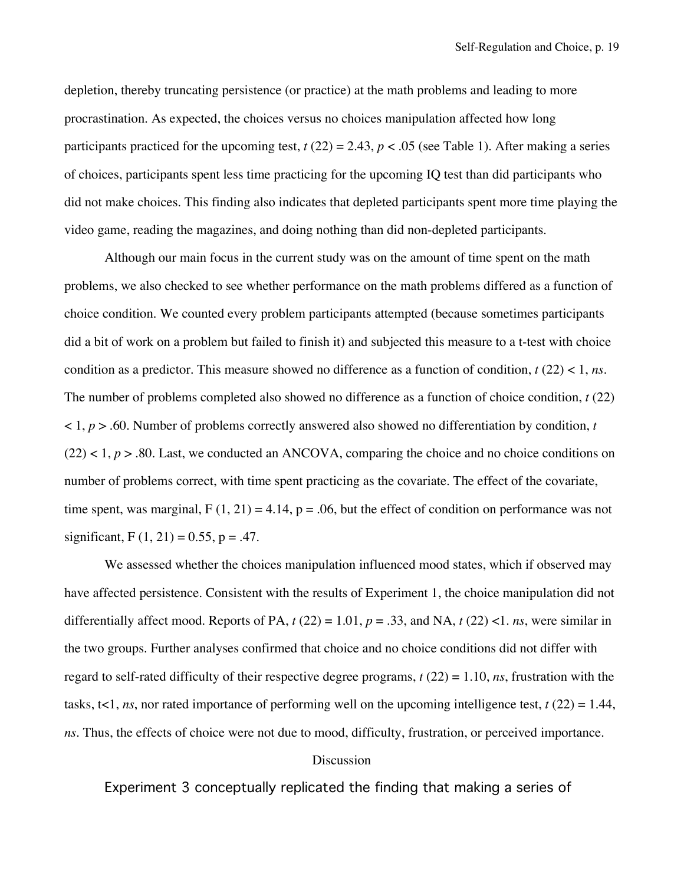depletion, thereby truncating persistence (or practice) at the math problems and leading to more procrastination. As expected, the choices versus no choices manipulation affected how long participants practiced for the upcoming test, $t\ (22) = 2.43$, $p < .05$ (see Table 1). After making a series of choices, participants spent less time practicing for the upcoming IQ test than did participants who did not make choices. This finding also indicates that depleted participants spent more time playing the video game, reading the magazines, and doing nothing than did non-depleted participants.

Although our main focus in the current study was on the amount of time spent on the math problems, we also checked to see whether performance on the math problems differed as a function of choice condition. We counted every problem participants attempted (because sometimes participants did a bit of work on a problem but failed to finish it) and subjected this measure to a t-test with choice condition as a predictor. This measure showed no difference as a function of condition, $t\ (22) < 1$, *ns*. The number of problems completed also showed no difference as a function of choice condition, $t\ (22) < 1$, $p > .60$. Number of problems correctly answered also showed no differentiation by condition, $t\ (22) < 1$, $p > .80$. Last, we conducted an ANCOVA, comparing the choice and no choice conditions on number of problems correct, with time spent practicing as the covariate. The effect of the covariate, time spent, was marginal, $F\ (1, 21) = 4.14$, $p = .06$, but the effect of condition on performance was not significant, $F\ (1, 21) = 0.55$, $p = .47$.

We assessed whether the choices manipulation influenced mood states, which if observed may have affected persistence. Consistent with the results of Experiment 1, the choice manipulation did not differentially affect mood. Reports of PA, $t\ (22) = 1.01$, $p = .33$, and NA, $t\ (22) < 1$. *ns*, were similar in the two groups. Further analyses confirmed that choice and no choice conditions did not differ with regard to self-rated difficulty of their respective degree programs, $t\ (22) = 1.10$, *ns*, frustration with the tasks, $t < 1$, *ns*, nor rated importance of performing well on the upcoming intelligence test, $t\ (22) = 1.44$, *ns*. Thus, the effects of choice were not due to mood, difficulty, frustration, or perceived importance.

## Discussion

Experiment 3 conceptually replicated the finding that making a series of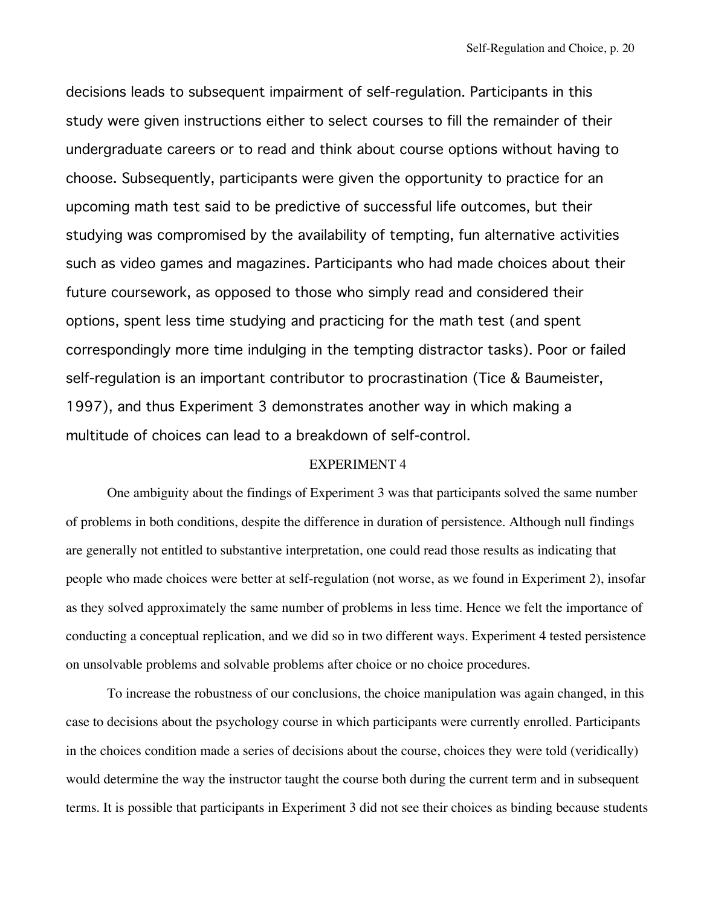decisions leads to subsequent impairment of self-regulation. Participants in this study were given instructions either to select courses to fill the remainder of their undergraduate careers or to read and think about course options without having to choose. Subsequently, participants were given the opportunity to practice for an upcoming math test said to be predictive of successful life outcomes, but their studying was compromised by the availability of tempting, fun alternative activities such as video games and magazines. Participants who had made choices about their future coursework, as opposed to those who simply read and considered their options, spent less time studying and practicing for the math test (and spent correspondingly more time indulging in the tempting distractor tasks). Poor or failed self-regulation is an important contributor to procrastination (Tice & Baumeister, 1997), and thus Experiment 3 demonstrates another way in which making a multitude of choices can lead to a breakdown of self-control.

## EXPERIMENT 4

One ambiguity about the findings of Experiment 3 was that participants solved the same number of problems in both conditions, despite the difference in duration of persistence. Although null findings are generally not entitled to substantive interpretation, one could read those results as indicating that people who made choices were better at self-regulation (not worse, as we found in Experiment 2), insofar as they solved approximately the same number of problems in less time. Hence we felt the importance of conducting a conceptual replication, and we did so in two different ways. Experiment 4 tested persistence on unsolvable problems and solvable problems after choice or no choice procedures.

To increase the robustness of our conclusions, the choice manipulation was again changed, in this case to decisions about the psychology course in which participants were currently enrolled. Participants in the choices condition made a series of decisions about the course, choices they were told (veridically) would determine the way the instructor taught the course both during the current term and in subsequent terms. It is possible that participants in Experiment 3 did not see their choices as binding because students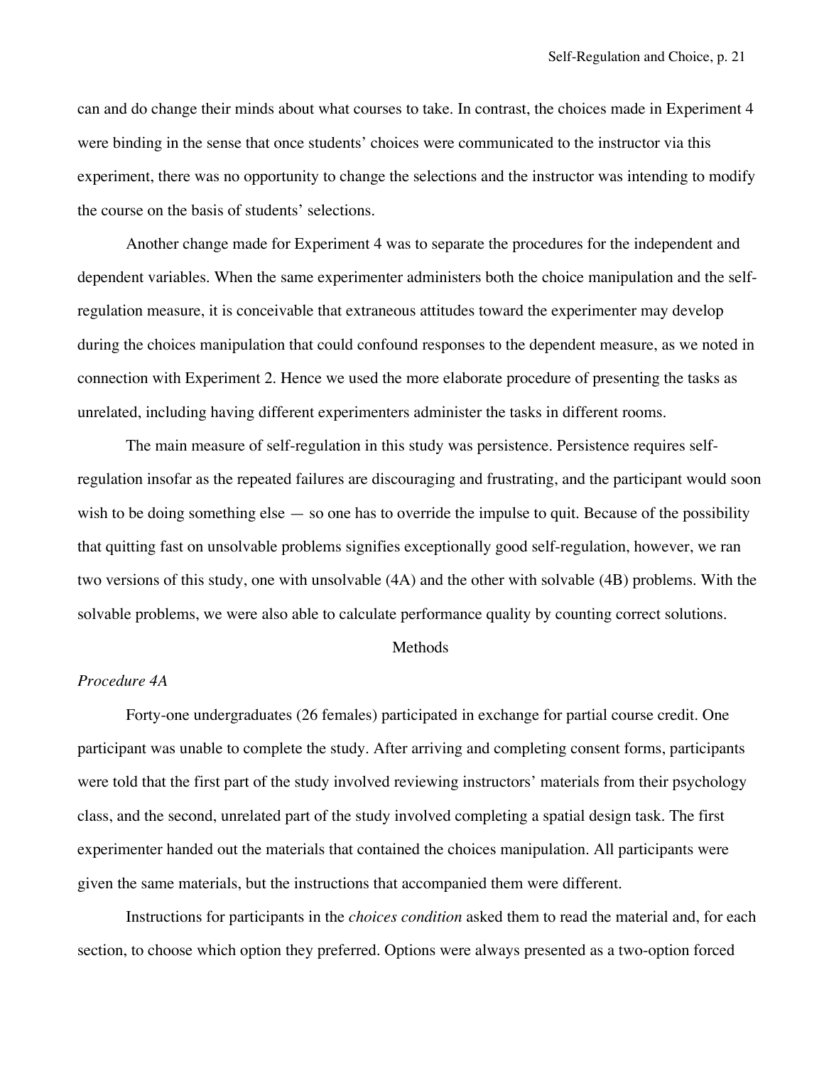can and do change their minds about what courses to take. In contrast, the choices made in Experiment 4 were binding in the sense that once students' choices were communicated to the instructor via this experiment, there was no opportunity to change the selections and the instructor was intending to modify the course on the basis of students' selections.

Another change made for Experiment 4 was to separate the procedures for the independent and dependent variables. When the same experimenter administers both the choice manipulation and the self-regulation measure, it is conceivable that extraneous attitudes toward the experimenter may develop during the choices manipulation that could confound responses to the dependent measure, as we noted in connection with Experiment 2. Hence we used the more elaborate procedure of presenting the tasks as unrelated, including having different experimenters administer the tasks in different rooms.

The main measure of self-regulation in this study was persistence. Persistence requires self-regulation insofar as the repeated failures are discouraging and frustrating, and the participant would soon wish to be doing something else — so one has to override the impulse to quit. Because of the possibility that quitting fast on unsolvable problems signifies exceptionally good self-regulation, however, we ran two versions of this study, one with unsolvable (4A) and the other with solvable (4B) problems. With the solvable problems, we were also able to calculate performance quality by counting correct solutions.

## Methods

*Procedure 4A*

Forty-one undergraduates (26 females) participated in exchange for partial course credit. One participant was unable to complete the study. After arriving and completing consent forms, participants were told that the first part of the study involved reviewing instructors' materials from their psychology class, and the second, unrelated part of the study involved completing a spatial design task. The first experimenter handed out the materials that contained the choices manipulation. All participants were given the same materials, but the instructions that accompanied them were different.

Instructions for participants in the *choices condition* asked them to read the material and, for each section, to choose which option they preferred. Options were always presented as a two-option forced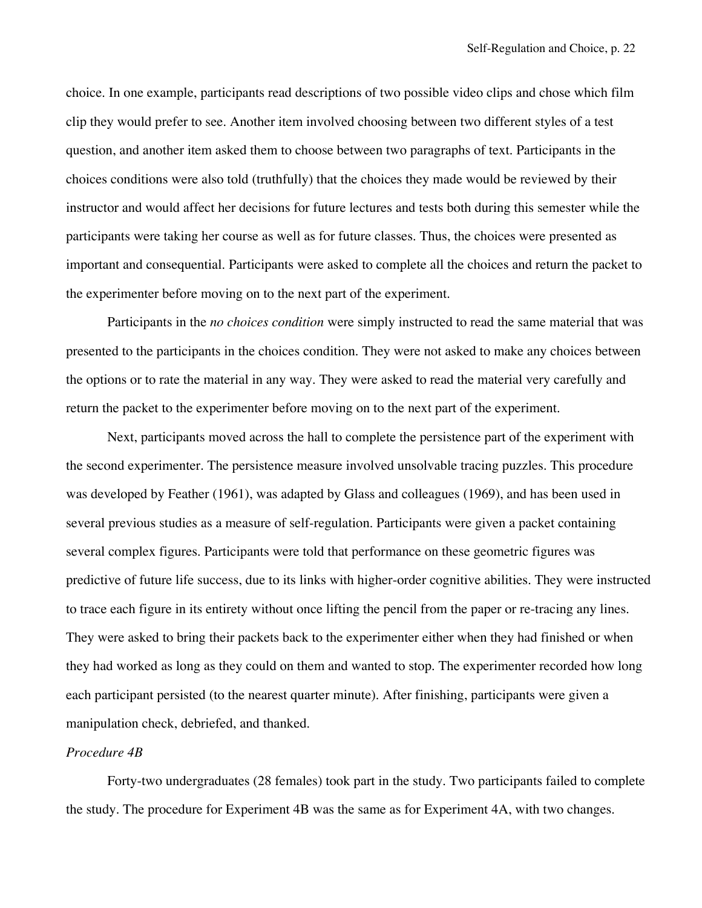choice. In one example, participants read descriptions of two possible video clips and chose which film clip they would prefer to see. Another item involved choosing between two different styles of a test question, and another item asked them to choose between two paragraphs of text. Participants in the choices conditions were also told (truthfully) that the choices they made would be reviewed by their instructor and would affect her decisions for future lectures and tests both during this semester while the participants were taking her course as well as for future classes. Thus, the choices were presented as important and consequential. Participants were asked to complete all the choices and return the packet to the experimenter before moving on to the next part of the experiment.

Participants in the *no choices condition* were simply instructed to read the same material that was presented to the participants in the choices condition. They were not asked to make any choices between the options or to rate the material in any way. They were asked to read the material very carefully and return the packet to the experimenter before moving on to the next part of the experiment.

Next, participants moved across the hall to complete the persistence part of the experiment with the second experimenter. The persistence measure involved unsolvable tracing puzzles. This procedure was developed by Feather (1961), was adapted by Glass and colleagues (1969), and has been used in several previous studies as a measure of self-regulation. Participants were given a packet containing several complex figures. Participants were told that performance on these geometric figures was predictive of future life success, due to its links with higher-order cognitive abilities. They were instructed to trace each figure in its entirety without once lifting the pencil from the paper or re-tracing any lines. They were asked to bring their packets back to the experimenter either when they had finished or when they had worked as long as they could on them and wanted to stop. The experimenter recorded how long each participant persisted (to the nearest quarter minute). After finishing, participants were given a manipulation check, debriefed, and thanked.

*Procedure 4B*

Forty-two undergraduates (28 females) took part in the study. Two participants failed to complete the study. The procedure for Experiment 4B was the same as for Experiment 4A, with two changes.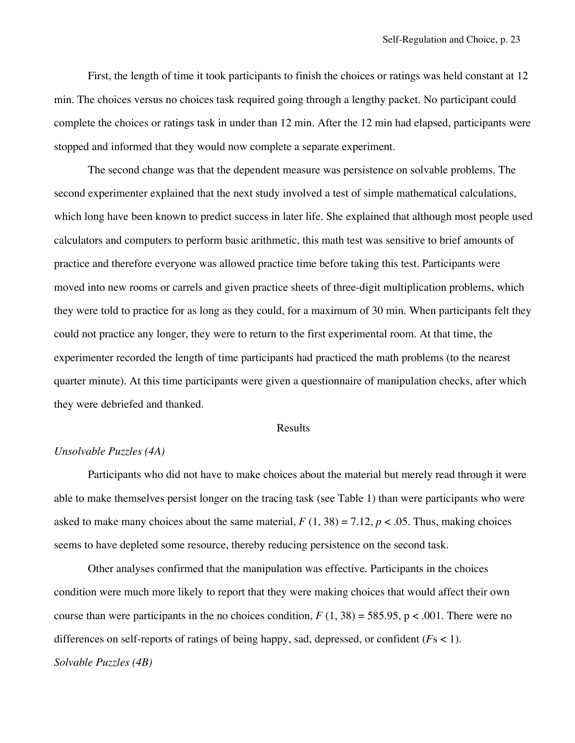First, the length of time it took participants to finish the choices or ratings was held constant at 12 min. The choices versus no choices task required going through a lengthy packet. No participant could complete the choices or ratings task in under than 12 min. After the 12 min had elapsed, participants were stopped and informed that they would now complete a separate experiment.

The second change was that the dependent measure was persistence on solvable problems. The second experimenter explained that the next study involved a test of simple mathematical calculations, which long have been known to predict success in later life. She explained that although most people used calculators and computers to perform basic arithmetic, this math test was sensitive to brief amounts of practice and therefore everyone was allowed practice time before taking this test. Participants were moved into new rooms or carrels and given practice sheets of three-digit multiplication problems, which they were told to practice for as long as they could, for a maximum of 30 min. When participants felt they could not practice any longer, they were to return to the first experimental room. At that time, the experimenter recorded the length of time participants had practiced the math problems (to the nearest quarter minute). At this time participants were given a questionnaire of manipulation checks, after which they were debriefed and thanked.

## Results

*Unsolvable Puzzles (4A)*

Participants who did not have to make choices about the material but merely read through it were able to make themselves persist longer on the tracing task (see Table 1) than were participants who were asked to make many choices about the same material, $F(1, 38) = 7.12$, $p < .05$. Thus, making choices seems to have depleted some resource, thereby reducing persistence on the second task.

Other analyses confirmed that the manipulation was effective. Participants in the choices condition were much more likely to report that they were making choices that would affect their own course than were participants in the no choices condition, $F(1, 38) = 585.95$, $p < .001$. There were no differences on self-reports of ratings of being happy, sad, depressed, or confident ($F$s $< 1$).

*Solvable Puzzles (4B)*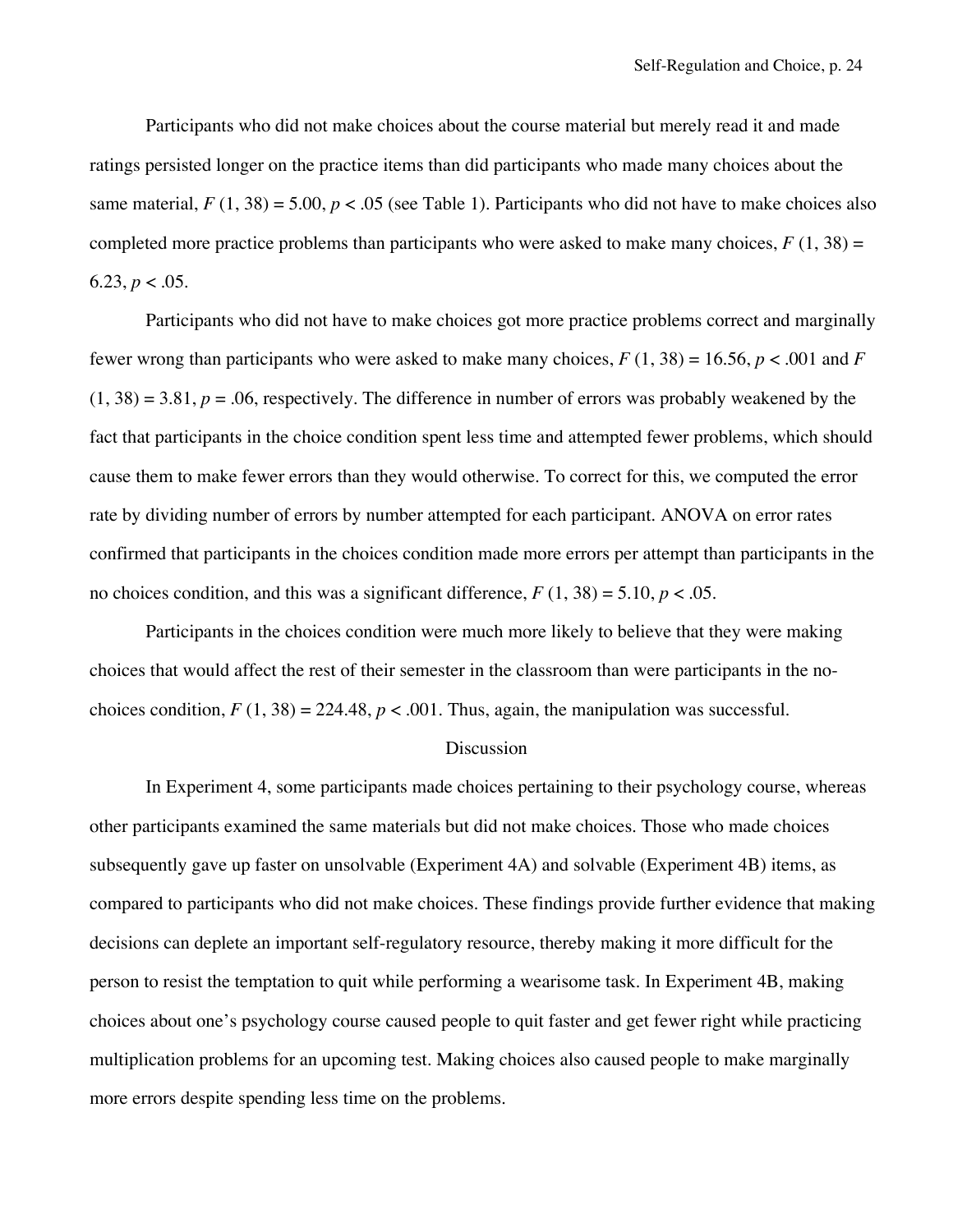Participants who did not make choices about the course material but merely read it and made ratings persisted longer on the practice items than did participants who made many choices about the same material, $F(1, 38) = 5.00$, $p < .05$ (see Table 1). Participants who did not have to make choices also completed more practice problems than participants who were asked to make many choices, $F(1, 38) = 6.23$, $p < .05$.

Participants who did not have to make choices got more practice problems correct and marginally fewer wrong than participants who were asked to make many choices, $F(1, 38) = 16.56$, $p < .001$ and $F(1, 38) = 3.81$, $p = .06$, respectively. The difference in number of errors was probably weakened by the fact that participants in the choice condition spent less time and attempted fewer problems, which should cause them to make fewer errors than they would otherwise. To correct for this, we computed the error rate by dividing number of errors by number attempted for each participant. ANOVA on error rates confirmed that participants in the choices condition made more errors per attempt than participants in the no choices condition, and this was a significant difference, $F(1, 38) = 5.10$, $p < .05$.

Participants in the choices condition were much more likely to believe that they were making choices that would affect the rest of their semester in the classroom than were participants in the no-choices condition, $F(1, 38) = 224.48$, $p < .001$. Thus, again, the manipulation was successful.

## Discussion

In Experiment 4, some participants made choices pertaining to their psychology course, whereas other participants examined the same materials but did not make choices. Those who made choices subsequently gave up faster on unsolvable (Experiment 4A) and solvable (Experiment 4B) items, as compared to participants who did not make choices. These findings provide further evidence that making decisions can deplete an important self-regulatory resource, thereby making it more difficult for the person to resist the temptation to quit while performing a wearisome task. In Experiment 4B, making choices about one's psychology course caused people to quit faster and get fewer right while practicing multiplication problems for an upcoming test. Making choices also caused people to make marginally more errors despite spending less time on the problems.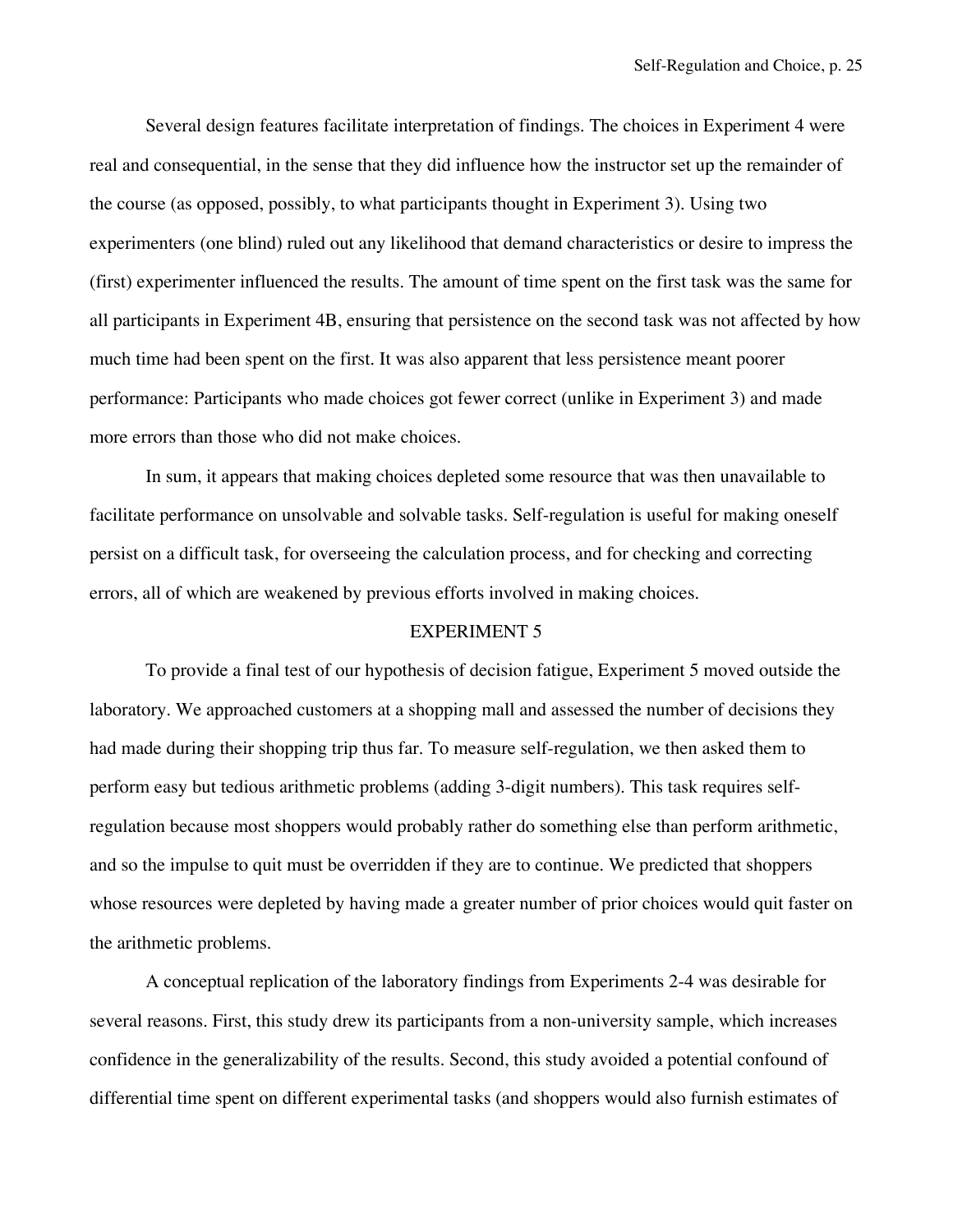Several design features facilitate interpretation of findings. The choices in Experiment 4 were real and consequential, in the sense that they did influence how the instructor set up the remainder of the course (as opposed, possibly, to what participants thought in Experiment 3). Using two experimenters (one blind) ruled out any likelihood that demand characteristics or desire to impress the (first) experimenter influenced the results. The amount of time spent on the first task was the same for all participants in Experiment 4B, ensuring that persistence on the second task was not affected by how much time had been spent on the first. It was also apparent that less persistence meant poorer performance: Participants who made choices got fewer correct (unlike in Experiment 3) and made more errors than those who did not make choices.

In sum, it appears that making choices depleted some resource that was then unavailable to facilitate performance on unsolvable and solvable tasks. Self-regulation is useful for making oneself persist on a difficult task, for overseeing the calculation process, and for checking and correcting errors, all of which are weakened by previous efforts involved in making choices.

## EXPERIMENT 5

To provide a final test of our hypothesis of decision fatigue, Experiment 5 moved outside the laboratory. We approached customers at a shopping mall and assessed the number of decisions they had made during their shopping trip thus far. To measure self-regulation, we then asked them to perform easy but tedious arithmetic problems (adding 3-digit numbers). This task requires self-regulation because most shoppers would probably rather do something else than perform arithmetic, and so the impulse to quit must be overridden if they are to continue. We predicted that shoppers whose resources were depleted by having made a greater number of prior choices would quit faster on the arithmetic problems.

A conceptual replication of the laboratory findings from Experiments 2-4 was desirable for several reasons. First, this study drew its participants from a non-university sample, which increases confidence in the generalizability of the results. Second, this study avoided a potential confound of differential time spent on different experimental tasks (and shoppers would also furnish estimates of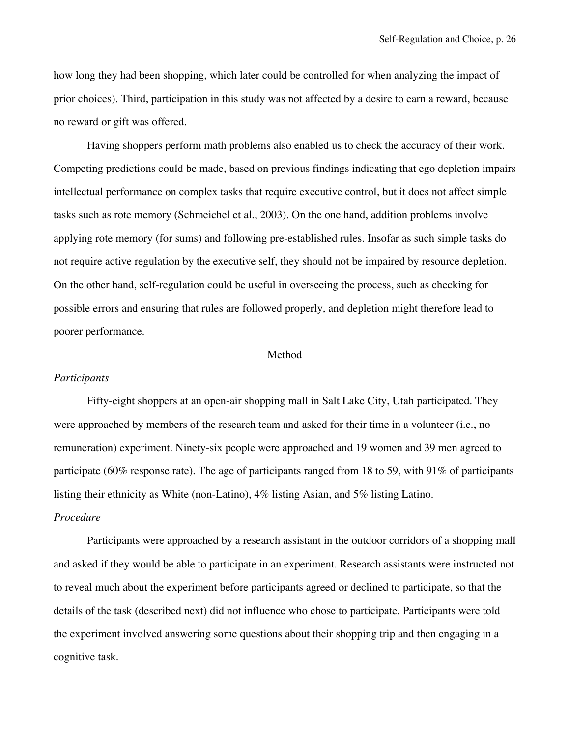how long they had been shopping, which later could be controlled for when analyzing the impact of prior choices). Third, participation in this study was not affected by a desire to earn a reward, because no reward or gift was offered.

Having shoppers perform math problems also enabled us to check the accuracy of their work. Competing predictions could be made, based on previous findings indicating that ego depletion impairs intellectual performance on complex tasks that require executive control, but it does not affect simple tasks such as rote memory (Schmeichel et al., 2003). On the one hand, addition problems involve applying rote memory (for sums) and following pre-established rules. Insofar as such simple tasks do not require active regulation by the executive self, they should not be impaired by resource depletion. On the other hand, self-regulation could be useful in overseeing the process, such as checking for possible errors and ensuring that rules are followed properly, and depletion might therefore lead to poorer performance.

## Method

### *Participants*

Fifty-eight shoppers at an open-air shopping mall in Salt Lake City, Utah participated. They were approached by members of the research team and asked for their time in a volunteer (i.e., no remuneration) experiment. Ninety-six people were approached and 19 women and 39 men agreed to participate (60% response rate). The age of participants ranged from 18 to 59, with 91% of participants listing their ethnicity as White (non-Latino), 4% listing Asian, and 5% listing Latino.

### *Procedure*

Participants were approached by a research assistant in the outdoor corridors of a shopping mall and asked if they would be able to participate in an experiment. Research assistants were instructed not to reveal much about the experiment before participants agreed or declined to participate, so that the details of the task (described next) did not influence who chose to participate. Participants were told the experiment involved answering some questions about their shopping trip and then engaging in a cognitive task.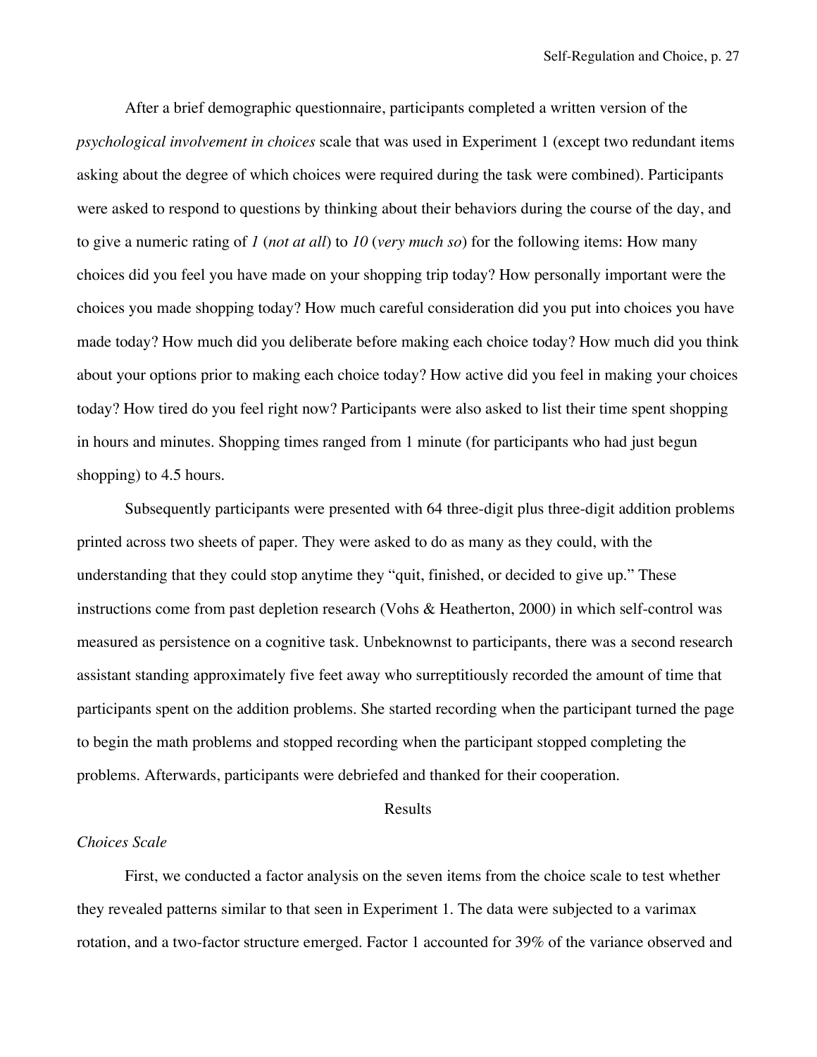After a brief demographic questionnaire, participants completed a written version of the *psychological involvement in choices* scale that was used in Experiment 1 (except two redundant items asking about the degree of which choices were required during the task were combined). Participants were asked to respond to questions by thinking about their behaviors during the course of the day, and to give a numeric rating of *1* (*not at all*) to *10* (*very much so*) for the following items: How many choices did you feel you have made on your shopping trip today? How personally important were the choices you made shopping today? How much careful consideration did you put into choices you have made today? How much did you deliberate before making each choice today? How much did you think about your options prior to making each choice today? How active did you feel in making your choices today? How tired do you feel right now? Participants were also asked to list their time spent shopping in hours and minutes. Shopping times ranged from 1 minute (for participants who had just begun shopping) to 4.5 hours.

Subsequently participants were presented with 64 three-digit plus three-digit addition problems printed across two sheets of paper. They were asked to do as many as they could, with the understanding that they could stop anytime they "quit, finished, or decided to give up." These instructions come from past depletion research (Vohs & Heatherton, 2000) in which self-control was measured as persistence on a cognitive task. Unbeknownst to participants, there was a second research assistant standing approximately five feet away who surreptitiously recorded the amount of time that participants spent on the addition problems. She started recording when the participant turned the page to begin the math problems and stopped recording when the participant stopped completing the problems. Afterwards, participants were debriefed and thanked for their cooperation.

## Results

### *Choices Scale*

First, we conducted a factor analysis on the seven items from the choice scale to test whether they revealed patterns similar to that seen in Experiment 1. The data were subjected to a varimax rotation, and a two-factor structure emerged. Factor 1 accounted for 39% of the variance observed and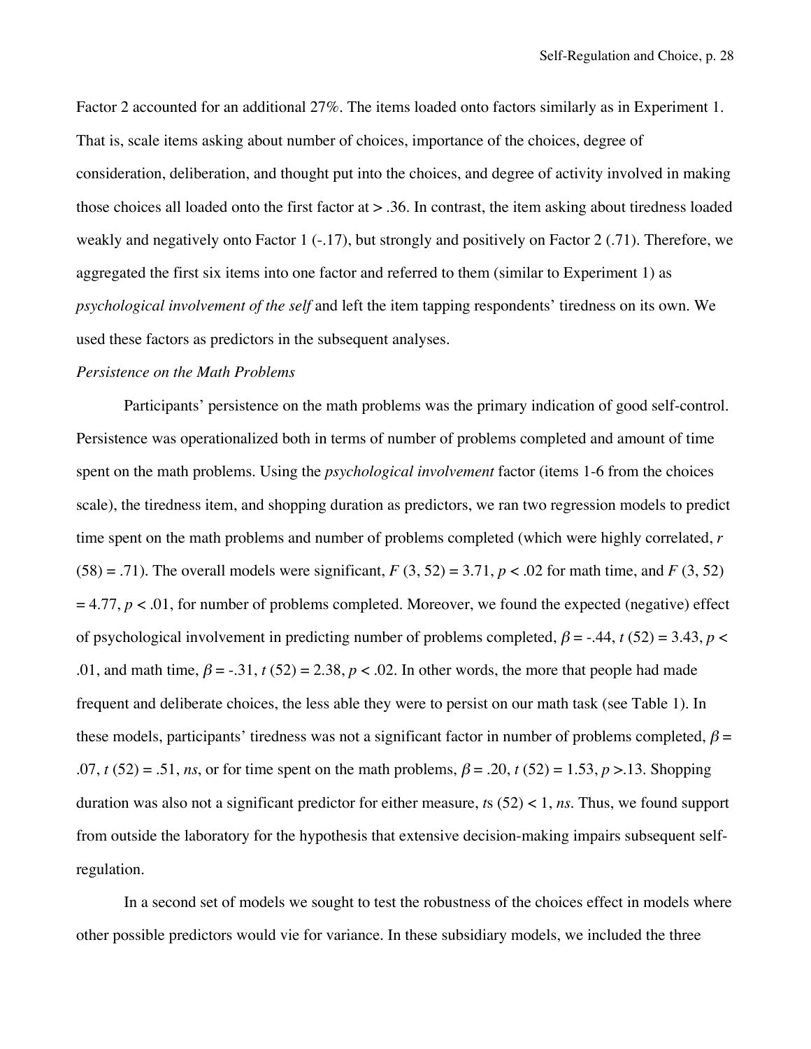Factor 2 accounted for an additional 27%. The items loaded onto factors similarly as in Experiment 1. That is, scale items asking about number of choices, importance of the choices, degree of consideration, deliberation, and thought put into the choices, and degree of activity involved in making those choices all loaded onto the first factor at > .36. In contrast, the item asking about tiredness loaded weakly and negatively onto Factor 1 (-.17), but strongly and positively on Factor 2 (.71). Therefore, we aggregated the first six items into one factor and referred to them (similar to Experiment 1) as *psychological involvement of the self* and left the item tapping respondents' tiredness on its own. We used these factors as predictors in the subsequent analyses.

*Persistence on the Math Problems*

Participants' persistence on the math problems was the primary indication of good self-control. Persistence was operationalized both in terms of number of problems completed and amount of time spent on the math problems. Using the *psychological involvement* factor (items 1-6 from the choices scale), the tiredness item, and shopping duration as predictors, we ran two regression models to predict time spent on the math problems and number of problems completed (which were highly correlated, $r$ (58) = .71). The overall models were significant, $F$ (3, 52) = 3.71, $p < .02$ for math time, and $F$ (3, 52) = 4.77, $p < .01$, for number of problems completed. Moreover, we found the expected (negative) effect of psychological involvement in predicting number of problems completed, $\beta = -.44$, $t$ (52) = 3.43, $p < .01$, and math time, $\beta = -.31$, $t$ (52) = 2.38, $p < .02$. In other words, the more that people had made frequent and deliberate choices, the less able they were to persist on our math task (see Table 1). In these models, participants' tiredness was not a significant factor in number of problems completed, $\beta = .07$, $t$ (52) = .51, *ns*, or for time spent on the math problems, $\beta = .20$, $t$ (52) = 1.53, $p > .13$. Shopping duration was also not a significant predictor for either measure, $t$s (52) < 1, *ns*. Thus, we found support from outside the laboratory for the hypothesis that extensive decision-making impairs subsequent self-regulation.

In a second set of models we sought to test the robustness of the choices effect in models where other possible predictors would vie for variance. In these subsidiary models, we included the three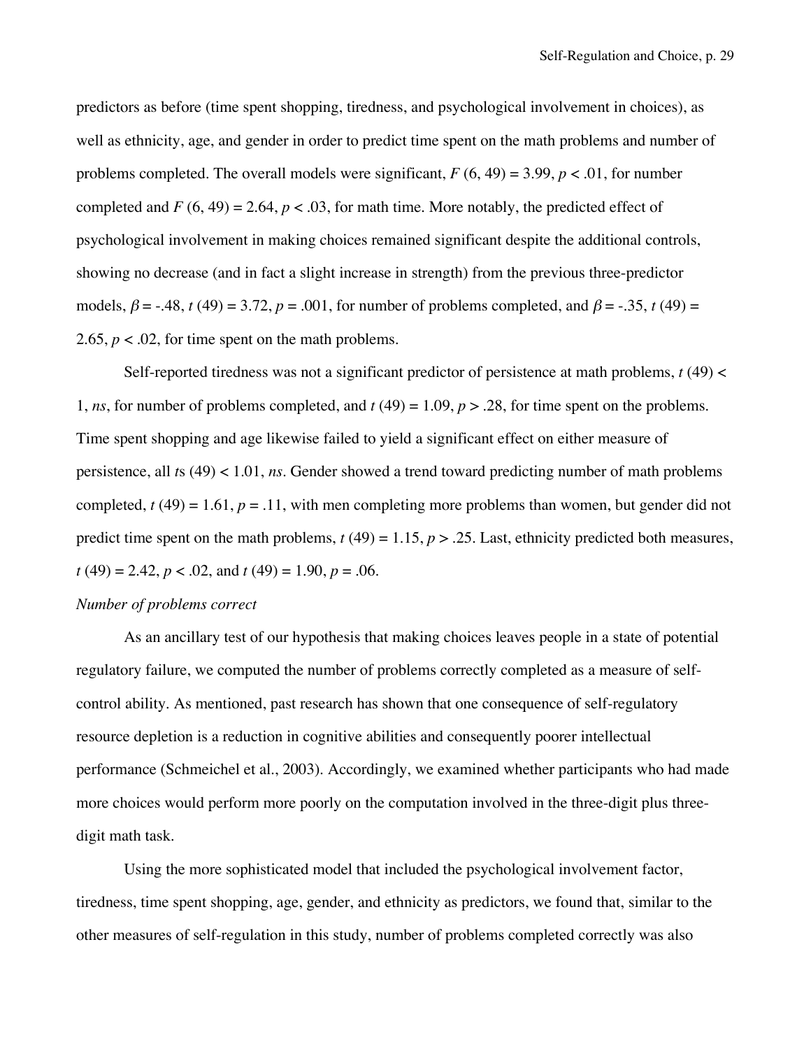predictors as before (time spent shopping, tiredness, and psychological involvement in choices), as well as ethnicity, age, and gender in order to predict time spent on the math problems and number of problems completed. The overall models were significant, $F$ (6, 49) = 3.99, $p < .01$, for number completed and $F$ (6, 49) = 2.64, $p < .03$, for math time. More notably, the predicted effect of psychological involvement in making choices remained significant despite the additional controls, showing no decrease (and in fact a slight increase in strength) from the previous three-predictor models, $\beta = -.48$, $t$ (49) = 3.72, $p = .001$, for number of problems completed, and $\beta = -.35$, $t$ (49) = 2.65, $p < .02$, for time spent on the math problems.

Self-reported tiredness was not a significant predictor of persistence at math problems, $t$ (49) < 1, *ns*, for number of problems completed, and $t$ (49) = 1.09, $p > .28$, for time spent on the problems. Time spent shopping and age likewise failed to yield a significant effect on either measure of persistence, all $t$s (49) < 1.01, *ns*. Gender showed a trend toward predicting number of math problems completed, $t$ (49) = 1.61, $p = .11$, with men completing more problems than women, but gender did not predict time spent on the math problems, $t$ (49) = 1.15, $p > .25$. Last, ethnicity predicted both measures, $t$ (49) = 2.42, $p < .02$, and $t$ (49) = 1.90, $p = .06$.

*Number of problems correct*

As an ancillary test of our hypothesis that making choices leaves people in a state of potential regulatory failure, we computed the number of problems correctly completed as a measure of self-control ability. As mentioned, past research has shown that one consequence of self-regulatory resource depletion is a reduction in cognitive abilities and consequently poorer intellectual performance (Schmeichel et al., 2003). Accordingly, we examined whether participants who had made more choices would perform more poorly on the computation involved in the three-digit plus three-digit math task.

Using the more sophisticated model that included the psychological involvement factor, tiredness, time spent shopping, age, gender, and ethnicity as predictors, we found that, similar to the other measures of self-regulation in this study, number of problems completed correctly was also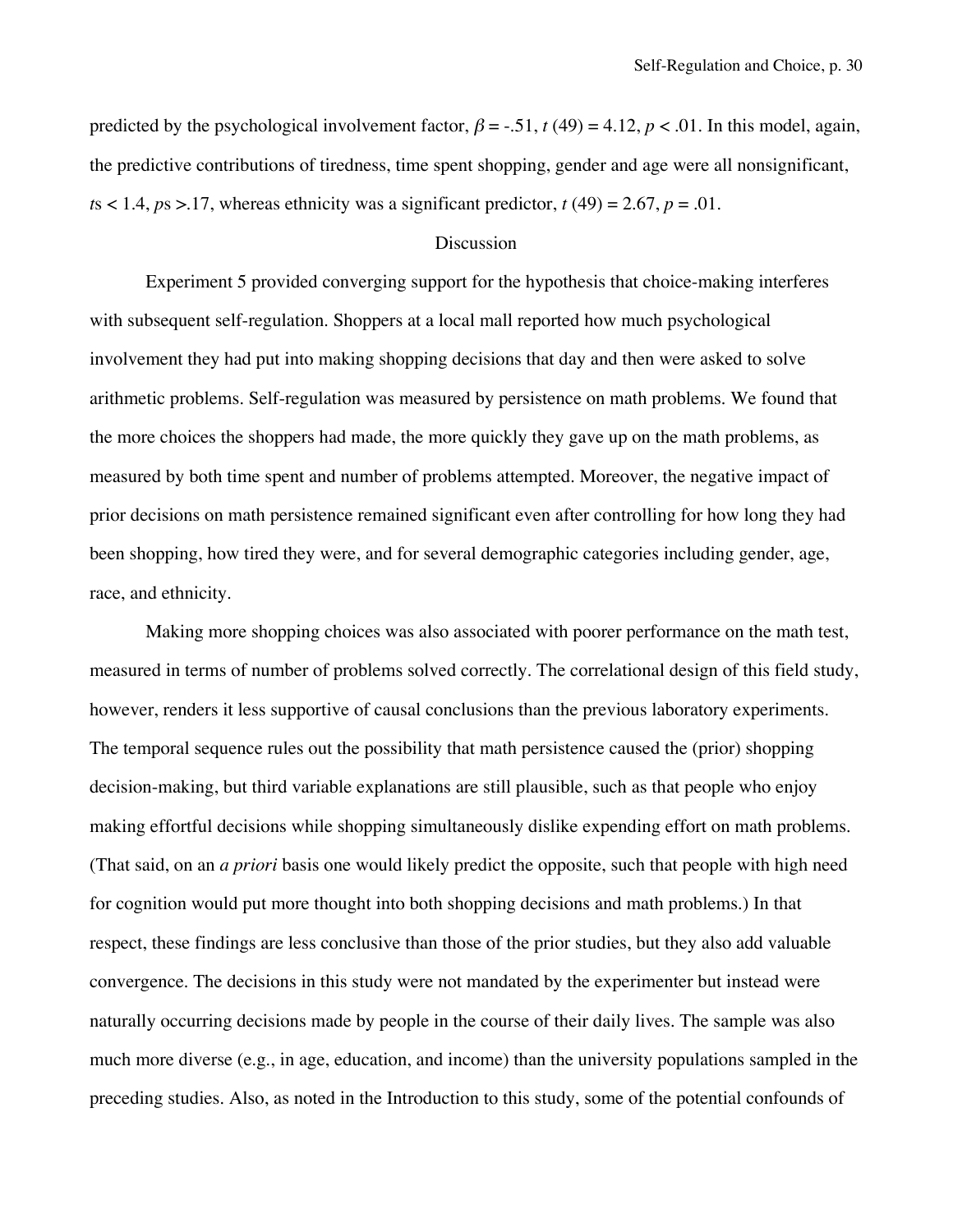predicted by the psychological involvement factor, $\beta = -.51$, $t\,(49) = 4.12$, $p < .01$. In this model, again, the predictive contributions of tiredness, time spent shopping, gender and age were all nonsignificant, $t$s $< 1.4$, $p$s $> .17$, whereas ethnicity was a significant predictor, $t\,(49) = 2.67$, $p = .01$.

## Discussion

Experiment 5 provided converging support for the hypothesis that choice-making interferes with subsequent self-regulation. Shoppers at a local mall reported how much psychological involvement they had put into making shopping decisions that day and then were asked to solve arithmetic problems. Self-regulation was measured by persistence on math problems. We found that the more choices the shoppers had made, the more quickly they gave up on the math problems, as measured by both time spent and number of problems attempted. Moreover, the negative impact of prior decisions on math persistence remained significant even after controlling for how long they had been shopping, how tired they were, and for several demographic categories including gender, age, race, and ethnicity.

Making more shopping choices was also associated with poorer performance on the math test, measured in terms of number of problems solved correctly. The correlational design of this field study, however, renders it less supportive of causal conclusions than the previous laboratory experiments. The temporal sequence rules out the possibility that math persistence caused the (prior) shopping decision-making, but third variable explanations are still plausible, such as that people who enjoy making effortful decisions while shopping simultaneously dislike expending effort on math problems. (That said, on an *a priori* basis one would likely predict the opposite, such that people with high need for cognition would put more thought into both shopping decisions and math problems.) In that respect, these findings are less conclusive than those of the prior studies, but they also add valuable convergence. The decisions in this study were not mandated by the experimenter but instead were naturally occurring decisions made by people in the course of their daily lives. The sample was also much more diverse (e.g., in age, education, and income) than the university populations sampled in the preceding studies. Also, as noted in the Introduction to this study, some of the potential confounds of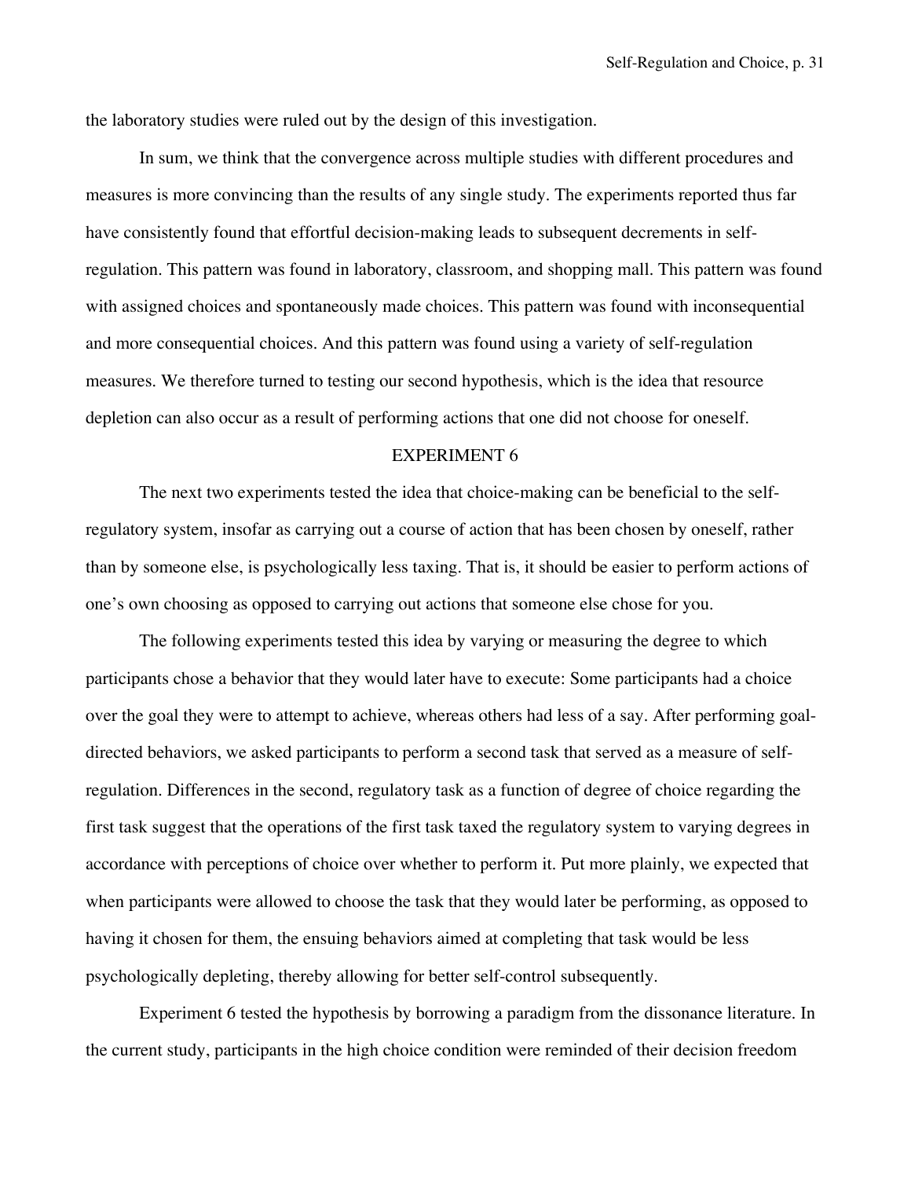the laboratory studies were ruled out by the design of this investigation.

In sum, we think that the convergence across multiple studies with different procedures and measures is more convincing than the results of any single study. The experiments reported thus far have consistently found that effortful decision-making leads to subsequent decrements in self-regulation. This pattern was found in laboratory, classroom, and shopping mall. This pattern was found with assigned choices and spontaneously made choices. This pattern was found with inconsequential and more consequential choices. And this pattern was found using a variety of self-regulation measures. We therefore turned to testing our second hypothesis, which is the idea that resource depletion can also occur as a result of performing actions that one did not choose for oneself.

## EXPERIMENT 6

The next two experiments tested the idea that choice-making can be beneficial to the self-regulatory system, insofar as carrying out a course of action that has been chosen by oneself, rather than by someone else, is psychologically less taxing. That is, it should be easier to perform actions of one's own choosing as opposed to carrying out actions that someone else chose for you.

The following experiments tested this idea by varying or measuring the degree to which participants chose a behavior that they would later have to execute: Some participants had a choice over the goal they were to attempt to achieve, whereas others had less of a say. After performing goal-directed behaviors, we asked participants to perform a second task that served as a measure of self-regulation. Differences in the second, regulatory task as a function of degree of choice regarding the first task suggest that the operations of the first task taxed the regulatory system to varying degrees in accordance with perceptions of choice over whether to perform it. Put more plainly, we expected that when participants were allowed to choose the task that they would later be performing, as opposed to having it chosen for them, the ensuing behaviors aimed at completing that task would be less psychologically depleting, thereby allowing for better self-control subsequently.

Experiment 6 tested the hypothesis by borrowing a paradigm from the dissonance literature. In the current study, participants in the high choice condition were reminded of their decision freedom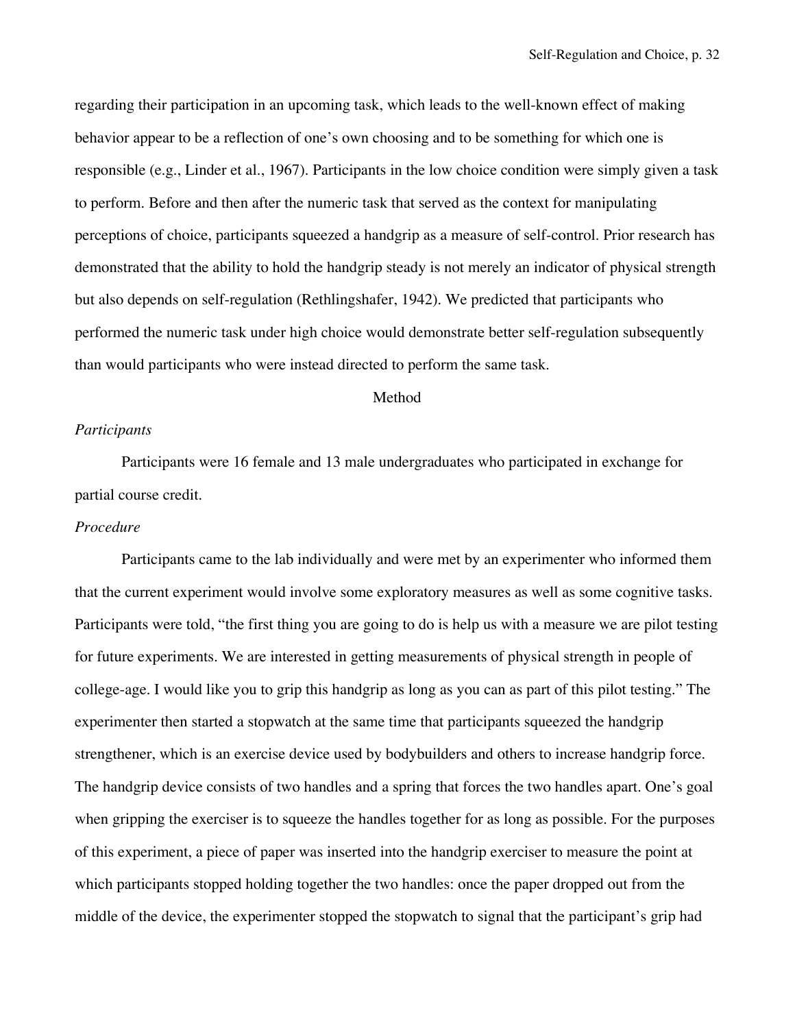regarding their participation in an upcoming task, which leads to the well-known effect of making behavior appear to be a reflection of one's own choosing and to be something for which one is responsible (e.g., Linder et al., 1967). Participants in the low choice condition were simply given a task to perform. Before and then after the numeric task that served as the context for manipulating perceptions of choice, participants squeezed a handgrip as a measure of self-control. Prior research has demonstrated that the ability to hold the handgrip steady is not merely an indicator of physical strength but also depends on self-regulation (Rethlingshafer, 1942). We predicted that participants who performed the numeric task under high choice would demonstrate better self-regulation subsequently than would participants who were instead directed to perform the same task.

## Method

### *Participants*

Participants were 16 female and 13 male undergraduates who participated in exchange for partial course credit.

### *Procedure*

Participants came to the lab individually and were met by an experimenter who informed them that the current experiment would involve some exploratory measures as well as some cognitive tasks. Participants were told, "the first thing you are going to do is help us with a measure we are pilot testing for future experiments. We are interested in getting measurements of physical strength in people of college-age. I would like you to grip this handgrip as long as you can as part of this pilot testing." The experimenter then started a stopwatch at the same time that participants squeezed the handgrip strengthener, which is an exercise device used by bodybuilders and others to increase handgrip force. The handgrip device consists of two handles and a spring that forces the two handles apart. One's goal when gripping the exerciser is to squeeze the handles together for as long as possible. For the purposes of this experiment, a piece of paper was inserted into the handgrip exerciser to measure the point at which participants stopped holding together the two handles: once the paper dropped out from the middle of the device, the experimenter stopped the stopwatch to signal that the participant's grip had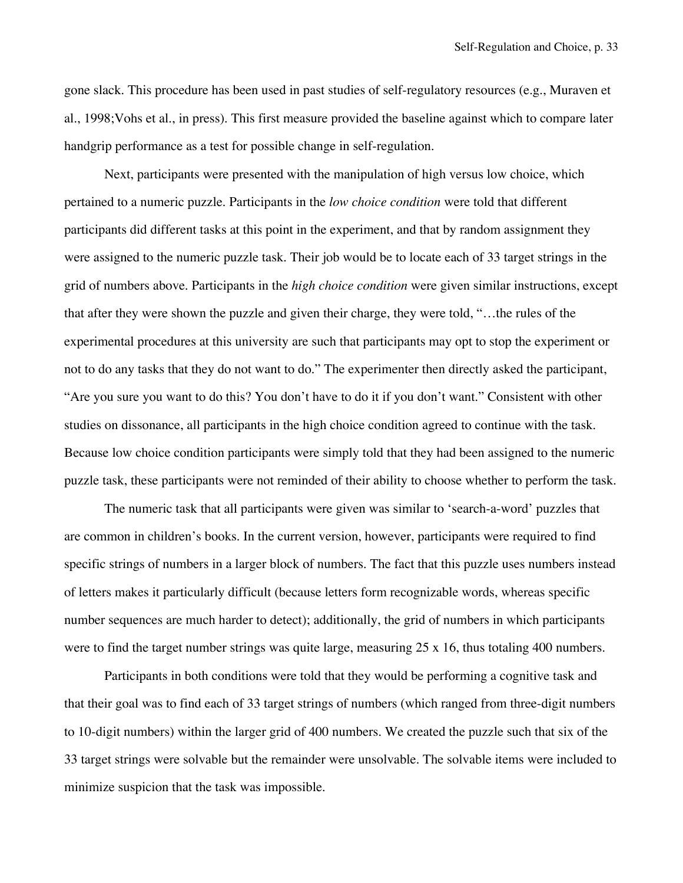gone slack. This procedure has been used in past studies of self-regulatory resources (e.g., Muraven et al., 1998;Vohs et al., in press). This first measure provided the baseline against which to compare later handgrip performance as a test for possible change in self-regulation.

Next, participants were presented with the manipulation of high versus low choice, which pertained to a numeric puzzle. Participants in the *low choice condition* were told that different participants did different tasks at this point in the experiment, and that by random assignment they were assigned to the numeric puzzle task. Their job would be to locate each of 33 target strings in the grid of numbers above. Participants in the *high choice condition* were given similar instructions, except that after they were shown the puzzle and given their charge, they were told, "…the rules of the experimental procedures at this university are such that participants may opt to stop the experiment or not to do any tasks that they do not want to do." The experimenter then directly asked the participant, "Are you sure you want to do this? You don't have to do it if you don't want." Consistent with other studies on dissonance, all participants in the high choice condition agreed to continue with the task. Because low choice condition participants were simply told that they had been assigned to the numeric puzzle task, these participants were not reminded of their ability to choose whether to perform the task.

The numeric task that all participants were given was similar to 'search-a-word' puzzles that are common in children's books. In the current version, however, participants were required to find specific strings of numbers in a larger block of numbers. The fact that this puzzle uses numbers instead of letters makes it particularly difficult (because letters form recognizable words, whereas specific number sequences are much harder to detect); additionally, the grid of numbers in which participants were to find the target number strings was quite large, measuring 25 x 16, thus totaling 400 numbers.

Participants in both conditions were told that they would be performing a cognitive task and that their goal was to find each of 33 target strings of numbers (which ranged from three-digit numbers to 10-digit numbers) within the larger grid of 400 numbers. We created the puzzle such that six of the 33 target strings were solvable but the remainder were unsolvable. The solvable items were included to minimize suspicion that the task was impossible.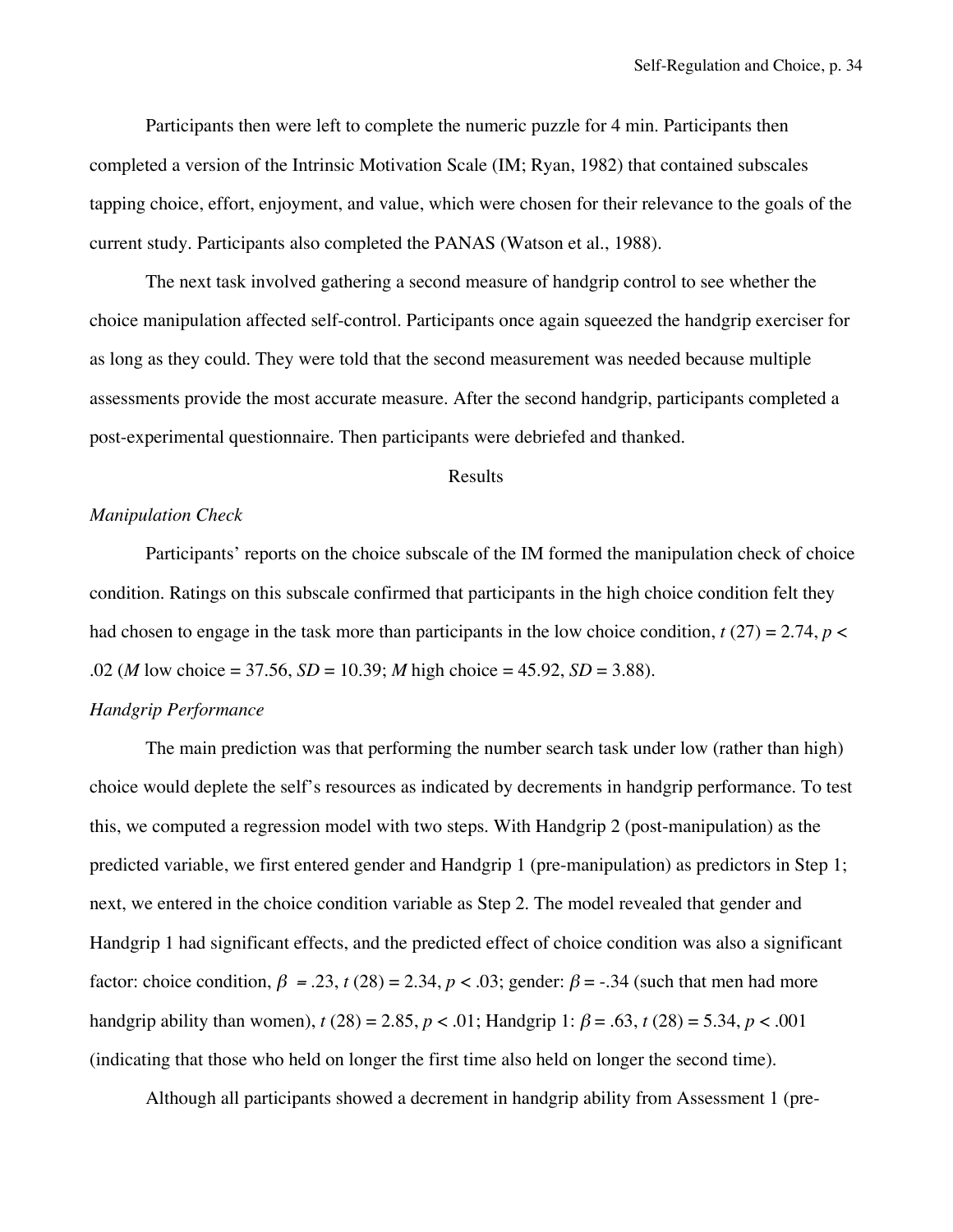Participants then were left to complete the numeric puzzle for 4 min. Participants then completed a version of the Intrinsic Motivation Scale (IM; Ryan, 1982) that contained subscales tapping choice, effort, enjoyment, and value, which were chosen for their relevance to the goals of the current study. Participants also completed the PANAS (Watson et al., 1988).

The next task involved gathering a second measure of handgrip control to see whether the choice manipulation affected self-control. Participants once again squeezed the handgrip exerciser for as long as they could. They were told that the second measurement was needed because multiple assessments provide the most accurate measure. After the second handgrip, participants completed a post-experimental questionnaire. Then participants were debriefed and thanked.

## Results

### *Manipulation Check*

Participants' reports on the choice subscale of the IM formed the manipulation check of choice condition. Ratings on this subscale confirmed that participants in the high choice condition felt they had chosen to engage in the task more than participants in the low choice condition, $t$ (27) = 2.74, $p <$ .02 ($M$ low choice = 37.56, $SD$ = 10.39; $M$ high choice = 45.92, $SD$ = 3.88).

### *Handgrip Performance*

The main prediction was that performing the number search task under low (rather than high) choice would deplete the self's resources as indicated by decrements in handgrip performance. To test this, we computed a regression model with two steps. With Handgrip 2 (post-manipulation) as the predicted variable, we first entered gender and Handgrip 1 (pre-manipulation) as predictors in Step 1; next, we entered in the choice condition variable as Step 2. The model revealed that gender and Handgrip 1 had significant effects, and the predicted effect of choice condition was also a significant factor: choice condition, $\beta$ = .23, $t$ (28) = 2.34, $p <$ .03; gender: $\beta$ = -.34 (such that men had more handgrip ability than women), $t$ (28) = 2.85, $p <$ .01; Handgrip 1: $\beta$ = .63, $t$ (28) = 5.34, $p <$ .001 (indicating that those who held on longer the first time also held on longer the second time).

Although all participants showed a decrement in handgrip ability from Assessment 1 (pre-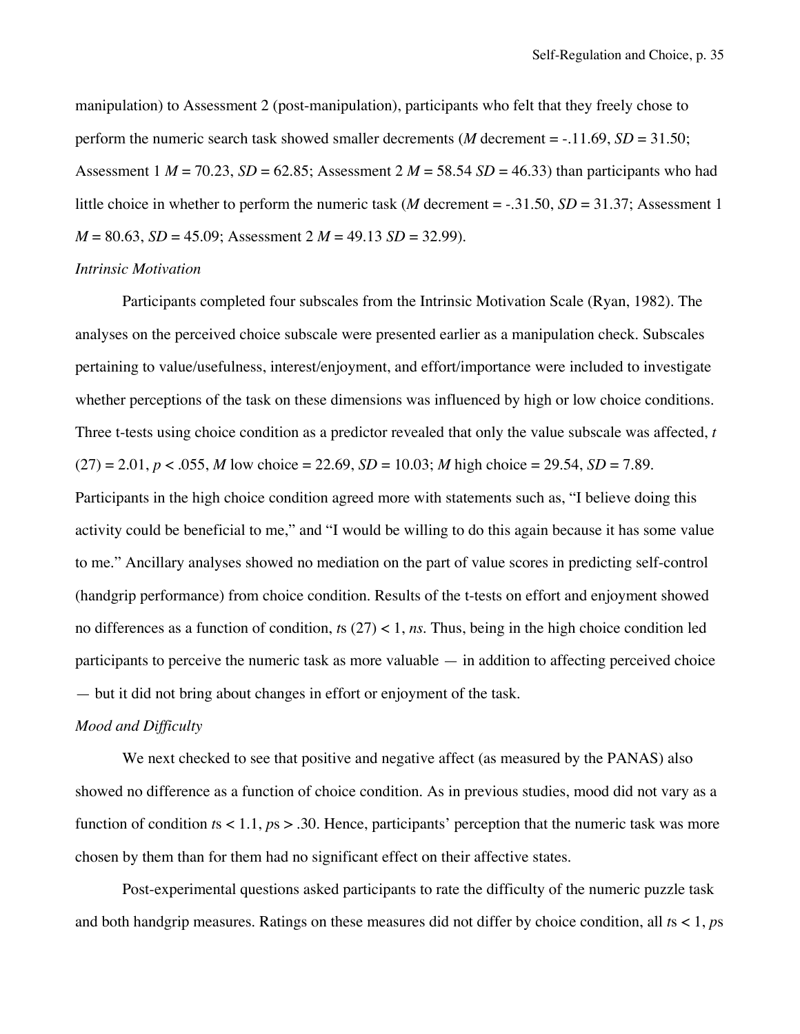manipulation) to Assessment 2 (post-manipulation), participants who felt that they freely chose to perform the numeric search task showed smaller decrements (*M* decrement = -.11.69, *SD* = 31.50; Assessment 1 *M* = 70.23, *SD* = 62.85; Assessment 2 *M* = 58.54 *SD* = 46.33) than participants who had little choice in whether to perform the numeric task (*M* decrement = -.31.50, *SD* = 31.37; Assessment 1 *M* = 80.63, *SD* = 45.09; Assessment 2 *M* = 49.13 *SD* = 32.99).

*Intrinsic Motivation*

Participants completed four subscales from the Intrinsic Motivation Scale (Ryan, 1982). The analyses on the perceived choice subscale were presented earlier as a manipulation check. Subscales pertaining to value/usefulness, interest/enjoyment, and effort/importance were included to investigate whether perceptions of the task on these dimensions was influenced by high or low choice conditions. Three t-tests using choice condition as a predictor revealed that only the value subscale was affected, $t(27) = 2.01$, $p < .055$, *M* low choice = 22.69, *SD* = 10.03; *M* high choice = 29.54, *SD* = 7.89. Participants in the high choice condition agreed more with statements such as, "I believe doing this activity could be beneficial to me," and "I would be willing to do this again because it has some value to me." Ancillary analyses showed no mediation on the part of value scores in predicting self-control (handgrip performance) from choice condition. Results of the t-tests on effort and enjoyment showed no differences as a function of condition, $t$s $(27) < 1$, *ns*. Thus, being in the high choice condition led participants to perceive the numeric task as more valuable — in addition to affecting perceived choice — but it did not bring about changes in effort or enjoyment of the task.

*Mood and Difficulty*

We next checked to see that positive and negative affect (as measured by the PANAS) also showed no difference as a function of choice condition. As in previous studies, mood did not vary as a function of condition $t$s $< 1.1$, $p$s $> .30$. Hence, participants' perception that the numeric task was more chosen by them than for them had no significant effect on their affective states.

Post-experimental questions asked participants to rate the difficulty of the numeric puzzle task and both handgrip measures. Ratings on these measures did not differ by choice condition, all $t$s $< 1$, $p$s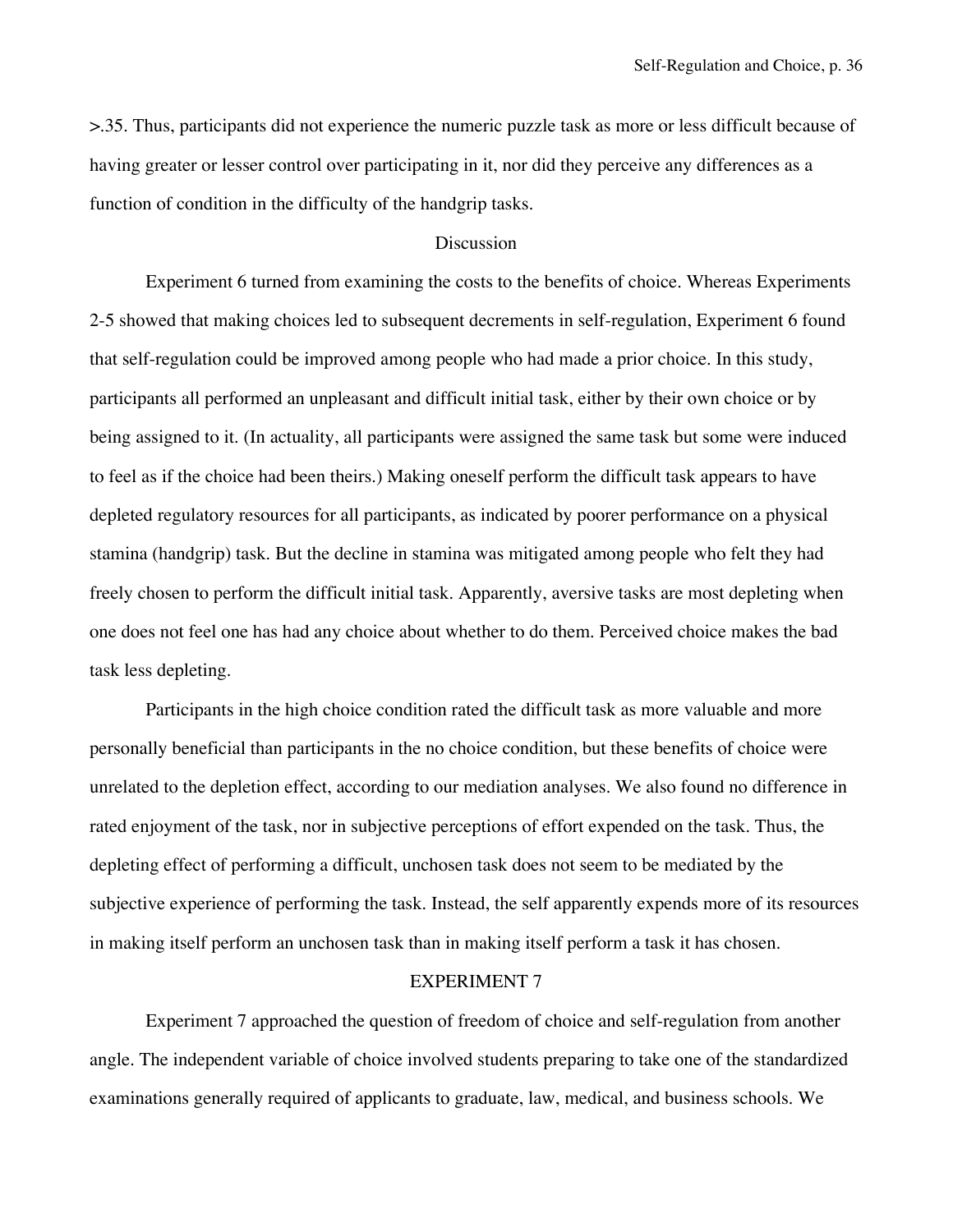>.35. Thus, participants did not experience the numeric puzzle task as more or less difficult because of having greater or lesser control over participating in it, nor did they perceive any differences as a function of condition in the difficulty of the handgrip tasks.

## Discussion

Experiment 6 turned from examining the costs to the benefits of choice. Whereas Experiments 2-5 showed that making choices led to subsequent decrements in self-regulation, Experiment 6 found that self-regulation could be improved among people who had made a prior choice. In this study, participants all performed an unpleasant and difficult initial task, either by their own choice or by being assigned to it. (In actuality, all participants were assigned the same task but some were induced to feel as if the choice had been theirs.) Making oneself perform the difficult task appears to have depleted regulatory resources for all participants, as indicated by poorer performance on a physical stamina (handgrip) task. But the decline in stamina was mitigated among people who felt they had freely chosen to perform the difficult initial task. Apparently, aversive tasks are most depleting when one does not feel one has had any choice about whether to do them. Perceived choice makes the bad task less depleting.

Participants in the high choice condition rated the difficult task as more valuable and more personally beneficial than participants in the no choice condition, but these benefits of choice were unrelated to the depletion effect, according to our mediation analyses. We also found no difference in rated enjoyment of the task, nor in subjective perceptions of effort expended on the task. Thus, the depleting effect of performing a difficult, unchosen task does not seem to be mediated by the subjective experience of performing the task. Instead, the self apparently expends more of its resources in making itself perform an unchosen task than in making itself perform a task it has chosen.

## EXPERIMENT 7

Experiment 7 approached the question of freedom of choice and self-regulation from another angle. The independent variable of choice involved students preparing to take one of the standardized examinations generally required of applicants to graduate, law, medical, and business schools. We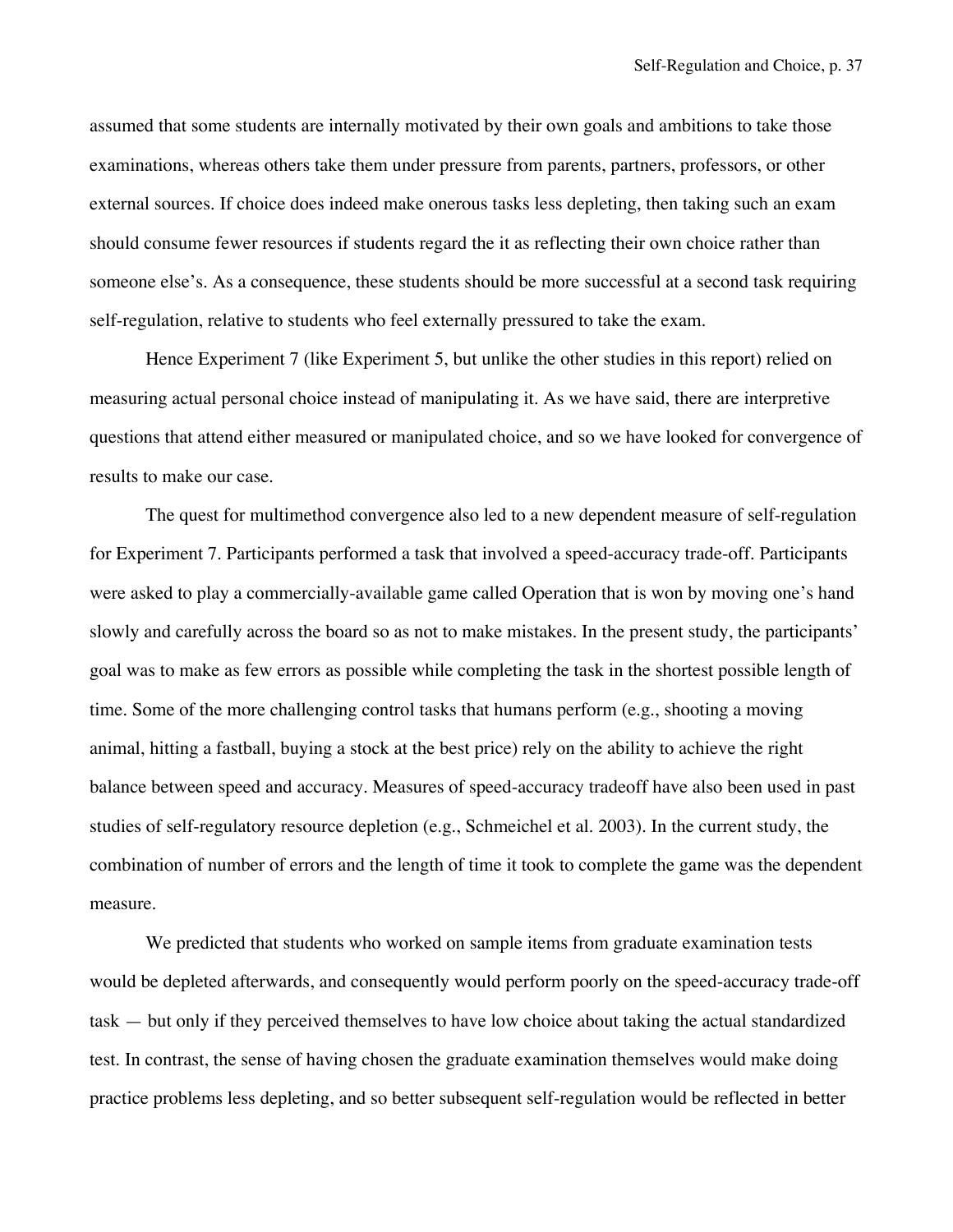assumed that some students are internally motivated by their own goals and ambitions to take those examinations, whereas others take them under pressure from parents, partners, professors, or other external sources. If choice does indeed make onerous tasks less depleting, then taking such an exam should consume fewer resources if students regard the it as reflecting their own choice rather than someone else's. As a consequence, these students should be more successful at a second task requiring self-regulation, relative to students who feel externally pressured to take the exam.

Hence Experiment 7 (like Experiment 5, but unlike the other studies in this report) relied on measuring actual personal choice instead of manipulating it. As we have said, there are interpretive questions that attend either measured or manipulated choice, and so we have looked for convergence of results to make our case.

The quest for multimethod convergence also led to a new dependent measure of self-regulation for Experiment 7. Participants performed a task that involved a speed-accuracy trade-off. Participants were asked to play a commercially-available game called Operation that is won by moving one's hand slowly and carefully across the board so as not to make mistakes. In the present study, the participants' goal was to make as few errors as possible while completing the task in the shortest possible length of time. Some of the more challenging control tasks that humans perform (e.g., shooting a moving animal, hitting a fastball, buying a stock at the best price) rely on the ability to achieve the right balance between speed and accuracy. Measures of speed-accuracy tradeoff have also been used in past studies of self-regulatory resource depletion (e.g., Schmeichel et al. 2003). In the current study, the combination of number of errors and the length of time it took to complete the game was the dependent measure.

We predicted that students who worked on sample items from graduate examination tests would be depleted afterwards, and consequently would perform poorly on the speed-accuracy trade-off task — but only if they perceived themselves to have low choice about taking the actual standardized test. In contrast, the sense of having chosen the graduate examination themselves would make doing practice problems less depleting, and so better subsequent self-regulation would be reflected in better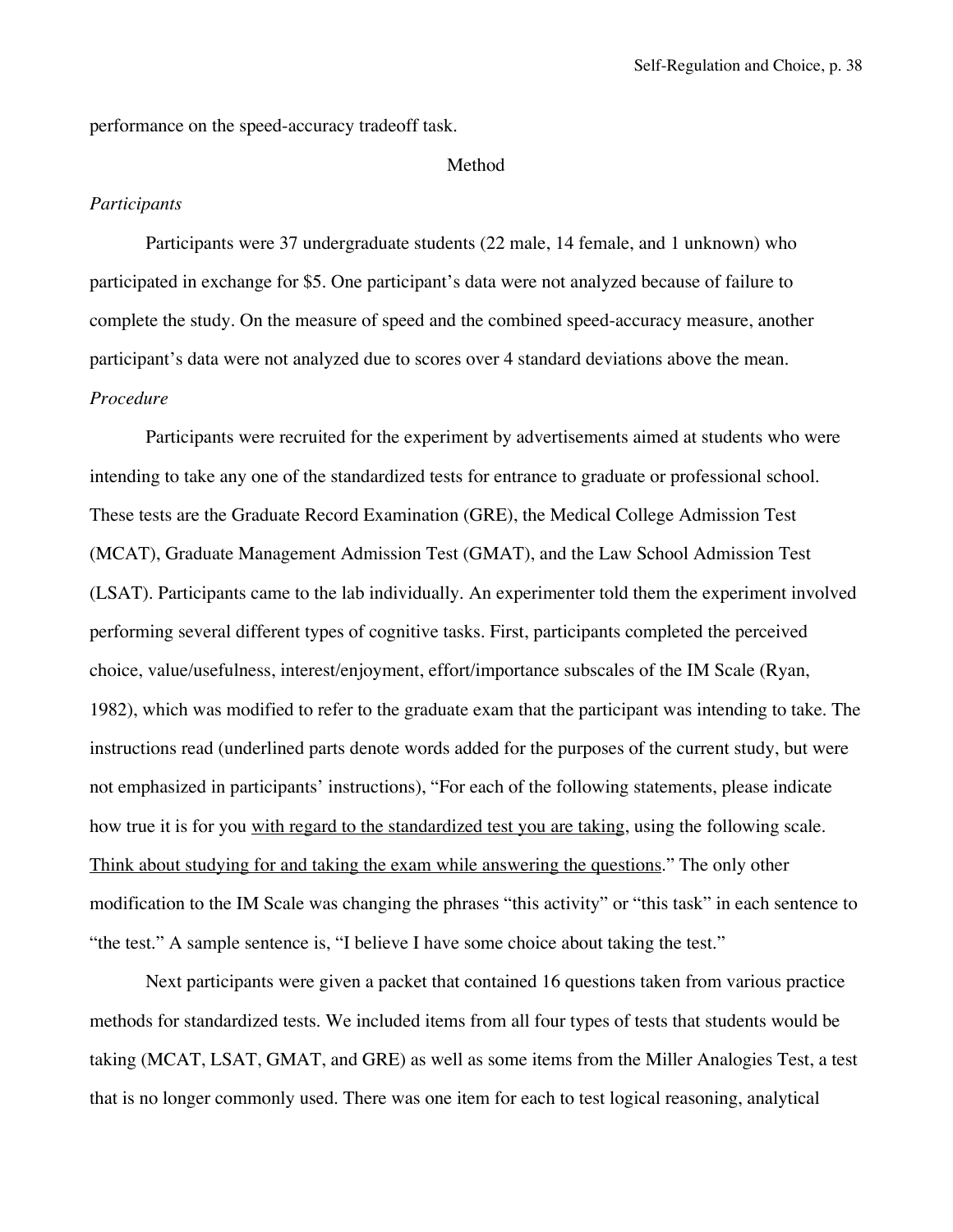performance on the speed-accuracy tradeoff task.

## Method

### *Participants*

Participants were 37 undergraduate students (22 male, 14 female, and 1 unknown) who participated in exchange for $5. One participant's data were not analyzed because of failure to complete the study. On the measure of speed and the combined speed-accuracy measure, another participant's data were not analyzed due to scores over 4 standard deviations above the mean.

### *Procedure*

Participants were recruited for the experiment by advertisements aimed at students who were intending to take any one of the standardized tests for entrance to graduate or professional school. These tests are the Graduate Record Examination (GRE), the Medical College Admission Test (MCAT), Graduate Management Admission Test (GMAT), and the Law School Admission Test (LSAT). Participants came to the lab individually. An experimenter told them the experiment involved performing several different types of cognitive tasks. First, participants completed the perceived choice, value/usefulness, interest/enjoyment, effort/importance subscales of the IM Scale (Ryan, 1982), which was modified to refer to the graduate exam that the participant was intending to take. The instructions read (underlined parts denote words added for the purposes of the current study, but were not emphasized in participants' instructions), "For each of the following statements, please indicate how true it is for you <u>with regard to the standardized test you are taking</u>, using the following scale. <u>Think about studying for and taking the exam while answering the questions</u>." The only other modification to the IM Scale was changing the phrases "this activity" or "this task" in each sentence to "the test." A sample sentence is, "I believe I have some choice about taking the test."

Next participants were given a packet that contained 16 questions taken from various practice methods for standardized tests. We included items from all four types of tests that students would be taking (MCAT, LSAT, GMAT, and GRE) as well as some items from the Miller Analogies Test, a test that is no longer commonly used. There was one item for each to test logical reasoning, analytical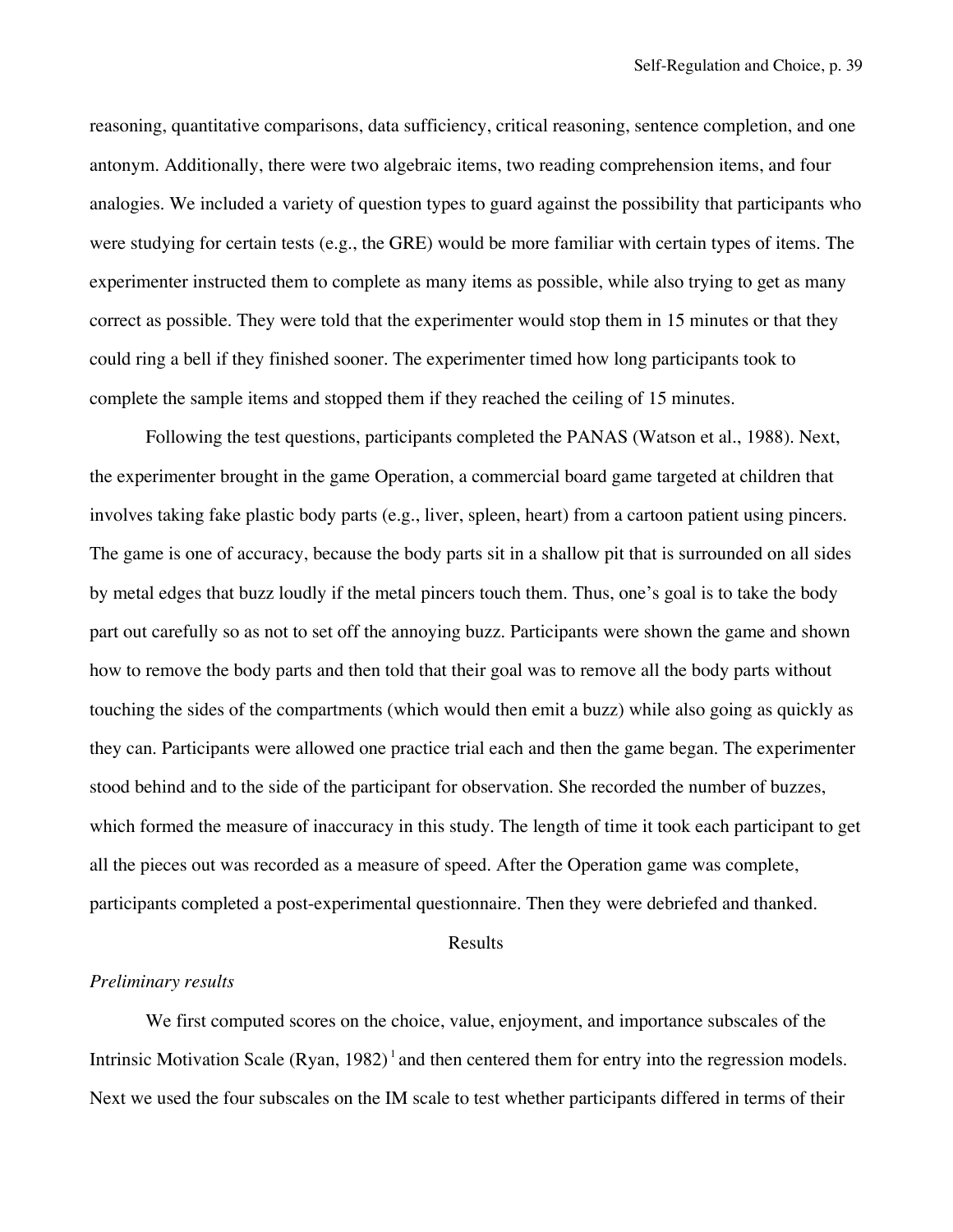reasoning, quantitative comparisons, data sufficiency, critical reasoning, sentence completion, and one antonym. Additionally, there were two algebraic items, two reading comprehension items, and four analogies. We included a variety of question types to guard against the possibility that participants who were studying for certain tests (e.g., the GRE) would be more familiar with certain types of items. The experimenter instructed them to complete as many items as possible, while also trying to get as many correct as possible. They were told that the experimenter would stop them in 15 minutes or that they could ring a bell if they finished sooner. The experimenter timed how long participants took to complete the sample items and stopped them if they reached the ceiling of 15 minutes.

Following the test questions, participants completed the PANAS (Watson et al., 1988). Next, the experimenter brought in the game Operation, a commercial board game targeted at children that involves taking fake plastic body parts (e.g., liver, spleen, heart) from a cartoon patient using pincers. The game is one of accuracy, because the body parts sit in a shallow pit that is surrounded on all sides by metal edges that buzz loudly if the metal pincers touch them. Thus, one's goal is to take the body part out carefully so as not to set off the annoying buzz. Participants were shown the game and shown how to remove the body parts and then told that their goal was to remove all the body parts without touching the sides of the compartments (which would then emit a buzz) while also going as quickly as they can. Participants were allowed one practice trial each and then the game began. The experimenter stood behind and to the side of the participant for observation. She recorded the number of buzzes, which formed the measure of inaccuracy in this study. The length of time it took each participant to get all the pieces out was recorded as a measure of speed. After the Operation game was complete, participants completed a post-experimental questionnaire. Then they were debriefed and thanked.

## Results

*Preliminary results*

We first computed scores on the choice, value, enjoyment, and importance subscales of the Intrinsic Motivation Scale (Ryan, 1982)[1] and then centered them for entry into the regression models. Next we used the four subscales on the IM scale to test whether participants differed in terms of their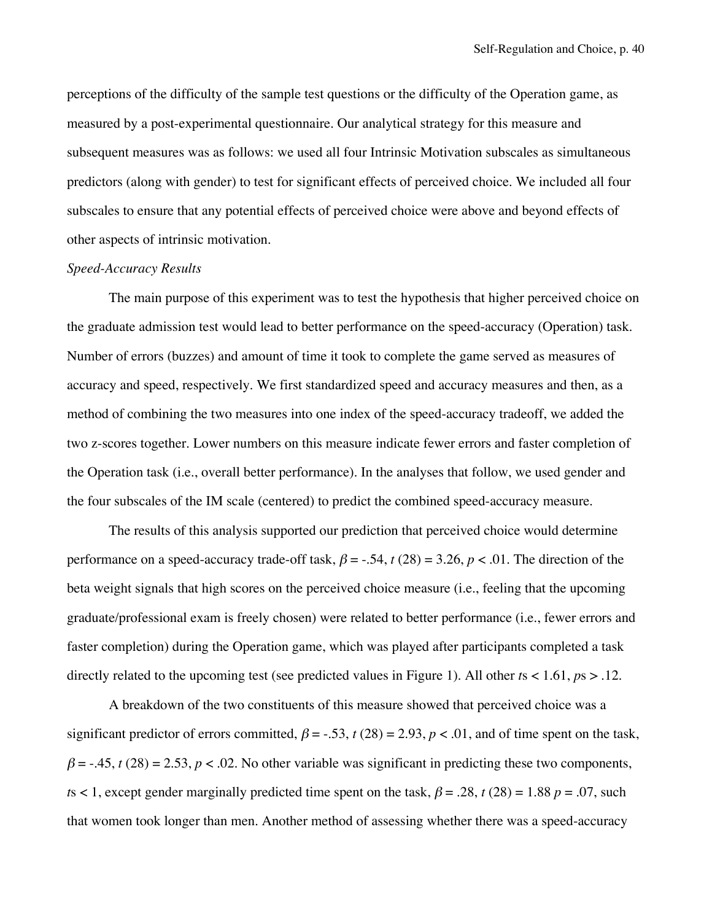perceptions of the difficulty of the sample test questions or the difficulty of the Operation game, as measured by a post-experimental questionnaire. Our analytical strategy for this measure and subsequent measures was as follows: we used all four Intrinsic Motivation subscales as simultaneous predictors (along with gender) to test for significant effects of perceived choice. We included all four subscales to ensure that any potential effects of perceived choice were above and beyond effects of other aspects of intrinsic motivation.

*Speed-Accuracy Results*

The main purpose of this experiment was to test the hypothesis that higher perceived choice on the graduate admission test would lead to better performance on the speed-accuracy (Operation) task. Number of errors (buzzes) and amount of time it took to complete the game served as measures of accuracy and speed, respectively. We first standardized speed and accuracy measures and then, as a method of combining the two measures into one index of the speed-accuracy tradeoff, we added the two z-scores together. Lower numbers on this measure indicate fewer errors and faster completion of the Operation task (i.e., overall better performance). In the analyses that follow, we used gender and the four subscales of the IM scale (centered) to predict the combined speed-accuracy measure.

The results of this analysis supported our prediction that perceived choice would determine performance on a speed-accuracy trade-off task, $\beta = -.54$, $t\ (28) = 3.26$, $p < .01$. The direction of the beta weight signals that high scores on the perceived choice measure (i.e., feeling that the upcoming graduate/professional exam is freely chosen) were related to better performance (i.e., fewer errors and faster completion) during the Operation game, which was played after participants completed a task directly related to the upcoming test (see predicted values in Figure 1). All other $t$s $< 1.61$, $p$s $> .12$.

A breakdown of the two constituents of this measure showed that perceived choice was a significant predictor of errors committed, $\beta = -.53$, $t\ (28) = 2.93$, $p < .01$, and of time spent on the task, $\beta = -.45$, $t\ (28) = 2.53$, $p < .02$. No other variable was significant in predicting these two components, $t$s $< 1$, except gender marginally predicted time spent on the task, $\beta = .28$, $t\ (28) = 1.88$ $p = .07$, such that women took longer than men. Another method of assessing whether there was a speed-accuracy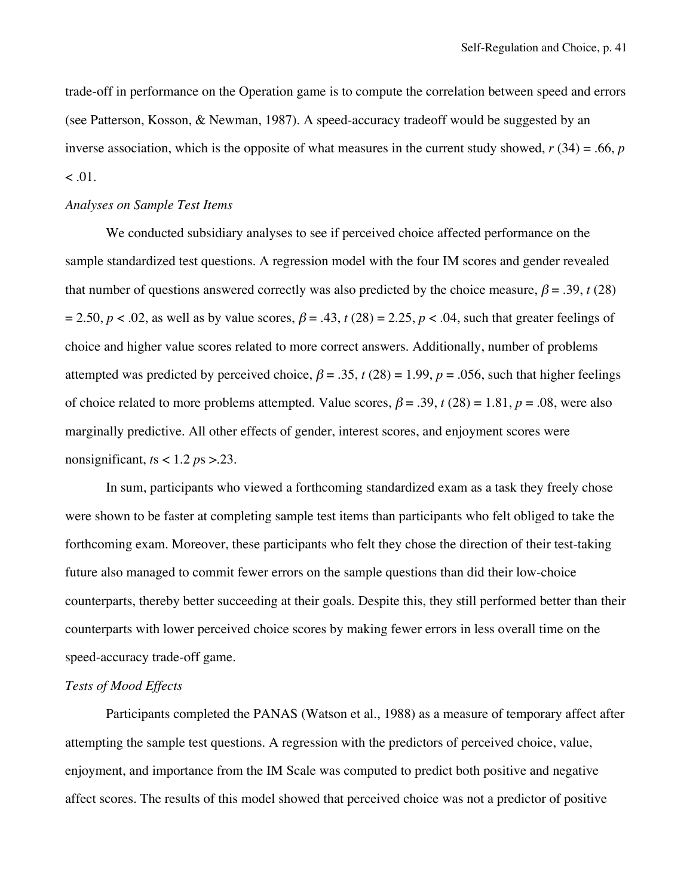trade-off in performance on the Operation game is to compute the correlation between speed and errors (see Patterson, Kosson, & Newman, 1987). A speed-accuracy tradeoff would be suggested by an inverse association, which is the opposite of what measures in the current study showed, $r$ (34) = .66, $p < .01$.

*Analyses on Sample Test Items*

We conducted subsidiary analyses to see if perceived choice affected performance on the sample standardized test questions. A regression model with the four IM scores and gender revealed that number of questions answered correctly was also predicted by the choice measure, $\beta = .39$, $t$ (28) = 2.50, $p < .02$, as well as by value scores, $\beta = .43$, $t$ (28) = 2.25, $p < .04$, such that greater feelings of choice and higher value scores related to more correct answers. Additionally, number of problems attempted was predicted by perceived choice, $\beta = .35$, $t$ (28) = 1.99, $p = .056$, such that higher feelings of choice related to more problems attempted. Value scores, $\beta = .39$, $t$ (28) = 1.81, $p = .08$, were also marginally predictive. All other effects of gender, interest scores, and enjoyment scores were nonsignificant, $t$s < 1.2 $p$s >.23.

In sum, participants who viewed a forthcoming standardized exam as a task they freely chose were shown to be faster at completing sample test items than participants who felt obliged to take the forthcoming exam. Moreover, these participants who felt they chose the direction of their test-taking future also managed to commit fewer errors on the sample questions than did their low-choice counterparts, thereby better succeeding at their goals. Despite this, they still performed better than their counterparts with lower perceived choice scores by making fewer errors in less overall time on the speed-accuracy trade-off game.

*Tests of Mood Effects*

Participants completed the PANAS (Watson et al., 1988) as a measure of temporary affect after attempting the sample test questions. A regression with the predictors of perceived choice, value, enjoyment, and importance from the IM Scale was computed to predict both positive and negative affect scores. The results of this model showed that perceived choice was not a predictor of positive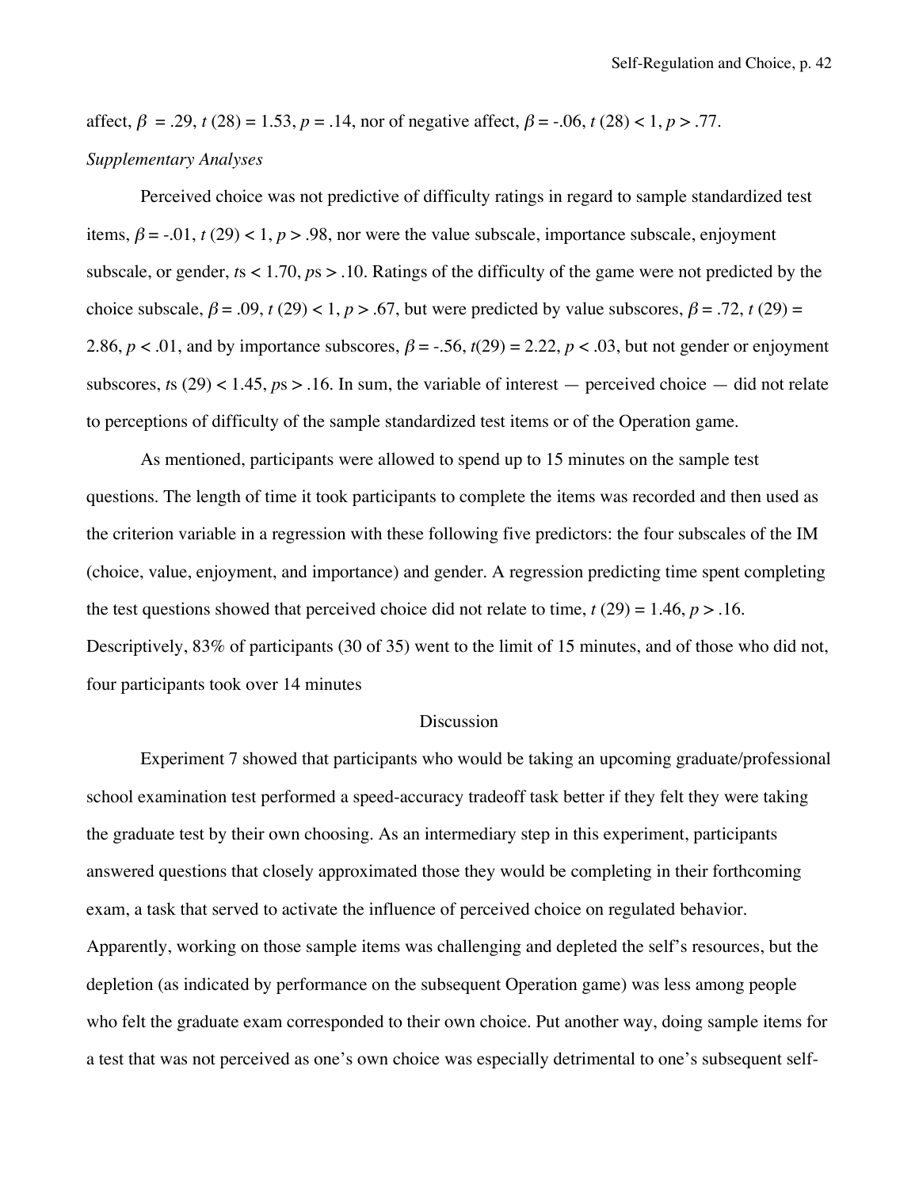affect, $\beta = .29$, $t(28) = 1.53$, $p = .14$, nor of negative affect, $\beta = -.06$, $t(28) < 1$, $p > .77$.

*Supplementary Analyses*

Perceived choice was not predictive of difficulty ratings in regard to sample standardized test items, $\beta = -.01$, $t(29) < 1$, $p > .98$, nor were the value subscale, importance subscale, enjoyment subscale, or gender, *t*s < 1.70, *p*s > .10. Ratings of the difficulty of the game were not predicted by the choice subscale, $\beta = .09$, $t(29) < 1$, $p > .67$, but were predicted by value subscores, $\beta = .72$, $t(29) = 2.86$, $p < .01$, and by importance subscores, $\beta = -.56$, $t(29) = 2.22$, $p < .03$, but not gender or enjoyment subscores, *t*s (29) < 1.45, *p*s > .16. In sum, the variable of interest — perceived choice — did not relate to perceptions of difficulty of the sample standardized test items or of the Operation game.

As mentioned, participants were allowed to spend up to 15 minutes on the sample test questions. The length of time it took participants to complete the items was recorded and then used as the criterion variable in a regression with these following five predictors: the four subscales of the IM (choice, value, enjoyment, and importance) and gender. A regression predicting time spent completing the test questions showed that perceived choice did not relate to time, $t(29) = 1.46$, $p > .16$. Descriptively, 83% of participants (30 of 35) went to the limit of 15 minutes, and of those who did not, four participants took over 14 minutes

## Discussion

Experiment 7 showed that participants who would be taking an upcoming graduate/professional school examination test performed a speed-accuracy tradeoff task better if they felt they were taking the graduate test by their own choosing. As an intermediary step in this experiment, participants answered questions that closely approximated those they would be completing in their forthcoming exam, a task that served to activate the influence of perceived choice on regulated behavior. Apparently, working on those sample items was challenging and depleted the self's resources, but the depletion (as indicated by performance on the subsequent Operation game) was less among people who felt the graduate exam corresponded to their own choice. Put another way, doing sample items for a test that was not perceived as one's own choice was especially detrimental to one's subsequent self-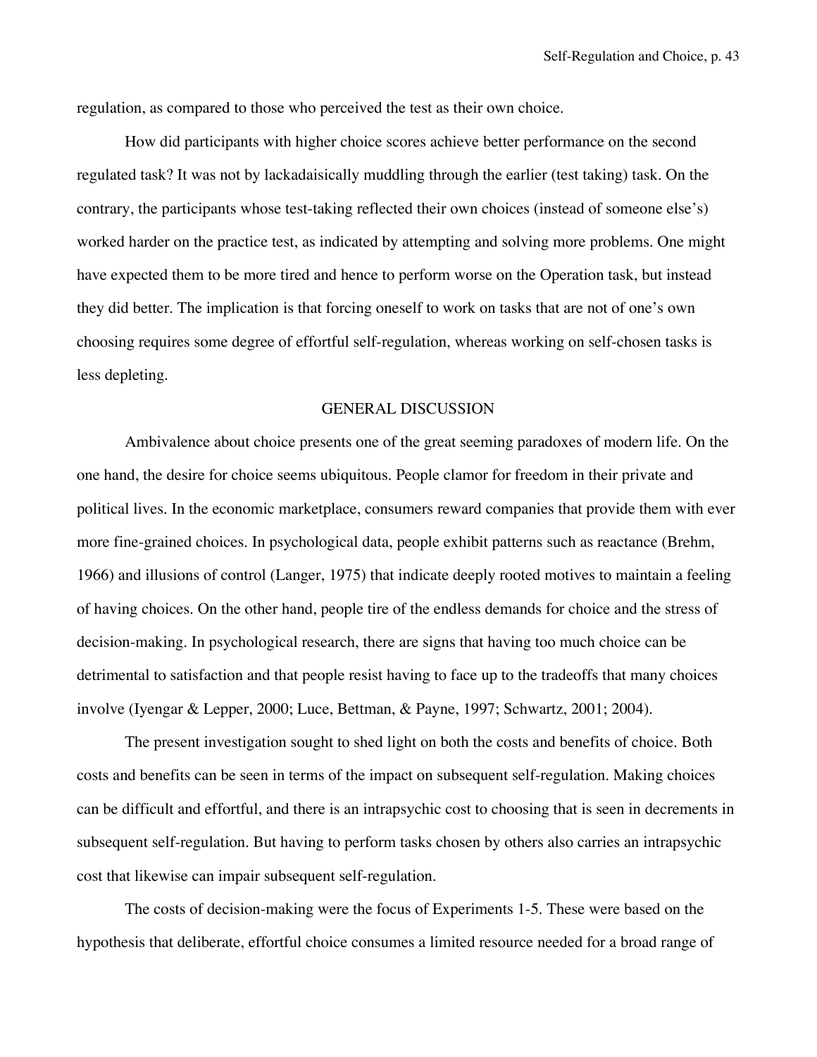regulation, as compared to those who perceived the test as their own choice.

How did participants with higher choice scores achieve better performance on the second regulated task? It was not by lackadaisically muddling through the earlier (test taking) task. On the contrary, the participants whose test-taking reflected their own choices (instead of someone else's) worked harder on the practice test, as indicated by attempting and solving more problems. One might have expected them to be more tired and hence to perform worse on the Operation task, but instead they did better. The implication is that forcing oneself to work on tasks that are not of one's own choosing requires some degree of effortful self-regulation, whereas working on self-chosen tasks is less depleting.

## GENERAL DISCUSSION

Ambivalence about choice presents one of the great seeming paradoxes of modern life. On the one hand, the desire for choice seems ubiquitous. People clamor for freedom in their private and political lives. In the economic marketplace, consumers reward companies that provide them with ever more fine-grained choices. In psychological data, people exhibit patterns such as reactance (Brehm, 1966) and illusions of control (Langer, 1975) that indicate deeply rooted motives to maintain a feeling of having choices. On the other hand, people tire of the endless demands for choice and the stress of decision-making. In psychological research, there are signs that having too much choice can be detrimental to satisfaction and that people resist having to face up to the tradeoffs that many choices involve (Iyengar & Lepper, 2000; Luce, Bettman, & Payne, 1997; Schwartz, 2001; 2004).

The present investigation sought to shed light on both the costs and benefits of choice. Both costs and benefits can be seen in terms of the impact on subsequent self-regulation. Making choices can be difficult and effortful, and there is an intrapsychic cost to choosing that is seen in decrements in subsequent self-regulation. But having to perform tasks chosen by others also carries an intrapsychic cost that likewise can impair subsequent self-regulation.

The costs of decision-making were the focus of Experiments 1-5. These were based on the hypothesis that deliberate, effortful choice consumes a limited resource needed for a broad range of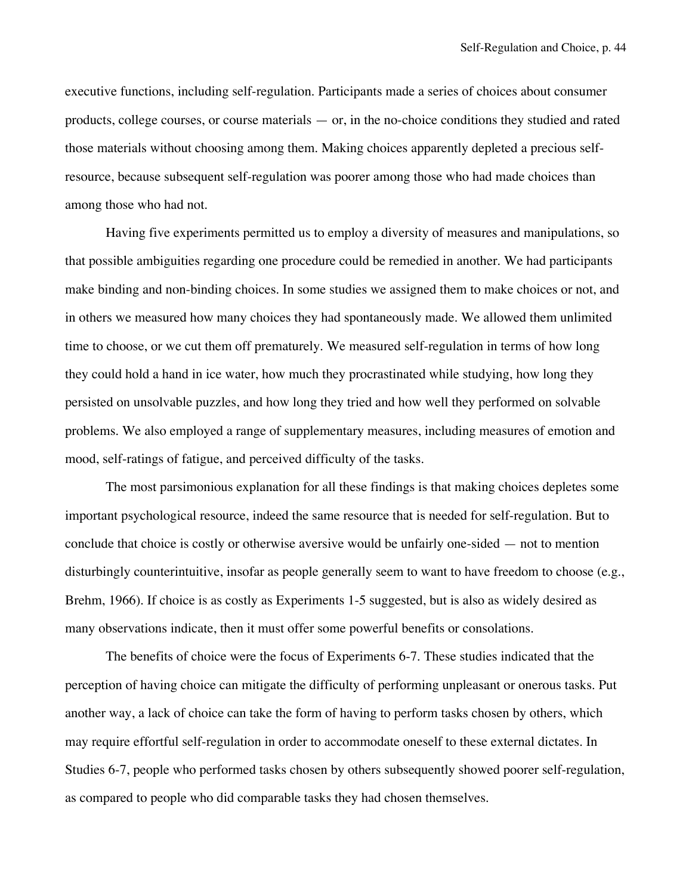executive functions, including self-regulation. Participants made a series of choices about consumer products, college courses, or course materials — or, in the no-choice conditions they studied and rated those materials without choosing among them. Making choices apparently depleted a precious self-resource, because subsequent self-regulation was poorer among those who had made choices than among those who had not.

Having five experiments permitted us to employ a diversity of measures and manipulations, so that possible ambiguities regarding one procedure could be remedied in another. We had participants make binding and non-binding choices. In some studies we assigned them to make choices or not, and in others we measured how many choices they had spontaneously made. We allowed them unlimited time to choose, or we cut them off prematurely. We measured self-regulation in terms of how long they could hold a hand in ice water, how much they procrastinated while studying, how long they persisted on unsolvable puzzles, and how long they tried and how well they performed on solvable problems. We also employed a range of supplementary measures, including measures of emotion and mood, self-ratings of fatigue, and perceived difficulty of the tasks.

The most parsimonious explanation for all these findings is that making choices depletes some important psychological resource, indeed the same resource that is needed for self-regulation. But to conclude that choice is costly or otherwise aversive would be unfairly one-sided — not to mention disturbingly counterintuitive, insofar as people generally seem to want to have freedom to choose (e.g., Brehm, 1966). If choice is as costly as Experiments 1-5 suggested, but is also as widely desired as many observations indicate, then it must offer some powerful benefits or consolations.

The benefits of choice were the focus of Experiments 6-7. These studies indicated that the perception of having choice can mitigate the difficulty of performing unpleasant or onerous tasks. Put another way, a lack of choice can take the form of having to perform tasks chosen by others, which may require effortful self-regulation in order to accommodate oneself to these external dictates. In Studies 6-7, people who performed tasks chosen by others subsequently showed poorer self-regulation, as compared to people who did comparable tasks they had chosen themselves.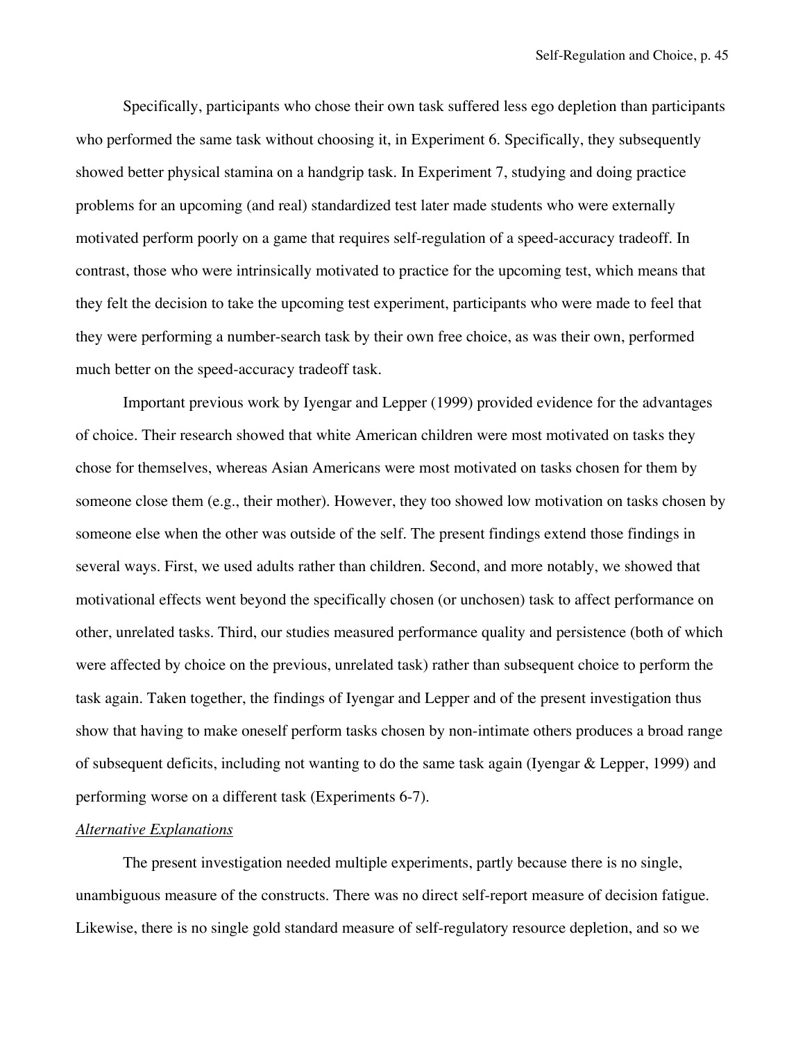Specifically, participants who chose their own task suffered less ego depletion than participants who performed the same task without choosing it, in Experiment 6. Specifically, they subsequently showed better physical stamina on a handgrip task. In Experiment 7, studying and doing practice problems for an upcoming (and real) standardized test later made students who were externally motivated perform poorly on a game that requires self-regulation of a speed-accuracy tradeoff. In contrast, those who were intrinsically motivated to practice for the upcoming test, which means that they felt the decision to take the upcoming test experiment, participants who were made to feel that they were performing a number-search task by their own free choice, as was their own, performed much better on the speed-accuracy tradeoff task.

Important previous work by Iyengar and Lepper (1999) provided evidence for the advantages of choice. Their research showed that white American children were most motivated on tasks they chose for themselves, whereas Asian Americans were most motivated on tasks chosen for them by someone close them (e.g., their mother). However, they too showed low motivation on tasks chosen by someone else when the other was outside of the self. The present findings extend those findings in several ways. First, we used adults rather than children. Second, and more notably, we showed that motivational effects went beyond the specifically chosen (or unchosen) task to affect performance on other, unrelated tasks. Third, our studies measured performance quality and persistence (both of which were affected by choice on the previous, unrelated task) rather than subsequent choice to perform the task again. Taken together, the findings of Iyengar and Lepper and of the present investigation thus show that having to make oneself perform tasks chosen by non-intimate others produces a broad range of subsequent deficits, including not wanting to do the same task again (Iyengar & Lepper, 1999) and performing worse on a different task (Experiments 6-7).

*Alternative Explanations*

The present investigation needed multiple experiments, partly because there is no single, unambiguous measure of the constructs. There was no direct self-report measure of decision fatigue. Likewise, there is no single gold standard measure of self-regulatory resource depletion, and so we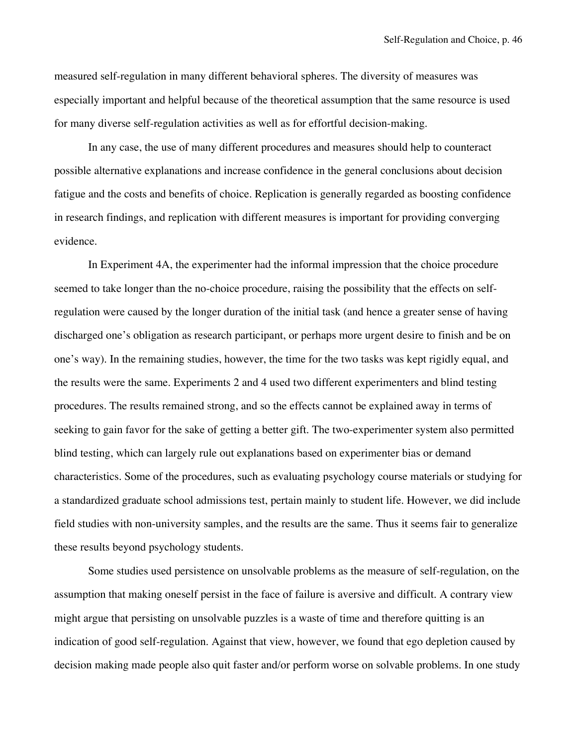measured self-regulation in many different behavioral spheres. The diversity of measures was especially important and helpful because of the theoretical assumption that the same resource is used for many diverse self-regulation activities as well as for effortful decision-making.

In any case, the use of many different procedures and measures should help to counteract possible alternative explanations and increase confidence in the general conclusions about decision fatigue and the costs and benefits of choice. Replication is generally regarded as boosting confidence in research findings, and replication with different measures is important for providing converging evidence.

In Experiment 4A, the experimenter had the informal impression that the choice procedure seemed to take longer than the no-choice procedure, raising the possibility that the effects on self-regulation were caused by the longer duration of the initial task (and hence a greater sense of having discharged one's obligation as research participant, or perhaps more urgent desire to finish and be on one's way). In the remaining studies, however, the time for the two tasks was kept rigidly equal, and the results were the same. Experiments 2 and 4 used two different experimenters and blind testing procedures. The results remained strong, and so the effects cannot be explained away in terms of seeking to gain favor for the sake of getting a better gift. The two-experimenter system also permitted blind testing, which can largely rule out explanations based on experimenter bias or demand characteristics. Some of the procedures, such as evaluating psychology course materials or studying for a standardized graduate school admissions test, pertain mainly to student life. However, we did include field studies with non-university samples, and the results are the same. Thus it seems fair to generalize these results beyond psychology students.

Some studies used persistence on unsolvable problems as the measure of self-regulation, on the assumption that making oneself persist in the face of failure is aversive and difficult. A contrary view might argue that persisting on unsolvable puzzles is a waste of time and therefore quitting is an indication of good self-regulation. Against that view, however, we found that ego depletion caused by decision making made people also quit faster and/or perform worse on solvable problems. In one study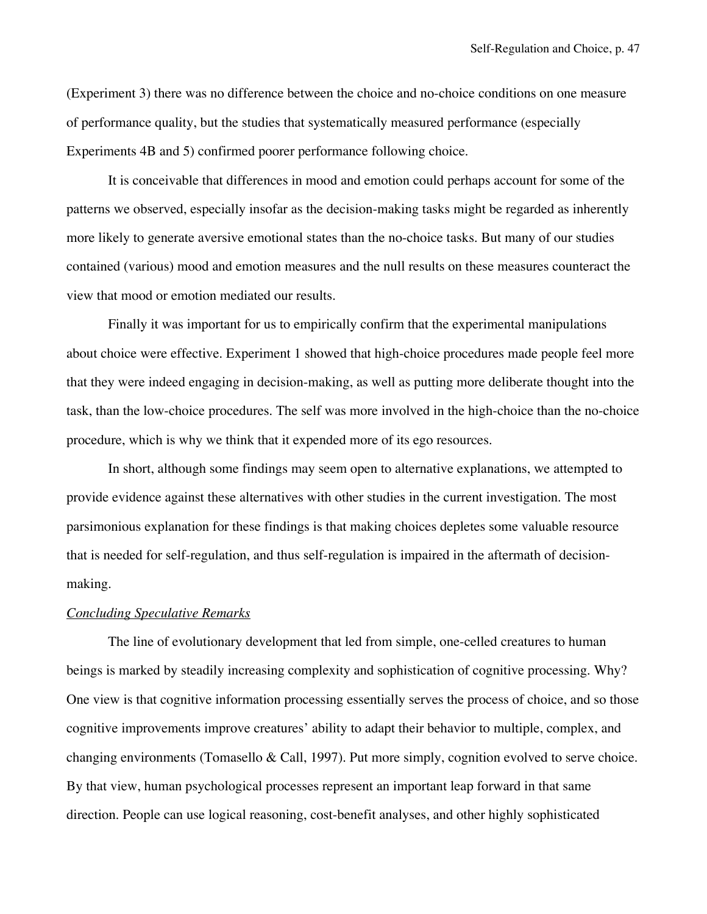(Experiment 3) there was no difference between the choice and no-choice conditions on one measure of performance quality, but the studies that systematically measured performance (especially Experiments 4B and 5) confirmed poorer performance following choice.

It is conceivable that differences in mood and emotion could perhaps account for some of the patterns we observed, especially insofar as the decision-making tasks might be regarded as inherently more likely to generate aversive emotional states than the no-choice tasks. But many of our studies contained (various) mood and emotion measures and the null results on these measures counteract the view that mood or emotion mediated our results.

Finally it was important for us to empirically confirm that the experimental manipulations about choice were effective. Experiment 1 showed that high-choice procedures made people feel more that they were indeed engaging in decision-making, as well as putting more deliberate thought into the task, than the low-choice procedures. The self was more involved in the high-choice than the no-choice procedure, which is why we think that it expended more of its ego resources.

In short, although some findings may seem open to alternative explanations, we attempted to provide evidence against these alternatives with other studies in the current investigation. The most parsimonious explanation for these findings is that making choices depletes some valuable resource that is needed for self-regulation, and thus self-regulation is impaired in the aftermath of decision-making.

*Concluding Speculative Remarks*

The line of evolutionary development that led from simple, one-celled creatures to human beings is marked by steadily increasing complexity and sophistication of cognitive processing. Why? One view is that cognitive information processing essentially serves the process of choice, and so those cognitive improvements improve creatures' ability to adapt their behavior to multiple, complex, and changing environments (Tomasello & Call, 1997). Put more simply, cognition evolved to serve choice. By that view, human psychological processes represent an important leap forward in that same direction. People can use logical reasoning, cost-benefit analyses, and other highly sophisticated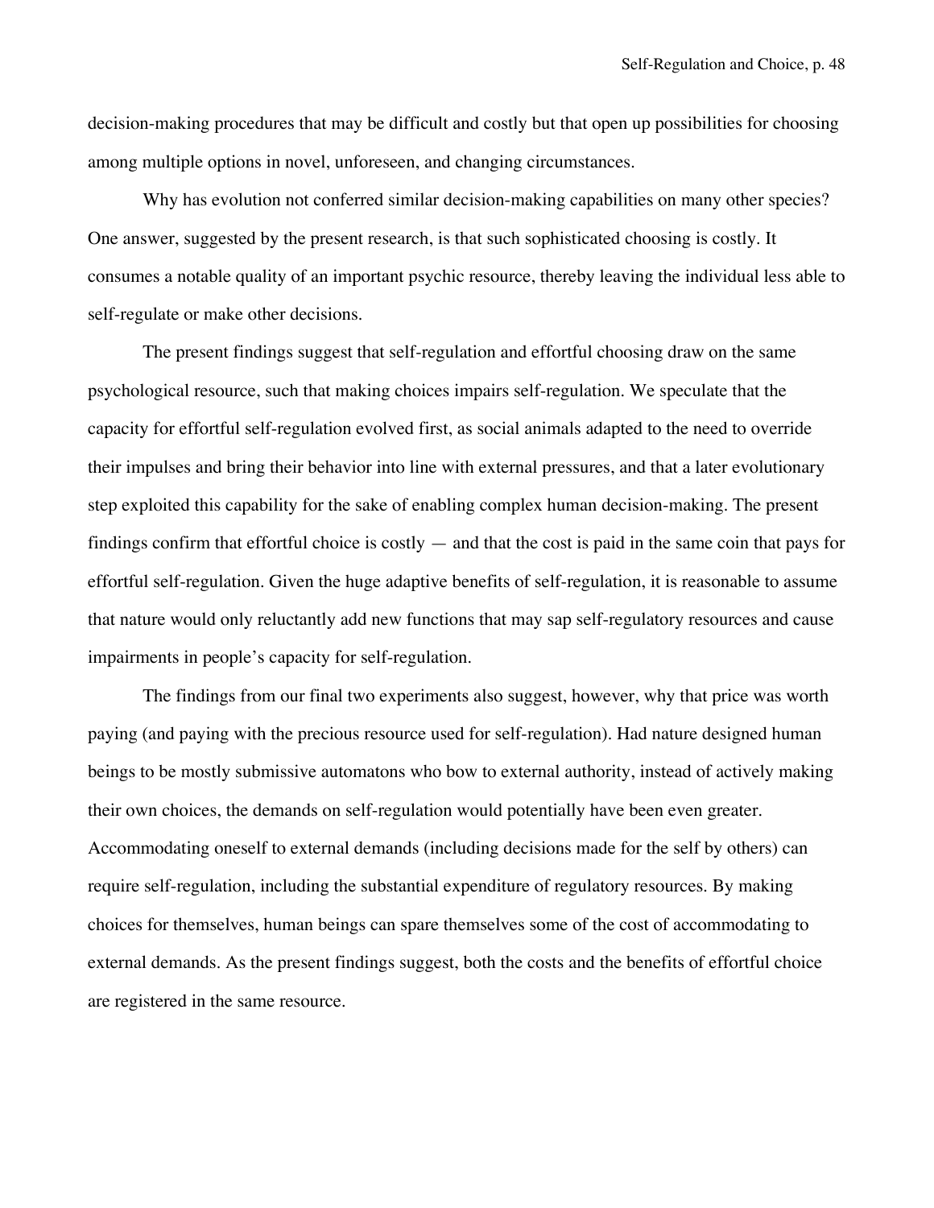decision-making procedures that may be difficult and costly but that open up possibilities for choosing among multiple options in novel, unforeseen, and changing circumstances.

Why has evolution not conferred similar decision-making capabilities on many other species? One answer, suggested by the present research, is that such sophisticated choosing is costly. It consumes a notable quality of an important psychic resource, thereby leaving the individual less able to self-regulate or make other decisions.

The present findings suggest that self-regulation and effortful choosing draw on the same psychological resource, such that making choices impairs self-regulation. We speculate that the capacity for effortful self-regulation evolved first, as social animals adapted to the need to override their impulses and bring their behavior into line with external pressures, and that a later evolutionary step exploited this capability for the sake of enabling complex human decision-making. The present findings confirm that effortful choice is costly — and that the cost is paid in the same coin that pays for effortful self-regulation. Given the huge adaptive benefits of self-regulation, it is reasonable to assume that nature would only reluctantly add new functions that may sap self-regulatory resources and cause impairments in people's capacity for self-regulation.

The findings from our final two experiments also suggest, however, why that price was worth paying (and paying with the precious resource used for self-regulation). Had nature designed human beings to be mostly submissive automatons who bow to external authority, instead of actively making their own choices, the demands on self-regulation would potentially have been even greater. Accommodating oneself to external demands (including decisions made for the self by others) can require self-regulation, including the substantial expenditure of regulatory resources. By making choices for themselves, human beings can spare themselves some of the cost of accommodating to external demands. As the present findings suggest, both the costs and the benefits of effortful choice are registered in the same resource.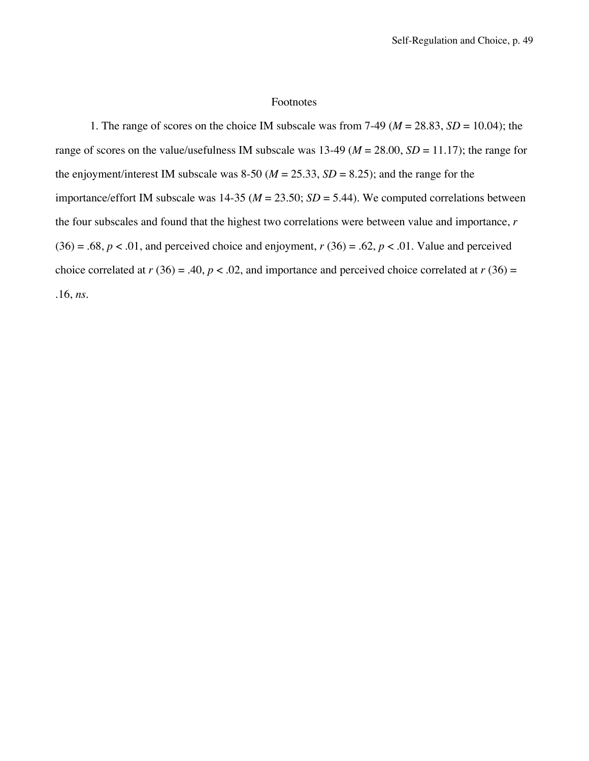# Footnotes

1. The range of scores on the choice IM subscale was from 7-49 (*M* = 28.83, *SD* = 10.04); the range of scores on the value/usefulness IM subscale was 13-49 (*M* = 28.00, *SD* = 11.17); the range for the enjoyment/interest IM subscale was 8-50 (*M* = 25.33, *SD* = 8.25); and the range for the importance/effort IM subscale was 14-35 (*M* = 23.50; *SD* = 5.44). We computed correlations between the four subscales and found that the highest two correlations were between value and importance, $r(36) = .68$, $p < .01$, and perceived choice and enjoyment, $r(36) = .62$, $p < .01$. Value and perceived choice correlated at $r(36) = .40$, $p < .02$, and importance and perceived choice correlated at $r(36) = .16$, *ns*.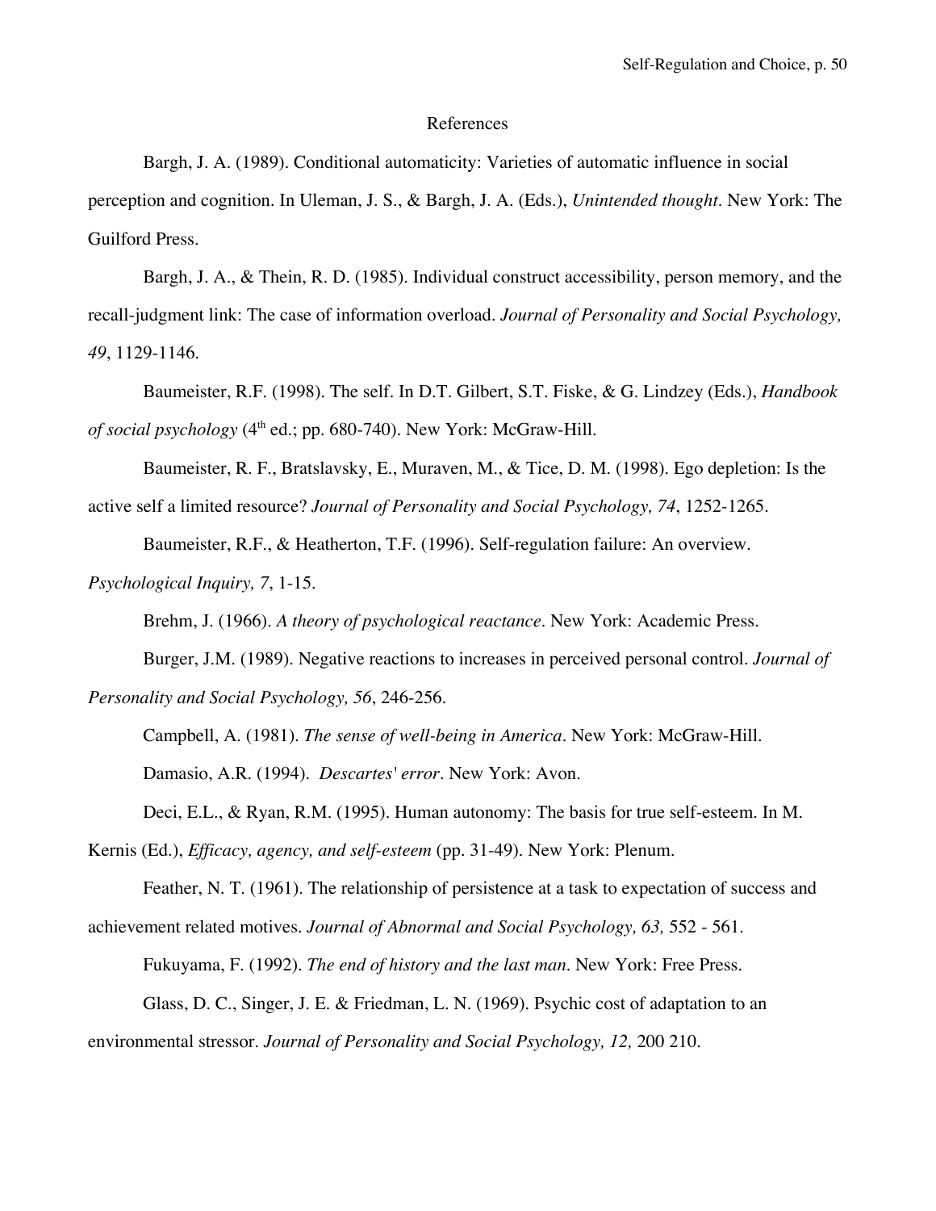# References

Bargh, J. A. (1989). Conditional automaticity: Varieties of automatic influence in social perception and cognition. In Uleman, J. S., & Bargh, J. A. (Eds.), *Unintended thought*. New York: The Guilford Press.

Bargh, J. A., & Thein, R. D. (1985). Individual construct accessibility, person memory, and the recall-judgment link: The case of information overload. *Journal of Personality and Social Psychology, 49*, 1129-1146.

Baumeister, R.F. (1998). The self. In D.T. Gilbert, S.T. Fiske, & G. Lindzey (Eds.), *Handbook of social psychology* (4th ed.; pp. 680-740). New York: McGraw-Hill.

Baumeister, R. F., Bratslavsky, E., Muraven, M., & Tice, D. M. (1998). Ego depletion: Is the active self a limited resource? *Journal of Personality and Social Psychology, 74*, 1252-1265.

Baumeister, R.F., & Heatherton, T.F. (1996). Self-regulation failure: An overview. *Psychological Inquiry, 7*, 1-15.

Brehm, J. (1966). *A theory of psychological reactance*. New York: Academic Press.

Burger, J.M. (1989). Negative reactions to increases in perceived personal control. *Journal of Personality and Social Psychology, 56*, 246-256.

Campbell, A. (1981). *The sense of well-being in America*. New York: McGraw-Hill.

Damasio, A.R. (1994). *Descartes' error*. New York: Avon.

Deci, E.L., & Ryan, R.M. (1995). Human autonomy: The basis for true self-esteem. In M. Kernis (Ed.), *Efficacy, agency, and self-esteem* (pp. 31-49). New York: Plenum.

Feather, N. T. (1961). The relationship of persistence at a task to expectation of success and achievement related motives. *Journal of Abnormal and Social Psychology, 63,* 552 - 561.

Fukuyama, F. (1992). *The end of history and the last man*. New York: Free Press.

Glass, D. C., Singer, J. E. & Friedman, L. N. (1969). Psychic cost of adaptation to an environmental stressor. *Journal of Personality and Social Psychology, 12,* 200 210.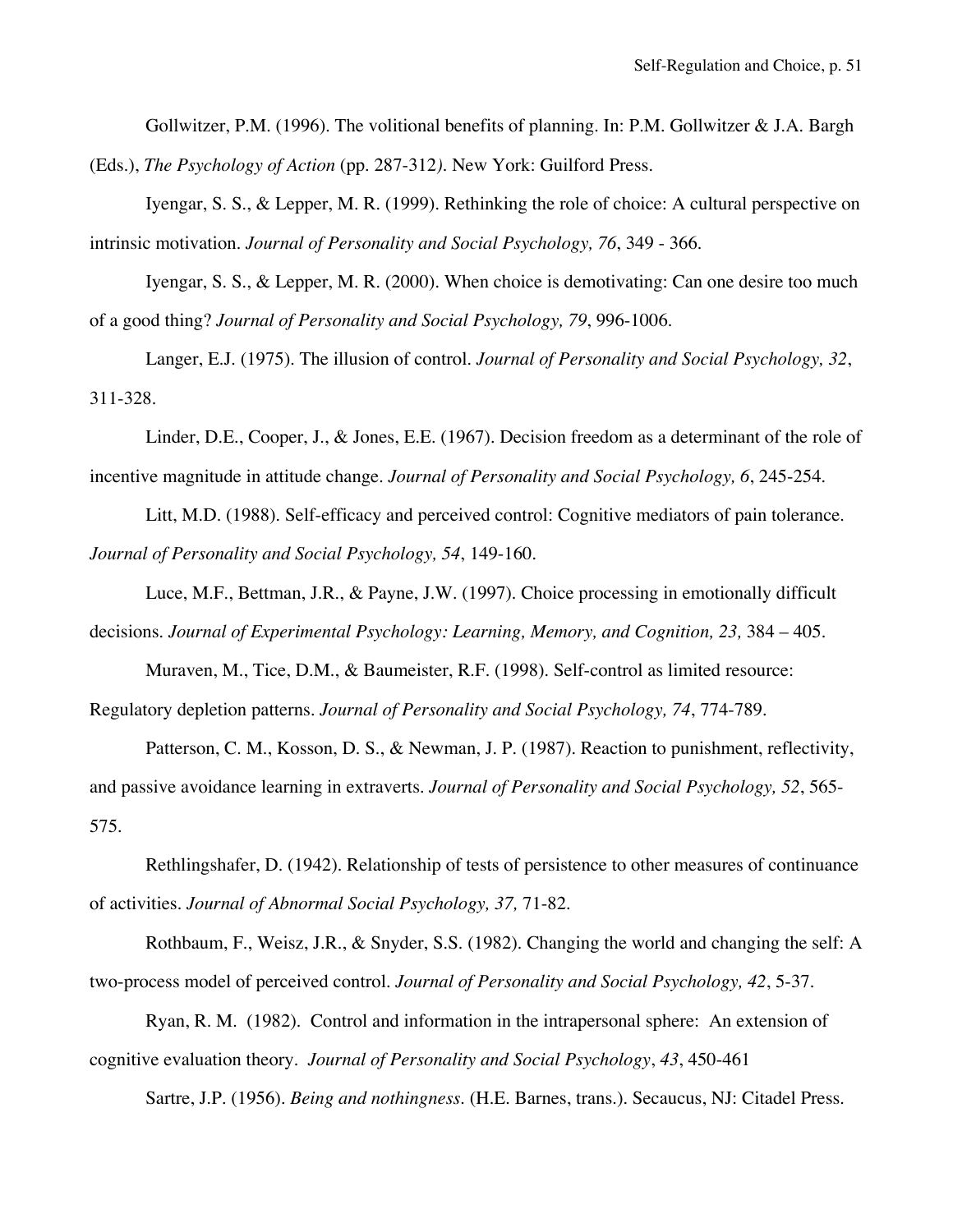Gollwitzer, P.M. (1996). The volitional benefits of planning. In: P.M. Gollwitzer & J.A. Bargh (Eds.), *The Psychology of Action* (pp. 287-312*)*. New York: Guilford Press.

Iyengar, S. S., & Lepper, M. R. (1999). Rethinking the role of choice: A cultural perspective on intrinsic motivation. *Journal of Personality and Social Psychology, 76*, 349 - 366.

Iyengar, S. S., & Lepper, M. R. (2000). When choice is demotivating: Can one desire too much of a good thing? *Journal of Personality and Social Psychology, 79*, 996-1006.

Langer, E.J. (1975). The illusion of control. *Journal of Personality and Social Psychology, 32*, 311-328.

Linder, D.E., Cooper, J., & Jones, E.E. (1967). Decision freedom as a determinant of the role of incentive magnitude in attitude change. *Journal of Personality and Social Psychology, 6*, 245-254.

Litt, M.D. (1988). Self-efficacy and perceived control: Cognitive mediators of pain tolerance. *Journal of Personality and Social Psychology, 54*, 149-160.

Luce, M.F., Bettman, J.R., & Payne, J.W. (1997). Choice processing in emotionally difficult decisions. *Journal of Experimental Psychology: Learning, Memory, and Cognition, 23,* 384 – 405.

Muraven, M., Tice, D.M., & Baumeister, R.F. (1998). Self-control as limited resource: Regulatory depletion patterns. *Journal of Personality and Social Psychology, 74*, 774-789.

Patterson, C. M., Kosson, D. S., & Newman, J. P. (1987). Reaction to punishment, reflectivity, and passive avoidance learning in extraverts. *Journal of Personality and Social Psychology, 52*, 565-575.

Rethlingshafer, D. (1942). Relationship of tests of persistence to other measures of continuance of activities. *Journal of Abnormal Social Psychology, 37,* 71-82.

Rothbaum, F., Weisz, J.R., & Snyder, S.S. (1982). Changing the world and changing the self: A two-process model of perceived control. *Journal of Personality and Social Psychology, 42*, 5-37.

Ryan, R. M. (1982). Control and information in the intrapersonal sphere: An extension of cognitive evaluation theory. *Journal of Personality and Social Psychology*, *43*, 450-461

Sartre, J.P. (1956). *Being and nothingness.* (H.E. Barnes, trans.). Secaucus, NJ: Citadel Press.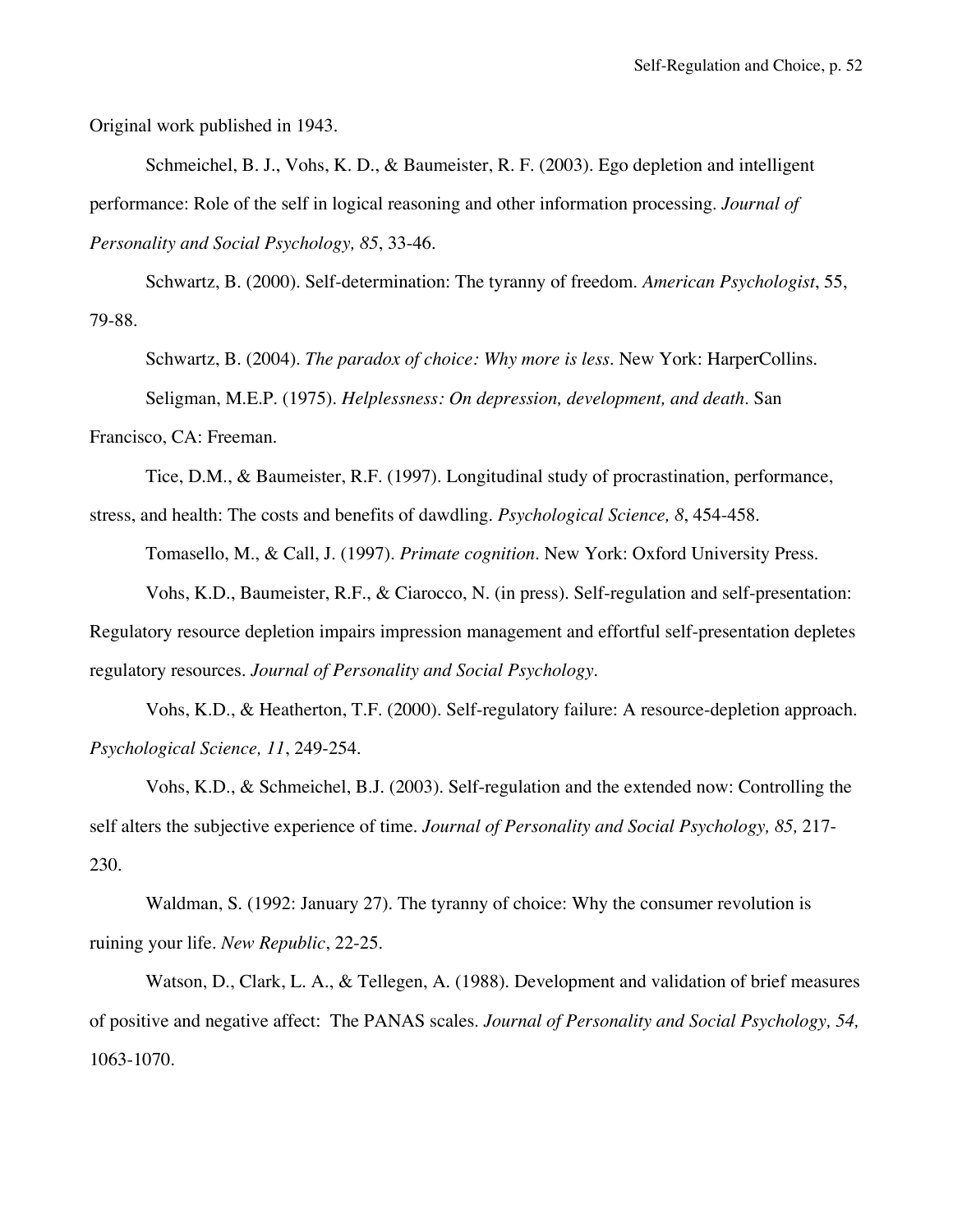Original work published in 1943.

Schmeichel, B. J., Vohs, K. D., & Baumeister, R. F. (2003). Ego depletion and intelligent performance: Role of the self in logical reasoning and other information processing. *Journal of Personality and Social Psychology, 85*, 33-46.

Schwartz, B. (2000). Self-determination: The tyranny of freedom. *American Psychologist*, 55, 79-88.

Schwartz, B. (2004). *The paradox of choice: Why more is less*. New York: HarperCollins.

Seligman, M.E.P. (1975). *Helplessness: On depression, development, and death*. San Francisco, CA: Freeman.

Tice, D.M., & Baumeister, R.F. (1997). Longitudinal study of procrastination, performance, stress, and health: The costs and benefits of dawdling. *Psychological Science, 8*, 454-458.

Tomasello, M., & Call, J. (1997). *Primate cognition*. New York: Oxford University Press.

Vohs, K.D., Baumeister, R.F., & Ciarocco, N. (in press). Self-regulation and self-presentation: Regulatory resource depletion impairs impression management and effortful self-presentation depletes regulatory resources. *Journal of Personality and Social Psychology*.

Vohs, K.D., & Heatherton, T.F. (2000). Self-regulatory failure: A resource-depletion approach. *Psychological Science, 11*, 249-254.

Vohs, K.D., & Schmeichel, B.J. (2003). Self-regulation and the extended now: Controlling the self alters the subjective experience of time. *Journal of Personality and Social Psychology, 85,* 217-230.

Waldman, S. (1992: January 27). The tyranny of choice: Why the consumer revolution is ruining your life. *New Republic*, 22-25.

Watson, D., Clark, L. A., & Tellegen, A. (1988). Development and validation of brief measures of positive and negative affect: The PANAS scales. *Journal of Personality and Social Psychology, 54,* 1063-1070.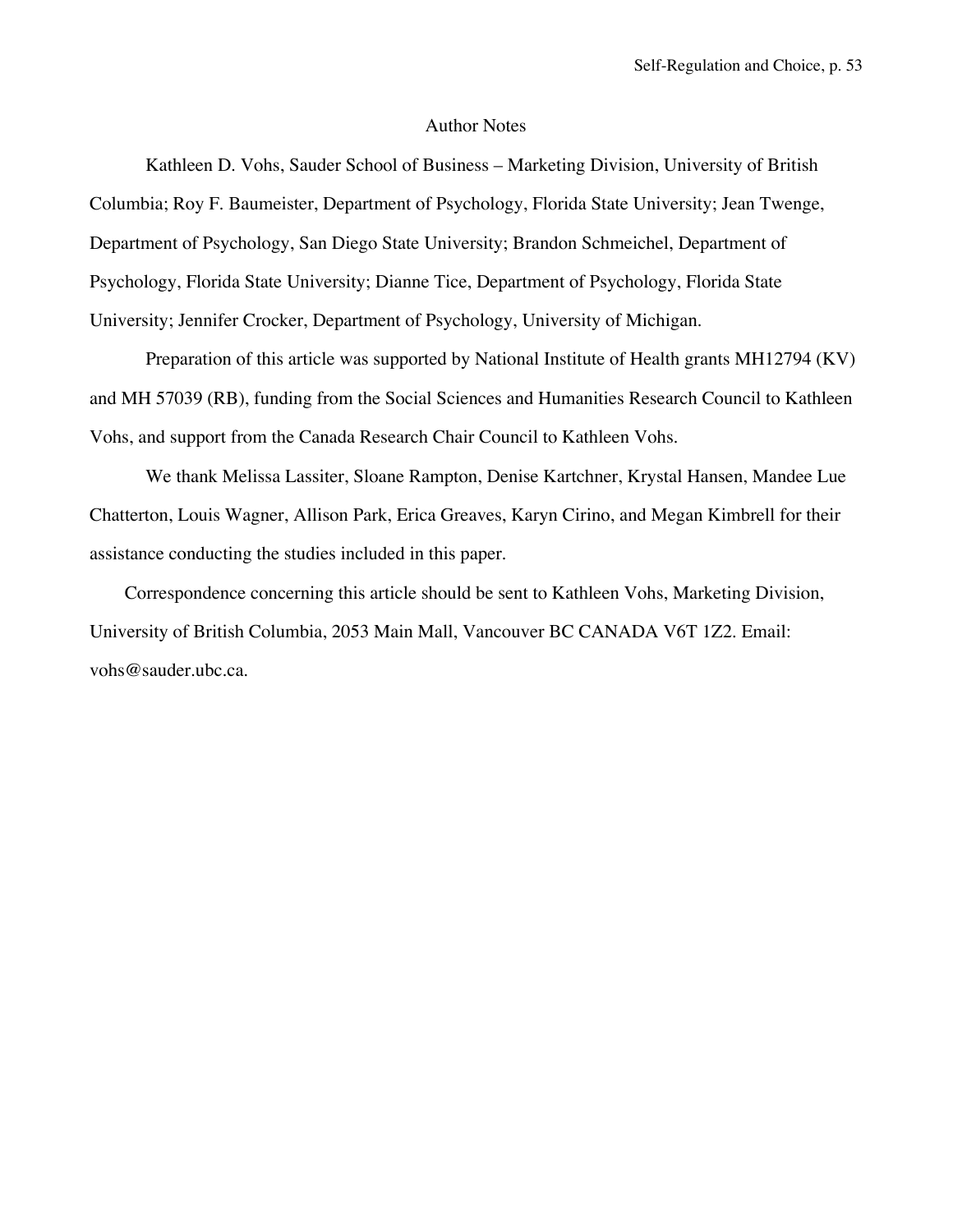## Author Notes

Kathleen D. Vohs, Sauder School of Business – Marketing Division, University of British Columbia; Roy F. Baumeister, Department of Psychology, Florida State University; Jean Twenge, Department of Psychology, San Diego State University; Brandon Schmeichel, Department of Psychology, Florida State University; Dianne Tice, Department of Psychology, Florida State University; Jennifer Crocker, Department of Psychology, University of Michigan.

Preparation of this article was supported by National Institute of Health grants MH12794 (KV) and MH 57039 (RB), funding from the Social Sciences and Humanities Research Council to Kathleen Vohs, and support from the Canada Research Chair Council to Kathleen Vohs.

We thank Melissa Lassiter, Sloane Rampton, Denise Kartchner, Krystal Hansen, Mandee Lue Chatterton, Louis Wagner, Allison Park, Erica Greaves, Karyn Cirino, and Megan Kimbrell for their assistance conducting the studies included in this paper.

Correspondence concerning this article should be sent to Kathleen Vohs, Marketing Division, University of British Columbia, 2053 Main Mall, Vancouver BC CANADA V6T 1Z2. Email: vohs@sauder.ubc.ca.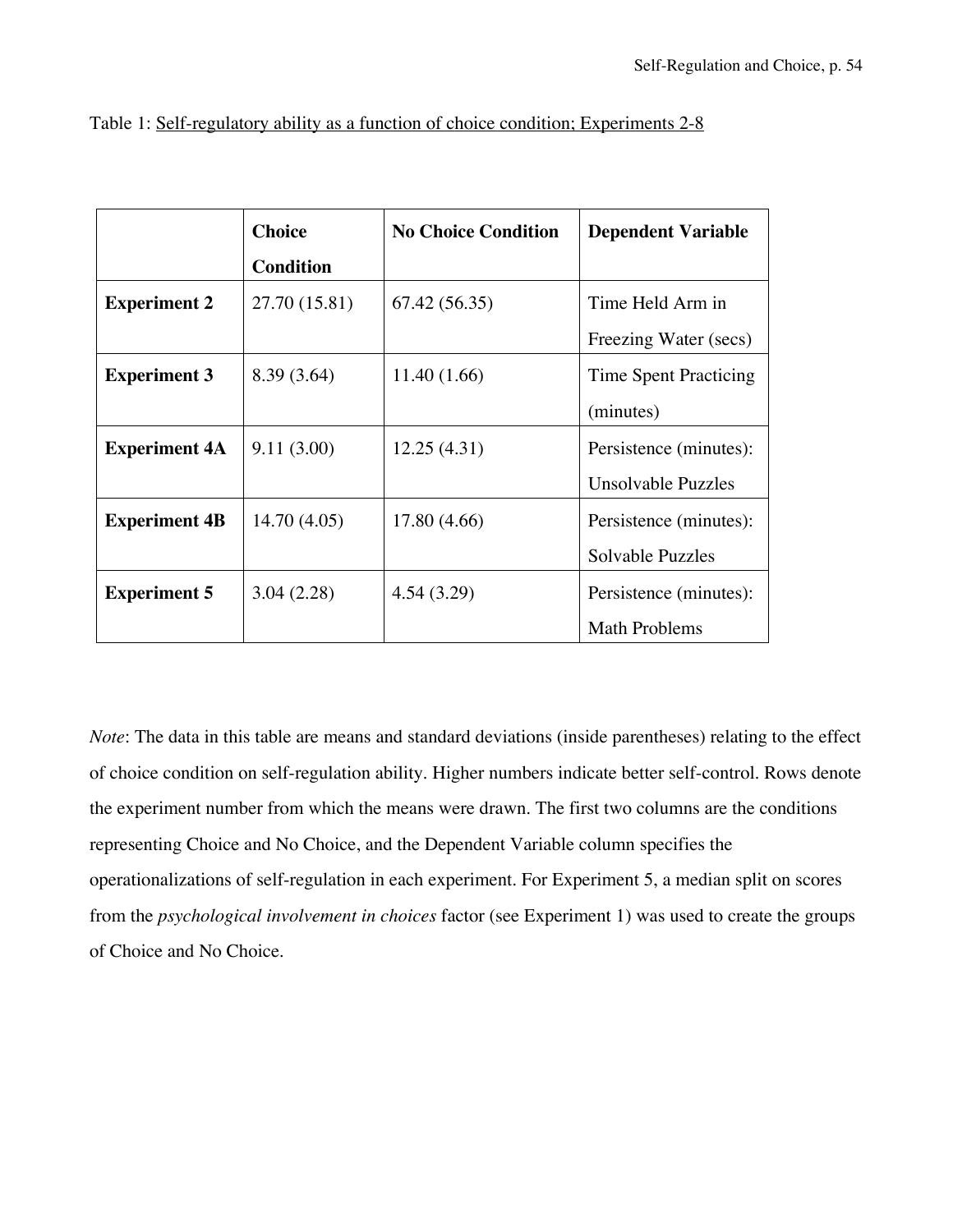Table 1: Self-regulatory ability as a function of choice condition; Experiments 2-8

| | **Choice Condition** | **No Choice Condition** | **Dependent Variable** |
|---|---|---|---|
| **Experiment 2** | 27.70 (15.81) | 67.42 (56.35) | Time Held Arm in Freezing Water (secs) |
| **Experiment 3** | 8.39 (3.64) | 11.40 (1.66) | Time Spent Practicing (minutes) |
| **Experiment 4A** | 9.11 (3.00) | 12.25 (4.31) | Persistence (minutes): Unsolvable Puzzles |
| **Experiment 4B** | 14.70 (4.05) | 17.80 (4.66) | Persistence (minutes): Solvable Puzzles |
| **Experiment 5** | 3.04 (2.28) | 4.54 (3.29) | Persistence (minutes): Math Problems |

*Note*: The data in this table are means and standard deviations (inside parentheses) relating to the effect of choice condition on self-regulation ability. Higher numbers indicate better self-control. Rows denote the experiment number from which the means were drawn. The first two columns are the conditions representing Choice and No Choice, and the Dependent Variable column specifies the operationalizations of self-regulation in each experiment. For Experiment 5, a median split on scores from the *psychological involvement in choices* factor (see Experiment 1) was used to create the groups of Choice and No Choice.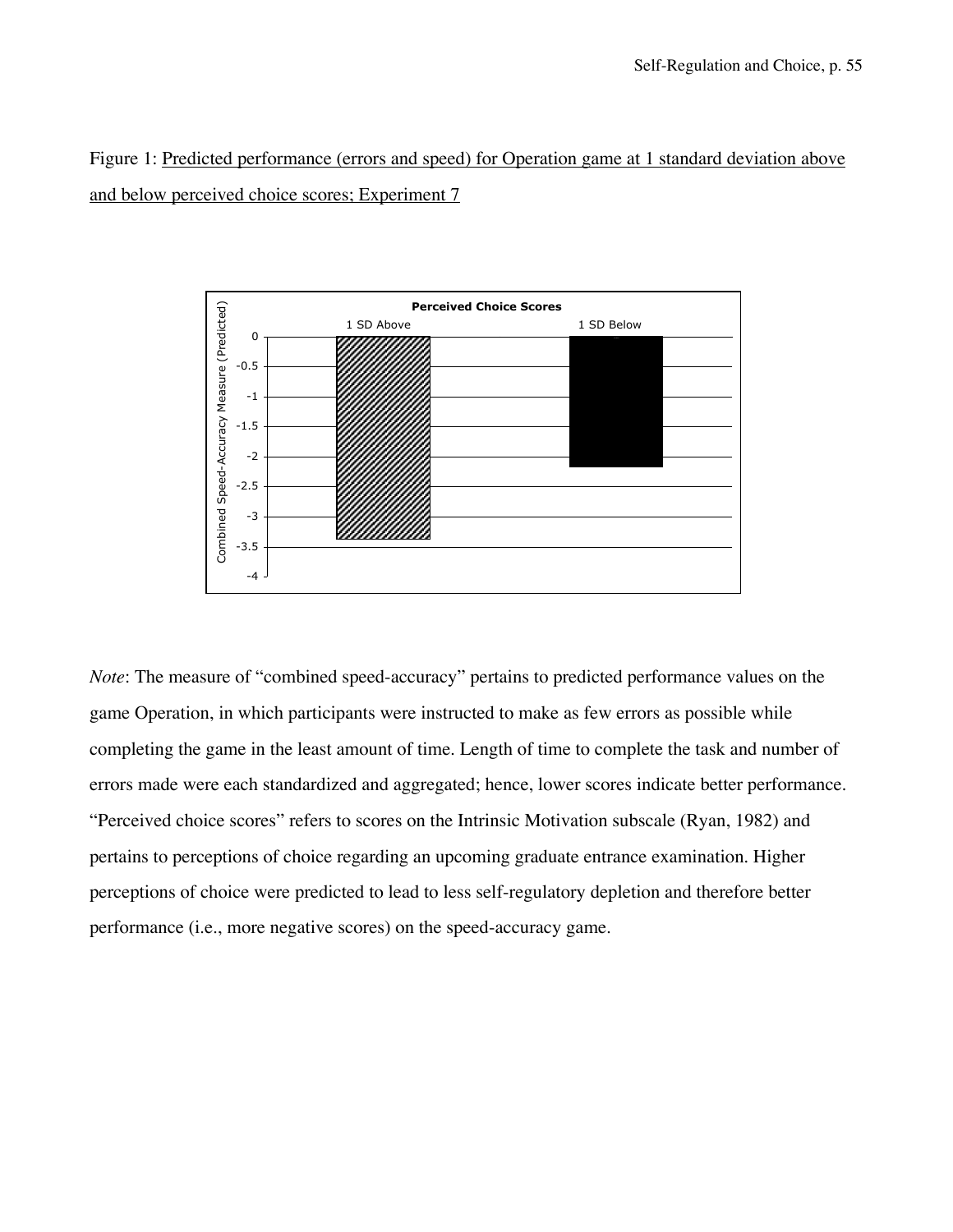Figure 1: Predicted performance (errors and speed) for Operation game at 1 standard deviation above and below perceived choice scores; Experiment 7

Perceived Choice Scores

1 SD Above

1 SD Below

Combined Speed-Accuracy Measure (Predicted)

0

-0.5

-1

-1.5

-2

-2.5

-3

-3.5

-4

*Note*: The measure of "combined speed-accuracy" pertains to predicted performance values on the game Operation, in which participants were instructed to make as few errors as possible while completing the game in the least amount of time. Length of time to complete the task and number of errors made were each standardized and aggregated; hence, lower scores indicate better performance. "Perceived choice scores" refers to scores on the Intrinsic Motivation subscale (Ryan, 1982) and pertains to perceptions of choice regarding an upcoming graduate entrance examination. Higher perceptions of choice were predicted to lead to less self-regulatory depletion and therefore better performance (i.e., more negative scores) on the speed-accuracy game.